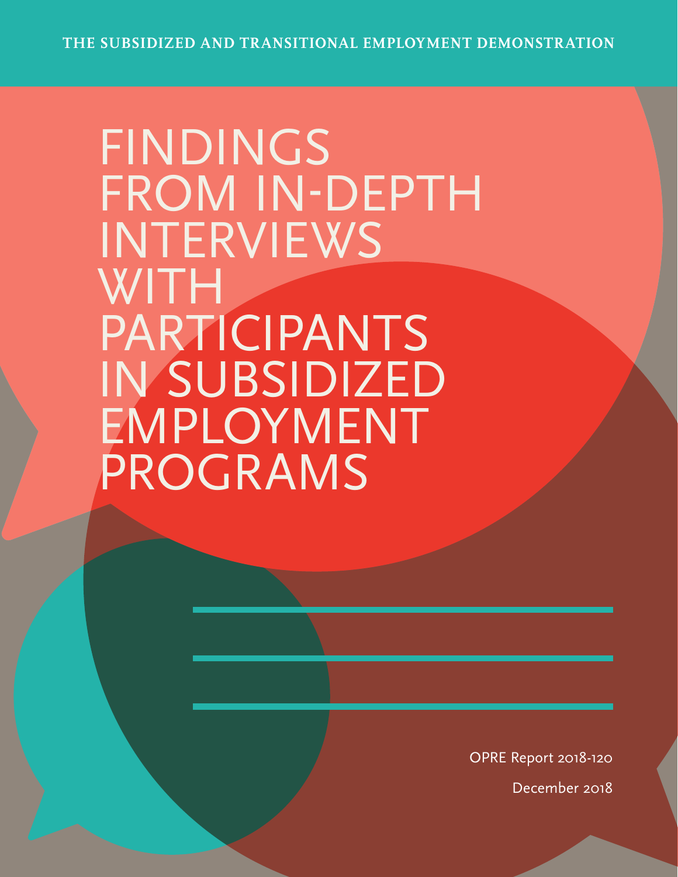THE SUBSIDIZED AND TRANSITIONAL EMPLOYMENT DEMONSTRATION

# FINDINGS FROM IN-DEPTH INTERVIEWS WITH PARTICIPANTS IN SUBSIDIZED EMPLOYMENT PROGRAMS

OPRE Report 2018-120

December 2018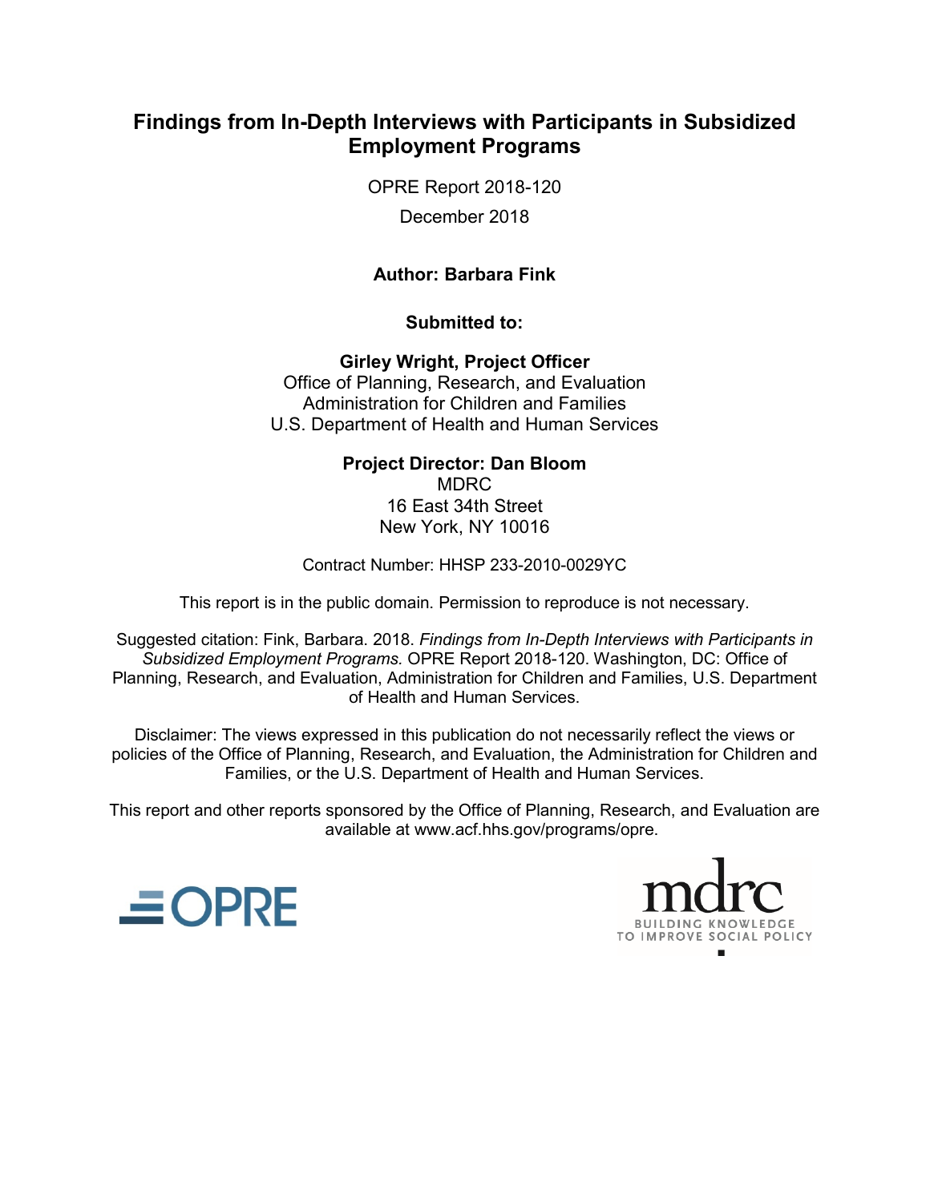# Findings from In-Depth Interviews with Participants in Subsidized Employment Programs

OPRE Report 2018-120

December 2018

**Author: Barbara Fink**

**Submitted to:**

**Girley Wright, Project Officer**
Office of Planning, Research, and Evaluation
Administration for Children and Families
U.S. Department of Health and Human Services

**Project Director: Dan Bloom**
MDRC
16 East 34th Street
New York, NY 10016

Contract Number: HHSP 233-2010-0029YC

This report is in the public domain. Permission to reproduce is not necessary.

Suggested citation: Fink, Barbara. 2018. *Findings from In-Depth Interviews with Participants in Subsidized Employment Programs.* OPRE Report 2018-120. Washington, DC: Office of Planning, Research, and Evaluation, Administration for Children and Families, U.S. Department of Health and Human Services.

Disclaimer: The views expressed in this publication do not necessarily reflect the views or policies of the Office of Planning, Research, and Evaluation, the Administration for Children and Families, or the U.S. Department of Health and Human Services.

This report and other reports sponsored by the Office of Planning, Research, and Evaluation are available at www.acf.hhs.gov/programs/opre.

OPRE

mdrc
BUILDING KNOWLEDGE
TO IMPROVE SOCIAL POLICY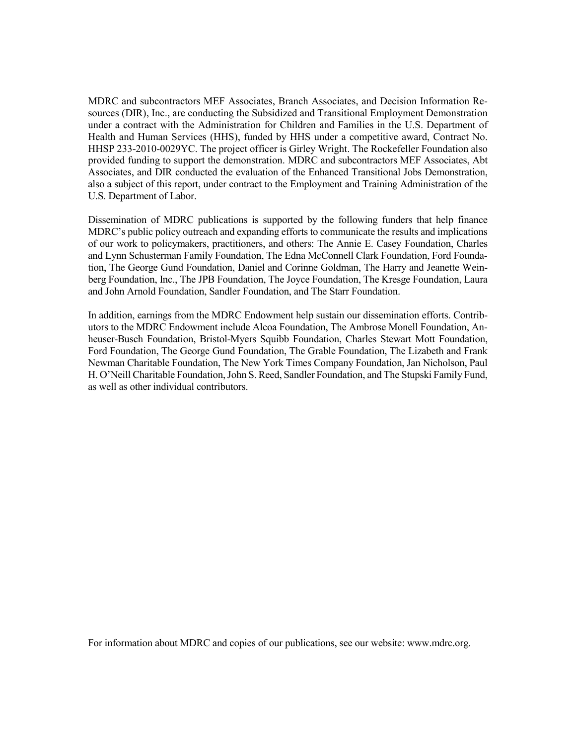MDRC and subcontractors MEF Associates, Branch Associates, and Decision Information Resources (DIR), Inc., are conducting the Subsidized and Transitional Employment Demonstration under a contract with the Administration for Children and Families in the U.S. Department of Health and Human Services (HHS), funded by HHS under a competitive award, Contract No. HHSP 233-2010-0029YC. The project officer is Girley Wright. The Rockefeller Foundation also provided funding to support the demonstration. MDRC and subcontractors MEF Associates, Abt Associates, and DIR conducted the evaluation of the Enhanced Transitional Jobs Demonstration, also a subject of this report, under contract to the Employment and Training Administration of the U.S. Department of Labor.

Dissemination of MDRC publications is supported by the following funders that help finance MDRC's public policy outreach and expanding efforts to communicate the results and implications of our work to policymakers, practitioners, and others: The Annie E. Casey Foundation, Charles and Lynn Schusterman Family Foundation, The Edna McConnell Clark Foundation, Ford Foundation, The George Gund Foundation, Daniel and Corinne Goldman, The Harry and Jeanette Weinberg Foundation, Inc., The JPB Foundation, The Joyce Foundation, The Kresge Foundation, Laura and John Arnold Foundation, Sandler Foundation, and The Starr Foundation.

In addition, earnings from the MDRC Endowment help sustain our dissemination efforts. Contributors to the MDRC Endowment include Alcoa Foundation, The Ambrose Monell Foundation, Anheuser-Busch Foundation, Bristol-Myers Squibb Foundation, Charles Stewart Mott Foundation, Ford Foundation, The George Gund Foundation, The Grable Foundation, The Lizabeth and Frank Newman Charitable Foundation, The New York Times Company Foundation, Jan Nicholson, Paul H. O'Neill Charitable Foundation, John S. Reed, Sandler Foundation, and The Stupski Family Fund, as well as other individual contributors.

For information about MDRC and copies of our publications, see our website: www.mdrc.org.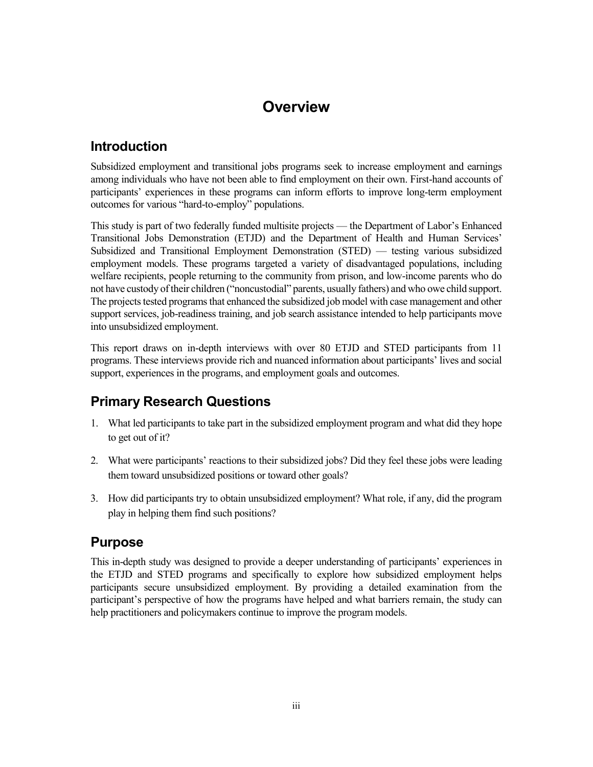# Overview

## Introduction

Subsidized employment and transitional jobs programs seek to increase employment and earnings among individuals who have not been able to find employment on their own. First-hand accounts of participants' experiences in these programs can inform efforts to improve long-term employment outcomes for various "hard-to-employ" populations.

This study is part of two federally funded multisite projects — the Department of Labor's Enhanced Transitional Jobs Demonstration (ETJD) and the Department of Health and Human Services' Subsidized and Transitional Employment Demonstration (STED) — testing various subsidized employment models. These programs targeted a variety of disadvantaged populations, including welfare recipients, people returning to the community from prison, and low-income parents who do not have custody of their children ("noncustodial" parents, usually fathers) and who owe child support. The projects tested programs that enhanced the subsidized job model with case management and other support services, job-readiness training, and job search assistance intended to help participants move into unsubsidized employment.

This report draws on in-depth interviews with over 80 ETJD and STED participants from 11 programs. These interviews provide rich and nuanced information about participants' lives and social support, experiences in the programs, and employment goals and outcomes.

## Primary Research Questions

1. What led participants to take part in the subsidized employment program and what did they hope to get out of it?
2. What were participants' reactions to their subsidized jobs? Did they feel these jobs were leading them toward unsubsidized positions or toward other goals?
3. How did participants try to obtain unsubsidized employment? What role, if any, did the program play in helping them find such positions?

## Purpose

This in-depth study was designed to provide a deeper understanding of participants' experiences in the ETJD and STED programs and specifically to explore how subsidized employment helps participants secure unsubsidized employment. By providing a detailed examination from the participant's perspective of how the programs have helped and what barriers remain, the study can help practitioners and policymakers continue to improve the program models.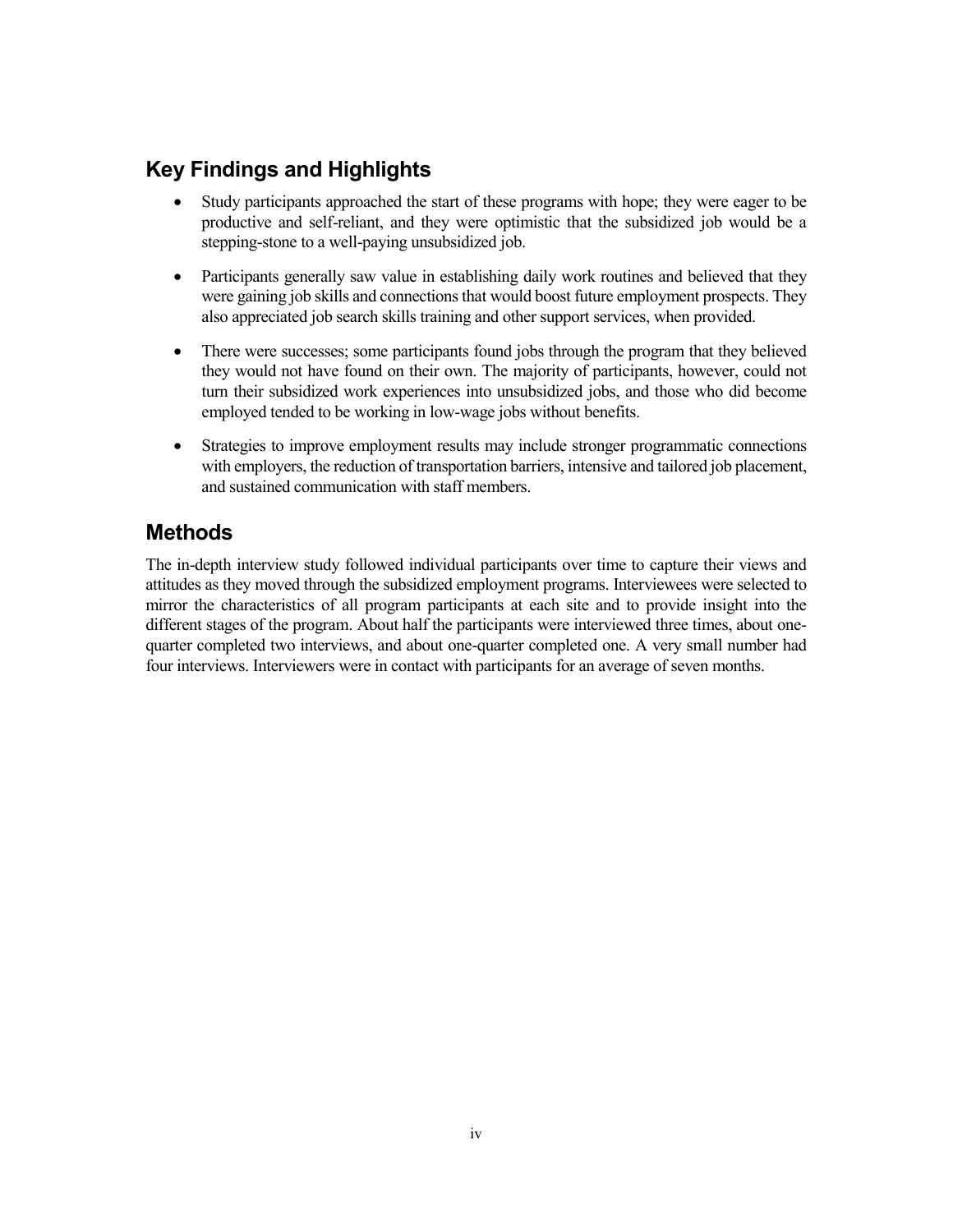## Key Findings and Highlights

- Study participants approached the start of these programs with hope; they were eager to be productive and self-reliant, and they were optimistic that the subsidized job would be a stepping-stone to a well-paying unsubsidized job.
- Participants generally saw value in establishing daily work routines and believed that they were gaining job skills and connections that would boost future employment prospects. They also appreciated job search skills training and other support services, when provided.
- There were successes; some participants found jobs through the program that they believed they would not have found on their own. The majority of participants, however, could not turn their subsidized work experiences into unsubsidized jobs, and those who did become employed tended to be working in low-wage jobs without benefits.
- Strategies to improve employment results may include stronger programmatic connections with employers, the reduction of transportation barriers, intensive and tailored job placement, and sustained communication with staff members.

## Methods

The in-depth interview study followed individual participants over time to capture their views and attitudes as they moved through the subsidized employment programs. Interviewees were selected to mirror the characteristics of all program participants at each site and to provide insight into the different stages of the program. About half the participants were interviewed three times, about one-quarter completed two interviews, and about one-quarter completed one. A very small number had four interviews. Interviewers were in contact with participants for an average of seven months.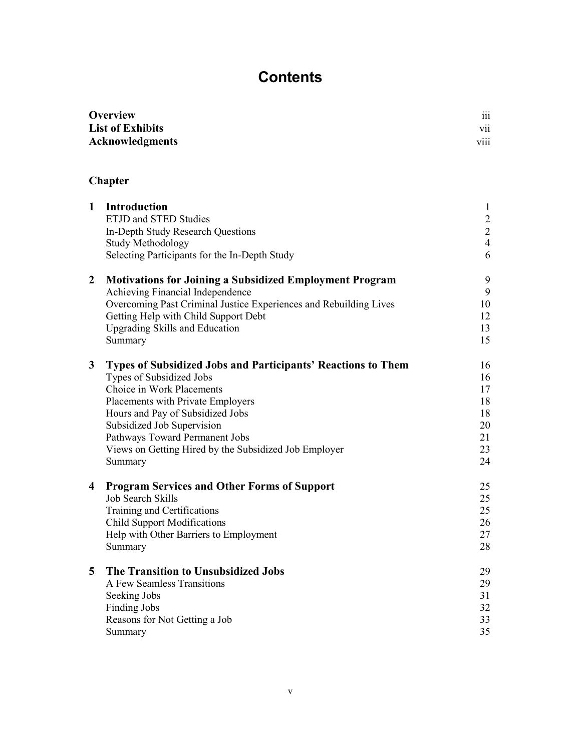# Contents

| | |
|---|---|
| **Overview** | iii |
| **List of Exhibits** | vii |
| **Acknowledgments** | viii |

**Chapter**

| | | |
|---|---|---|
| **1** | **Introduction** | 1 |
| | ETJD and STED Studies | 2 |
| | In-Depth Study Research Questions | 2 |
| | Study Methodology | 4 |
| | Selecting Participants for the In-Depth Study | 6 |
| **2** | **Motivations for Joining a Subsidized Employment Program** | 9 |
| | Achieving Financial Independence | 9 |
| | Overcoming Past Criminal Justice Experiences and Rebuilding Lives | 10 |
| | Getting Help with Child Support Debt | 12 |
| | Upgrading Skills and Education | 13 |
| | Summary | 15 |
| **3** | **Types of Subsidized Jobs and Participants' Reactions to Them** | 16 |
| | Types of Subsidized Jobs | 16 |
| | Choice in Work Placements | 17 |
| | Placements with Private Employers | 18 |
| | Hours and Pay of Subsidized Jobs | 18 |
| | Subsidized Job Supervision | 20 |
| | Pathways Toward Permanent Jobs | 21 |
| | Views on Getting Hired by the Subsidized Job Employer | 23 |
| | Summary | 24 |
| **4** | **Program Services and Other Forms of Support** | 25 |
| | Job Search Skills | 25 |
| | Training and Certifications | 25 |
| | Child Support Modifications | 26 |
| | Help with Other Barriers to Employment | 27 |
| | Summary | 28 |
| **5** | **The Transition to Unsubsidized Jobs** | 29 |
| | A Few Seamless Transitions | 29 |
| | Seeking Jobs | 31 |
| | Finding Jobs | 32 |
| | Reasons for Not Getting a Job | 33 |
| | Summary | 35 |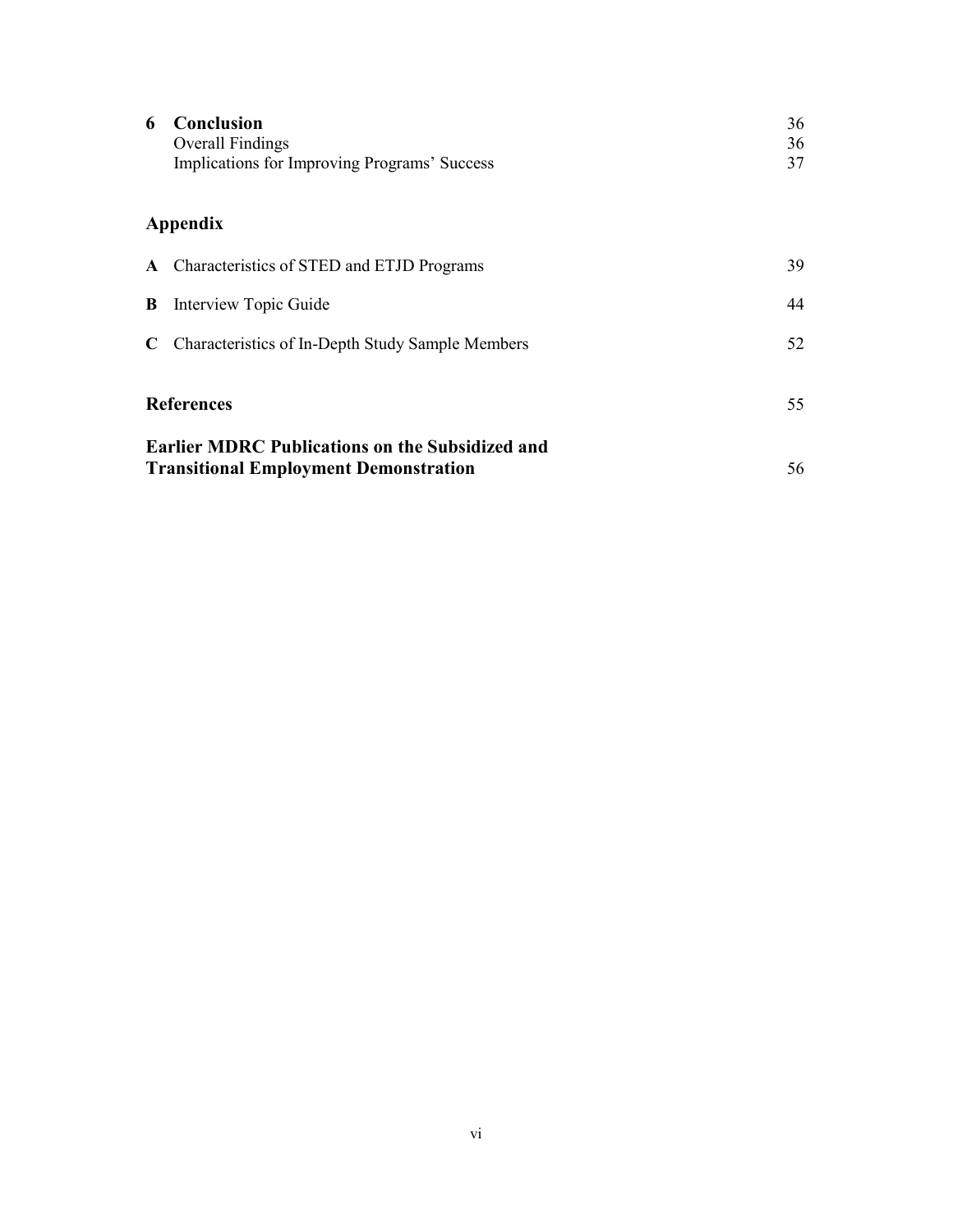| | | |
|---|---|---|
| **6** | **Conclusion** | 36 |
| | Overall Findings | 36 |
| | Implications for Improving Programs' Success | 37 |

**Appendix**

| | | |
|---|---|---|
| **A** | Characteristics of STED and ETJD Programs | 39 |
| **B** | Interview Topic Guide | 44 |
| **C** | Characteristics of In-Depth Study Sample Members | 52 |

| | |
|---|---|
| **References** | 55 |
| **Earlier MDRC Publications on the Subsidized and Transitional Employment Demonstration** | 56 |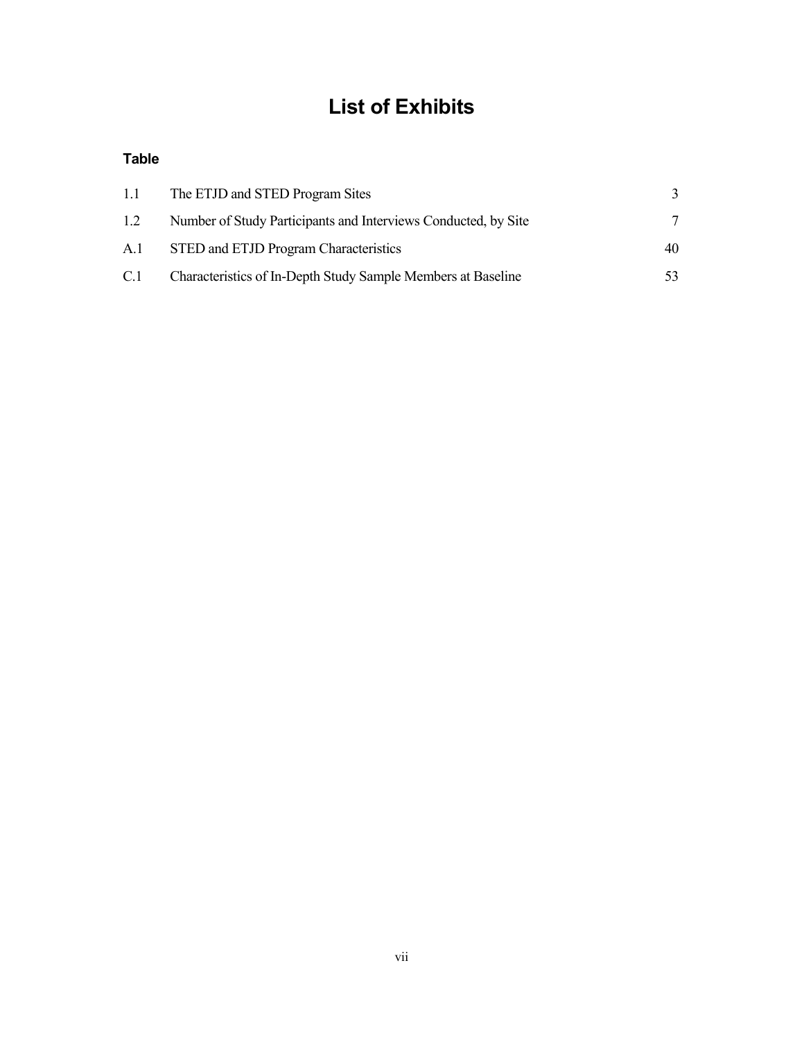# List of Exhibits

**Table**

| | | |
|---|---|---|
| 1.1 | The ETJD and STED Program Sites | 3 |
| 1.2 | Number of Study Participants and Interviews Conducted, by Site | 7 |
| A.1 | STED and ETJD Program Characteristics | 40 |
| C.1 | Characteristics of In-Depth Study Sample Members at Baseline | 53 |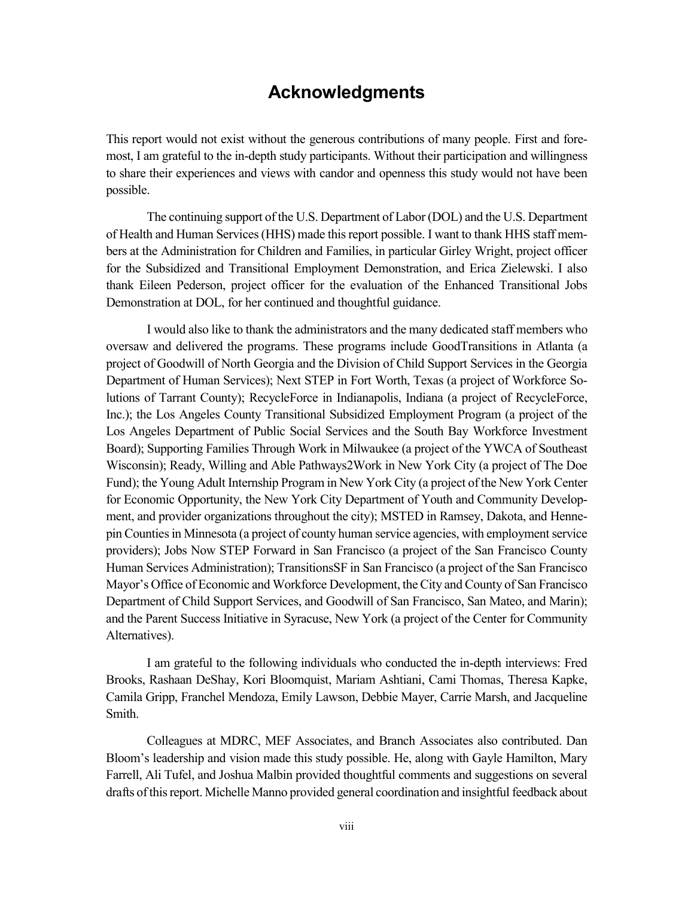# Acknowledgments

This report would not exist without the generous contributions of many people. First and foremost, I am grateful to the in-depth study participants. Without their participation and willingness to share their experiences and views with candor and openness this study would not have been possible.

The continuing support of the U.S. Department of Labor (DOL) and the U.S. Department of Health and Human Services (HHS) made this report possible. I want to thank HHS staff members at the Administration for Children and Families, in particular Girley Wright, project officer for the Subsidized and Transitional Employment Demonstration, and Erica Zielewski. I also thank Eileen Pederson, project officer for the evaluation of the Enhanced Transitional Jobs Demonstration at DOL, for her continued and thoughtful guidance.

I would also like to thank the administrators and the many dedicated staff members who oversaw and delivered the programs. These programs include GoodTransitions in Atlanta (a project of Goodwill of North Georgia and the Division of Child Support Services in the Georgia Department of Human Services); Next STEP in Fort Worth, Texas (a project of Workforce Solutions of Tarrant County); RecycleForce in Indianapolis, Indiana (a project of RecycleForce, Inc.); the Los Angeles County Transitional Subsidized Employment Program (a project of the Los Angeles Department of Public Social Services and the South Bay Workforce Investment Board); Supporting Families Through Work in Milwaukee (a project of the YWCA of Southeast Wisconsin); Ready, Willing and Able Pathways2Work in New York City (a project of The Doe Fund); the Young Adult Internship Program in New York City (a project of the New York Center for Economic Opportunity, the New York City Department of Youth and Community Development, and provider organizations throughout the city); MSTED in Ramsey, Dakota, and Hennepin Counties in Minnesota (a project of county human service agencies, with employment service providers); Jobs Now STEP Forward in San Francisco (a project of the San Francisco County Human Services Administration); TransitionsSF in San Francisco (a project of the San Francisco Mayor's Office of Economic and Workforce Development, the City and County of San Francisco Department of Child Support Services, and Goodwill of San Francisco, San Mateo, and Marin); and the Parent Success Initiative in Syracuse, New York (a project of the Center for Community Alternatives).

I am grateful to the following individuals who conducted the in-depth interviews: Fred Brooks, Rashaan DeShay, Kori Bloomquist, Mariam Ashtiani, Cami Thomas, Theresa Kapke, Camila Gripp, Franchel Mendoza, Emily Lawson, Debbie Mayer, Carrie Marsh, and Jacqueline Smith.

Colleagues at MDRC, MEF Associates, and Branch Associates also contributed. Dan Bloom's leadership and vision made this study possible. He, along with Gayle Hamilton, Mary Farrell, Ali Tufel, and Joshua Malbin provided thoughtful comments and suggestions on several drafts of this report. Michelle Manno provided general coordination and insightful feedback about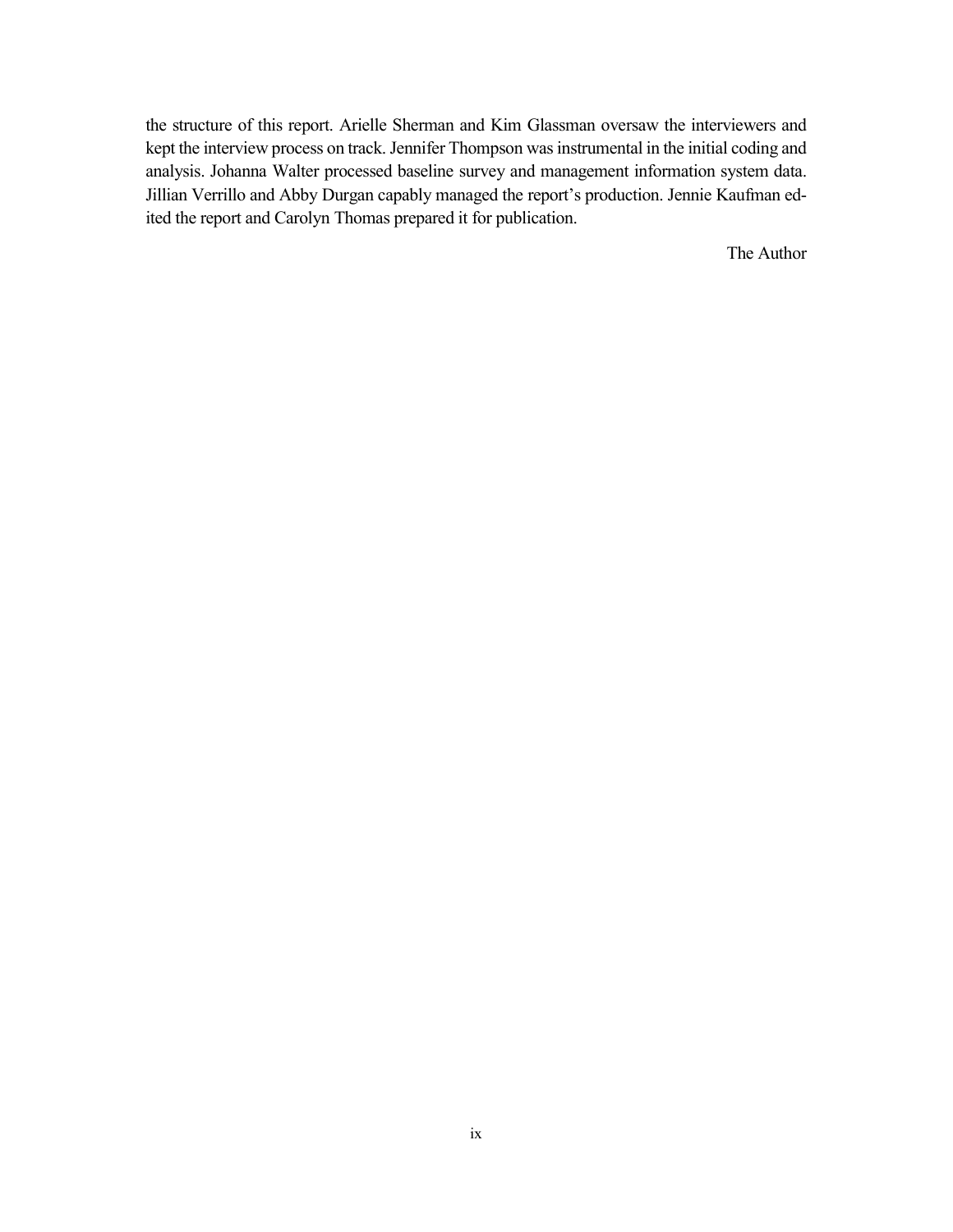the structure of this report. Arielle Sherman and Kim Glassman oversaw the interviewers and kept the interview process on track. Jennifer Thompson was instrumental in the initial coding and analysis. Johanna Walter processed baseline survey and management information system data. Jillian Verrillo and Abby Durgan capably managed the report's production. Jennie Kaufman edited the report and Carolyn Thomas prepared it for publication.

The Author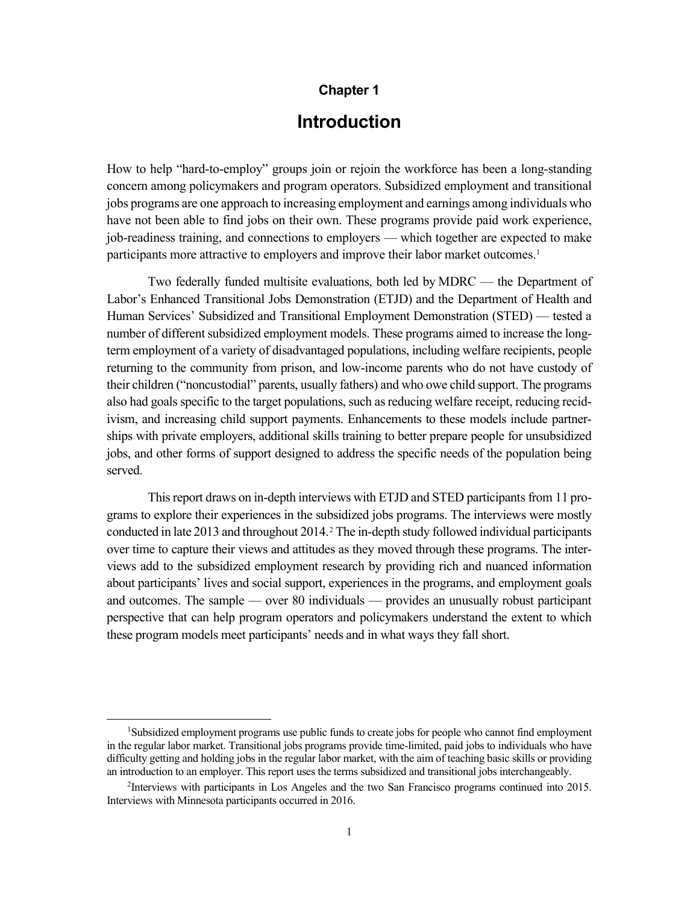# Chapter 1

# Introduction

How to help "hard-to-employ" groups join or rejoin the workforce has been a long-standing concern among policymakers and program operators. Subsidized employment and transitional jobs programs are one approach to increasing employment and earnings among individuals who have not been able to find jobs on their own. These programs provide paid work experience, job-readiness training, and connections to employers — which together are expected to make participants more attractive to employers and improve their labor market outcomes.[1]

Two federally funded multisite evaluations, both led by MDRC — the Department of Labor's Enhanced Transitional Jobs Demonstration (ETJD) and the Department of Health and Human Services' Subsidized and Transitional Employment Demonstration (STED) — tested a number of different subsidized employment models. These programs aimed to increase the long-term employment of a variety of disadvantaged populations, including welfare recipients, people returning to the community from prison, and low-income parents who do not have custody of their children ("noncustodial" parents, usually fathers) and who owe child support. The programs also had goals specific to the target populations, such as reducing welfare receipt, reducing recidivism, and increasing child support payments. Enhancements to these models include partnerships with private employers, additional skills training to better prepare people for unsubsidized jobs, and other forms of support designed to address the specific needs of the population being served.

This report draws on in-depth interviews with ETJD and STED participants from 11 programs to explore their experiences in the subsidized jobs programs. The interviews were mostly conducted in late 2013 and throughout 2014.[2] The in-depth study followed individual participants over time to capture their views and attitudes as they moved through these programs. The interviews add to the subsidized employment research by providing rich and nuanced information about participants' lives and social support, experiences in the programs, and employment goals and outcomes. The sample — over 80 individuals — provides an unusually robust participant perspective that can help program operators and policymakers understand the extent to which these program models meet participants' needs and in what ways they fall short.

---

[1]Subsidized employment programs use public funds to create jobs for people who cannot find employment in the regular labor market. Transitional jobs programs provide time-limited, paid jobs to individuals who have difficulty getting and holding jobs in the regular labor market, with the aim of teaching basic skills or providing an introduction to an employer. This report uses the terms subsidized and transitional jobs interchangeably.

[2]Interviews with participants in Los Angeles and the two San Francisco programs continued into 2015. Interviews with Minnesota participants occurred in 2016.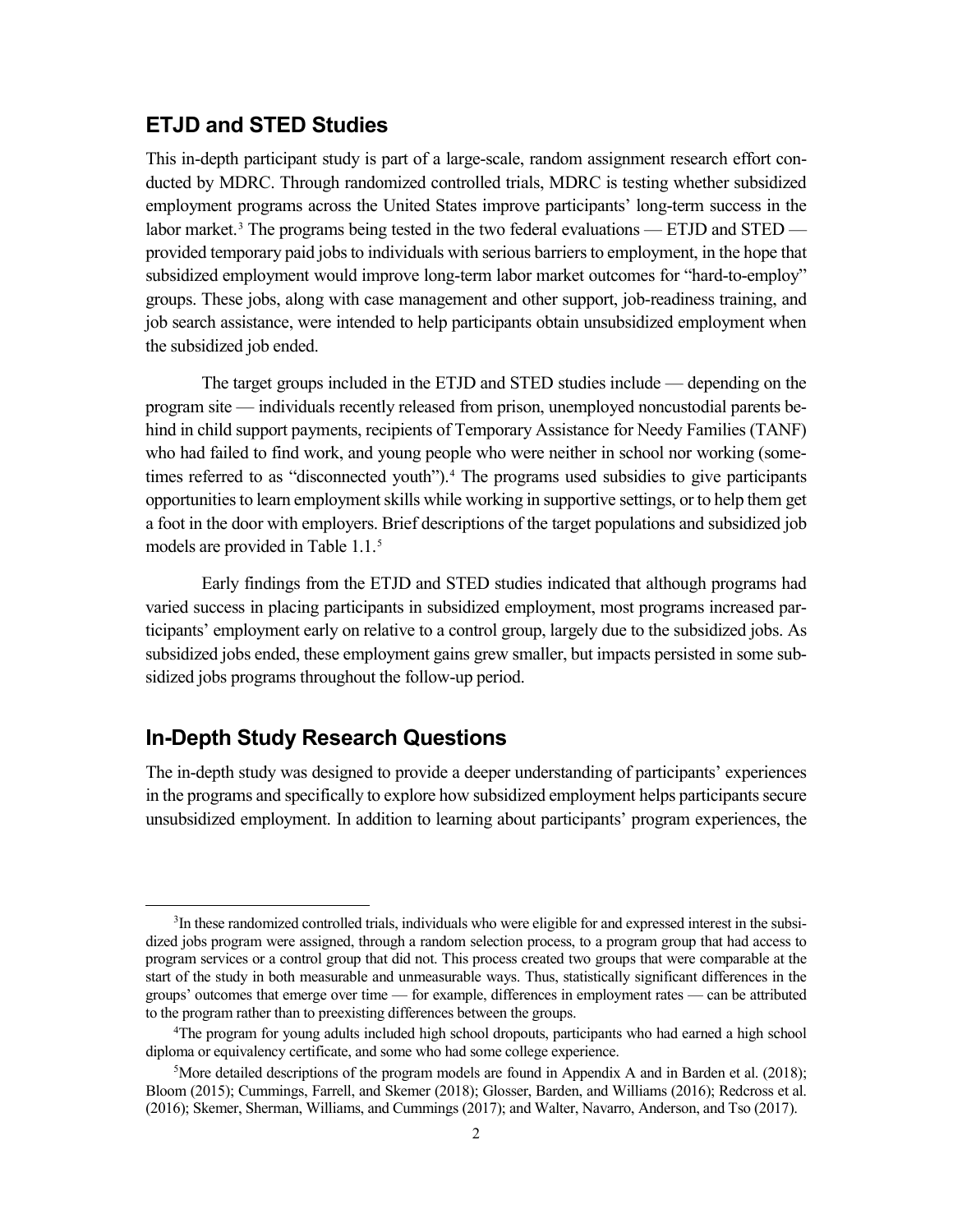## ETJD and STED Studies

This in-depth participant study is part of a large-scale, random assignment research effort conducted by MDRC. Through randomized controlled trials, MDRC is testing whether subsidized employment programs across the United States improve participants' long-term success in the labor market.[3] The programs being tested in the two federal evaluations — ETJD and STED — provided temporary paid jobs to individuals with serious barriers to employment, in the hope that subsidized employment would improve long-term labor market outcomes for "hard-to-employ" groups. These jobs, along with case management and other support, job-readiness training, and job search assistance, were intended to help participants obtain unsubsidized employment when the subsidized job ended.

The target groups included in the ETJD and STED studies include — depending on the program site — individuals recently released from prison, unemployed noncustodial parents behind in child support payments, recipients of Temporary Assistance for Needy Families (TANF) who had failed to find work, and young people who were neither in school nor working (sometimes referred to as "disconnected youth").[4] The programs used subsidies to give participants opportunities to learn employment skills while working in supportive settings, or to help them get a foot in the door with employers. Brief descriptions of the target populations and subsidized job models are provided in Table 1.1.[5]

Early findings from the ETJD and STED studies indicated that although programs had varied success in placing participants in subsidized employment, most programs increased participants' employment early on relative to a control group, largely due to the subsidized jobs. As subsidized jobs ended, these employment gains grew smaller, but impacts persisted in some subsidized jobs programs throughout the follow-up period.

## In-Depth Study Research Questions

The in-depth study was designed to provide a deeper understanding of participants' experiences in the programs and specifically to explore how subsidized employment helps participants secure unsubsidized employment. In addition to learning about participants' program experiences, the

[3] In these randomized controlled trials, individuals who were eligible for and expressed interest in the subsidized jobs program were assigned, through a random selection process, to a program group that had access to program services or a control group that did not. This process created two groups that were comparable at the start of the study in both measurable and unmeasurable ways. Thus, statistically significant differences in the groups' outcomes that emerge over time — for example, differences in employment rates — can be attributed to the program rather than to preexisting differences between the groups.

[4] The program for young adults included high school dropouts, participants who had earned a high school diploma or equivalency certificate, and some who had some college experience.

[5] More detailed descriptions of the program models are found in Appendix A and in Barden et al. (2018); Bloom (2015); Cummings, Farrell, and Skemer (2018); Glosser, Barden, and Williams (2016); Redcross et al. (2016); Skemer, Sherman, Williams, and Cummings (2017); and Walter, Navarro, Anderson, and Tso (2017).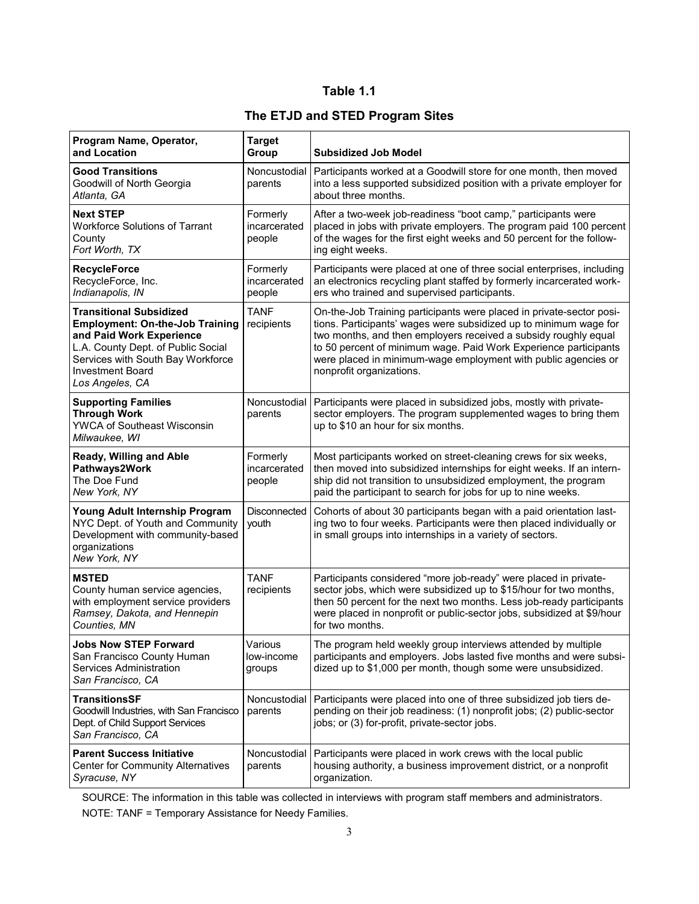# Table 1.1

## The ETJD and STED Program Sites

| Program Name, Operator, and Location | Target Group | Subsidized Job Model |
| --- | --- | --- |
| **Good Transitions**<br>Goodwill of North Georgia<br>*Atlanta, GA* | Noncustodial parents | Participants worked at a Goodwill store for one month, then moved into a less supported subsidized position with a private employer for about three months. |
| **Next STEP**<br>Workforce Solutions of Tarrant County<br>*Fort Worth, TX* | Formerly incarcerated people | After a two-week job-readiness “boot camp,” participants were placed in jobs with private employers. The program paid 100 percent of the wages for the first eight weeks and 50 percent for the following eight weeks. |
| **RecycleForce**<br>RecycleForce, Inc.<br>*Indianapolis, IN* | Formerly incarcerated people | Participants were placed at one of three social enterprises, including an electronics recycling plant staffed by formerly incarcerated workers who trained and supervised participants. |
| **Transitional Subsidized Employment: On-the-Job Training and Paid Work Experience**<br>L.A. County Dept. of Public Social Services with South Bay Workforce Investment Board<br>*Los Angeles, CA* | TANF recipients | On-the-Job Training participants were placed in private-sector positions. Participants’ wages were subsidized up to minimum wage for two months, and then employers received a subsidy roughly equal to 50 percent of minimum wage. Paid Work Experience participants were placed in minimum-wage employment with public agencies or nonprofit organizations. |
| **Supporting Families Through Work**<br>YWCA of Southeast Wisconsin<br>*Milwaukee, WI* | Noncustodial parents | Participants were placed in subsidized jobs, mostly with private-sector employers. The program supplemented wages to bring them up to $10 an hour for six months. |
| **Ready, Willing and Able Pathways2Work**<br>The Doe Fund<br>*New York, NY* | Formerly incarcerated people | Most participants worked on street-cleaning crews for six weeks, then moved into subsidized internships for eight weeks. If an internship did not transition to unsubsidized employment, the program paid the participant to search for jobs for up to nine weeks. |
| **Young Adult Internship Program**<br>NYC Dept. of Youth and Community Development with community-based organizations<br>*New York, NY* | Disconnected youth | Cohorts of about 30 participants began with a paid orientation lasting two to four weeks. Participants were then placed individually or in small groups into internships in a variety of sectors. |
| **MSTED**<br>County human service agencies, with employment service providers<br>*Ramsey, Dakota, and Hennepin Counties, MN* | TANF recipients | Participants considered “more job-ready” were placed in private-sector jobs, which were subsidized up to $15/hour for two months, then 50 percent for the next two months. Less job-ready participants were placed in nonprofit or public-sector jobs, subsidized at $9/hour for two months. |
| **Jobs Now STEP Forward**<br>San Francisco County Human Services Administration<br>*San Francisco, CA* | Various low-income groups | The program held weekly group interviews attended by multiple participants and employers. Jobs lasted five months and were subsidized up to $1,000 per month, though some were unsubsidized. |
| **TransitionsSF**<br>Goodwill Industries, with San Francisco Dept. of Child Support Services<br>*San Francisco, CA* | Noncustodial parents | Participants were placed into one of three subsidized job tiers depending on their job readiness: (1) nonprofit jobs; (2) public-sector jobs; or (3) for-profit, private-sector jobs. |
| **Parent Success Initiative**<br>Center for Community Alternatives<br>*Syracuse, NY* | Noncustodial parents | Participants were placed in work crews with the local public housing authority, a business improvement district, or a nonprofit organization. |

SOURCE: The information in this table was collected in interviews with program staff members and administrators.

NOTE: TANF = Temporary Assistance for Needy Families.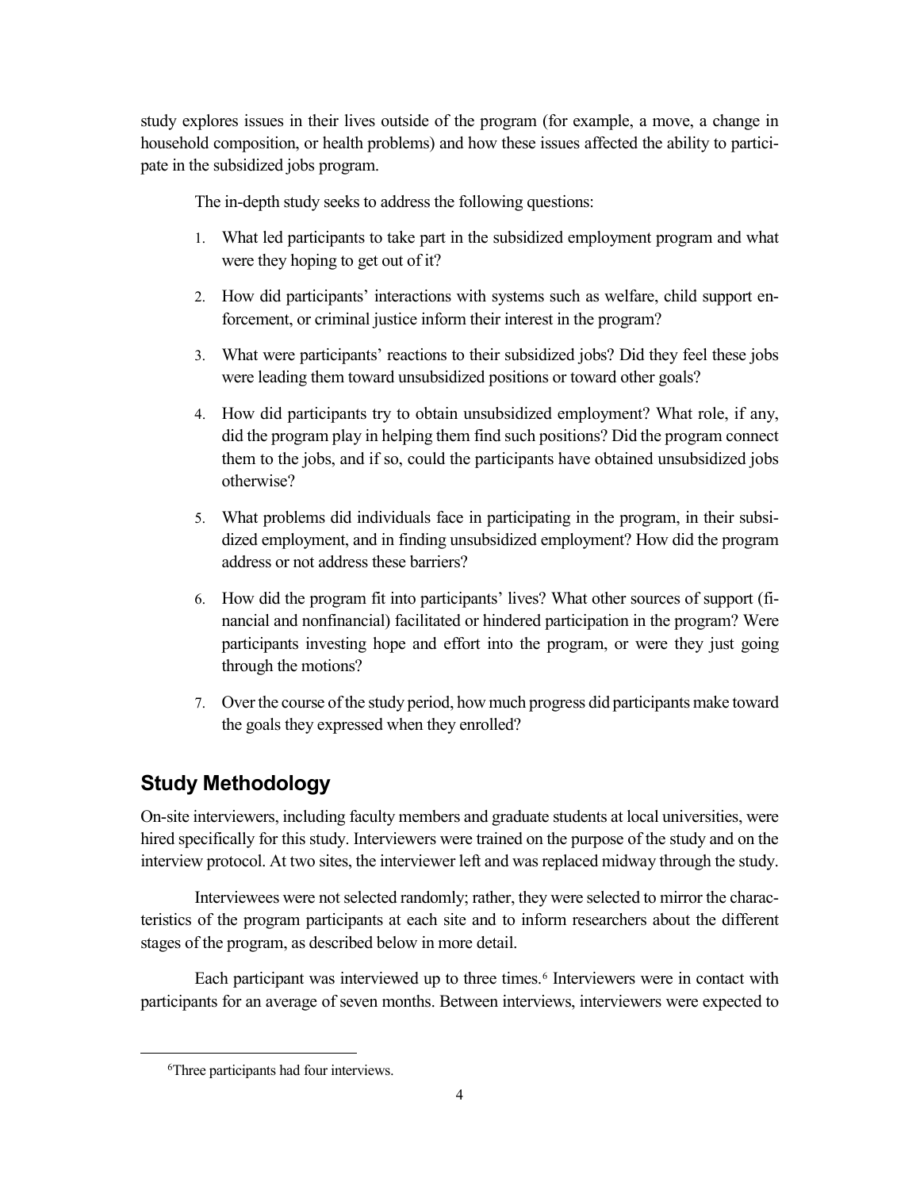study explores issues in their lives outside of the program (for example, a move, a change in household composition, or health problems) and how these issues affected the ability to participate in the subsidized jobs program.

The in-depth study seeks to address the following questions:

1. What led participants to take part in the subsidized employment program and what were they hoping to get out of it?

2. How did participants' interactions with systems such as welfare, child support enforcement, or criminal justice inform their interest in the program?

3. What were participants' reactions to their subsidized jobs? Did they feel these jobs were leading them toward unsubsidized positions or toward other goals?

4. How did participants try to obtain unsubsidized employment? What role, if any, did the program play in helping them find such positions? Did the program connect them to the jobs, and if so, could the participants have obtained unsubsidized jobs otherwise?

5. What problems did individuals face in participating in the program, in their subsidized employment, and in finding unsubsidized employment? How did the program address or not address these barriers?

6. How did the program fit into participants' lives? What other sources of support (financial and nonfinancial) facilitated or hindered participation in the program? Were participants investing hope and effort into the program, or were they just going through the motions?

7. Over the course of the study period, how much progress did participants make toward the goals they expressed when they enrolled?

## Study Methodology

On-site interviewers, including faculty members and graduate students at local universities, were hired specifically for this study. Interviewers were trained on the purpose of the study and on the interview protocol. At two sites, the interviewer left and was replaced midway through the study.

Interviewees were not selected randomly; rather, they were selected to mirror the characteristics of the program participants at each site and to inform researchers about the different stages of the program, as described below in more detail.

Each participant was interviewed up to three times.[6] Interviewers were in contact with participants for an average of seven months. Between interviews, interviewers were expected to

[6]Three participants had four interviews.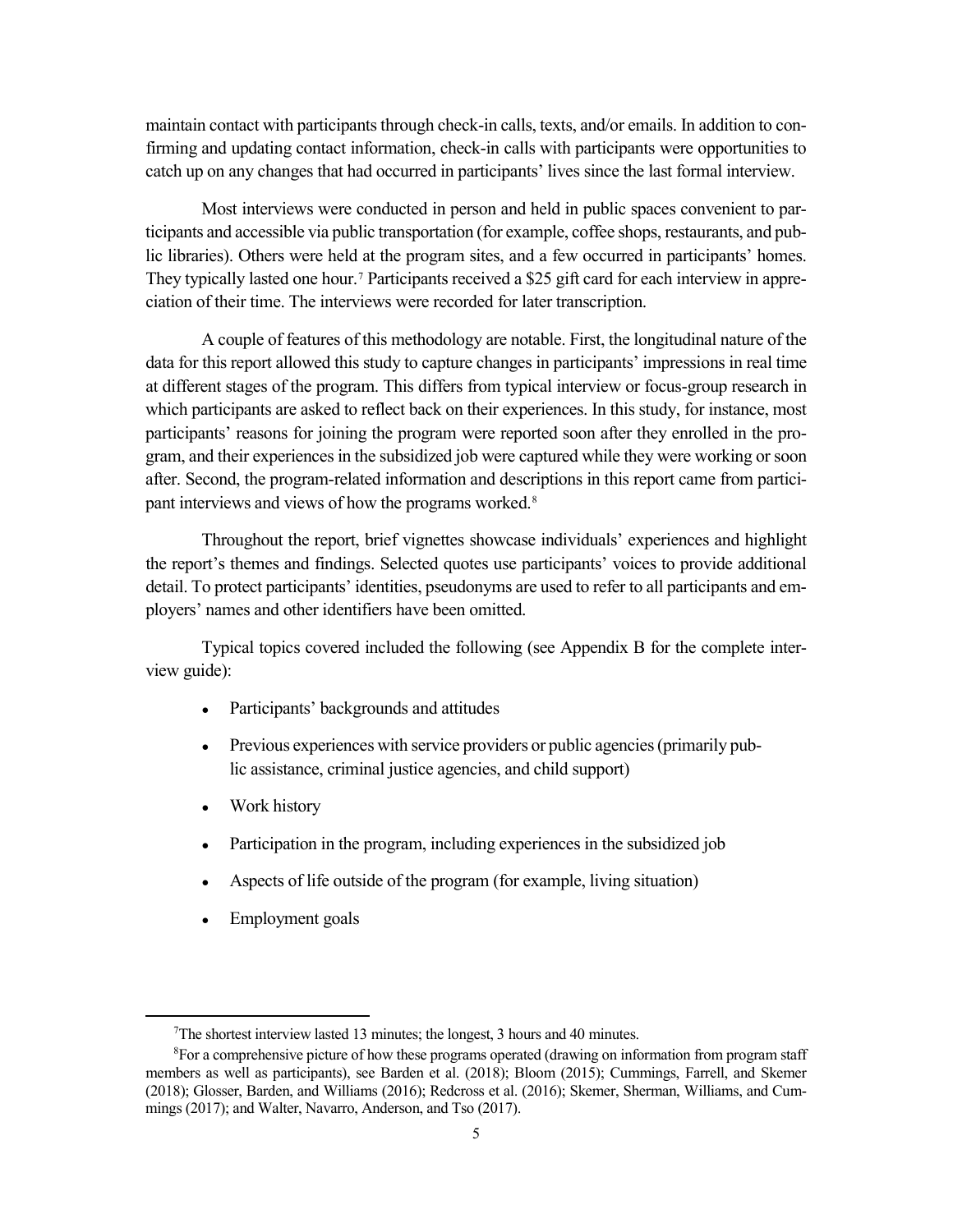maintain contact with participants through check-in calls, texts, and/or emails. In addition to confirming and updating contact information, check-in calls with participants were opportunities to catch up on any changes that had occurred in participants' lives since the last formal interview.

Most interviews were conducted in person and held in public spaces convenient to participants and accessible via public transportation (for example, coffee shops, restaurants, and public libraries). Others were held at the program sites, and a few occurred in participants' homes. They typically lasted one hour.[7] Participants received a $25 gift card for each interview in appreciation of their time. The interviews were recorded for later transcription.

A couple of features of this methodology are notable. First, the longitudinal nature of the data for this report allowed this study to capture changes in participants' impressions in real time at different stages of the program. This differs from typical interview or focus-group research in which participants are asked to reflect back on their experiences. In this study, for instance, most participants' reasons for joining the program were reported soon after they enrolled in the program, and their experiences in the subsidized job were captured while they were working or soon after. Second, the program-related information and descriptions in this report came from participant interviews and views of how the programs worked.[8]

Throughout the report, brief vignettes showcase individuals' experiences and highlight the report's themes and findings. Selected quotes use participants' voices to provide additional detail. To protect participants' identities, pseudonyms are used to refer to all participants and employers' names and other identifiers have been omitted.

Typical topics covered included the following (see Appendix B for the complete interview guide):

- Participants' backgrounds and attitudes
- Previous experiences with service providers or public agencies (primarily public assistance, criminal justice agencies, and child support)
- Work history
- Participation in the program, including experiences in the subsidized job
- Aspects of life outside of the program (for example, living situation)
- Employment goals

[7]The shortest interview lasted 13 minutes; the longest, 3 hours and 40 minutes.

[8]For a comprehensive picture of how these programs operated (drawing on information from program staff members as well as participants), see Barden et al. (2018); Bloom (2015); Cummings, Farrell, and Skemer (2018); Glosser, Barden, and Williams (2016); Redcross et al. (2016); Skemer, Sherman, Williams, and Cummings (2017); and Walter, Navarro, Anderson, and Tso (2017).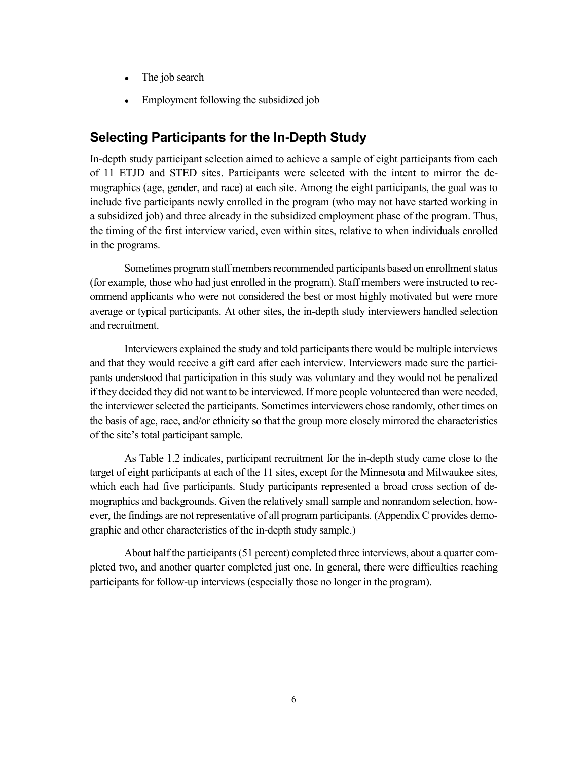- The job search
- Employment following the subsidized job

## Selecting Participants for the In-Depth Study

In-depth study participant selection aimed to achieve a sample of eight participants from each of 11 ETJD and STED sites. Participants were selected with the intent to mirror the demographics (age, gender, and race) at each site. Among the eight participants, the goal was to include five participants newly enrolled in the program (who may not have started working in a subsidized job) and three already in the subsidized employment phase of the program. Thus, the timing of the first interview varied, even within sites, relative to when individuals enrolled in the programs.

Sometimes program staff members recommended participants based on enrollment status (for example, those who had just enrolled in the program). Staff members were instructed to recommend applicants who were not considered the best or most highly motivated but were more average or typical participants. At other sites, the in-depth study interviewers handled selection and recruitment.

Interviewers explained the study and told participants there would be multiple interviews and that they would receive a gift card after each interview. Interviewers made sure the participants understood that participation in this study was voluntary and they would not be penalized if they decided they did not want to be interviewed. If more people volunteered than were needed, the interviewer selected the participants. Sometimes interviewers chose randomly, other times on the basis of age, race, and/or ethnicity so that the group more closely mirrored the characteristics of the site's total participant sample.

As Table 1.2 indicates, participant recruitment for the in-depth study came close to the target of eight participants at each of the 11 sites, except for the Minnesota and Milwaukee sites, which each had five participants. Study participants represented a broad cross section of demographics and backgrounds. Given the relatively small sample and nonrandom selection, however, the findings are not representative of all program participants. (Appendix C provides demographic and other characteristics of the in-depth study sample.)

About half the participants (51 percent) completed three interviews, about a quarter completed two, and another quarter completed just one. In general, there were difficulties reaching participants for follow-up interviews (especially those no longer in the program).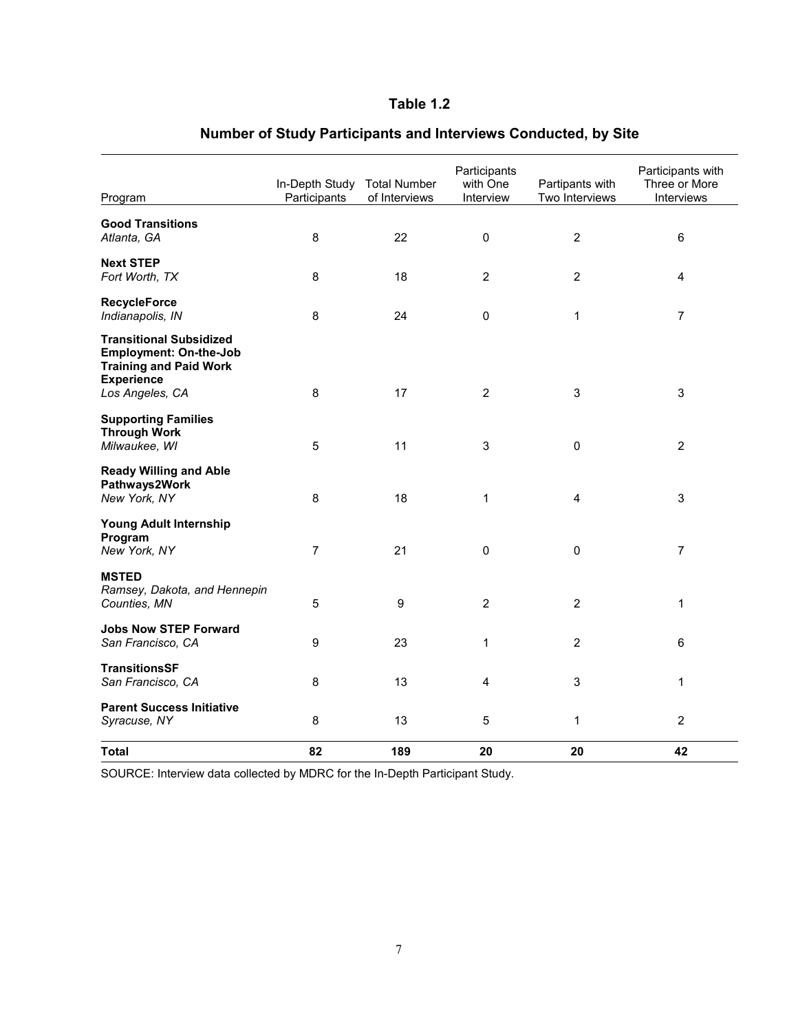**Table 1.2**

**Number of Study Participants and Interviews Conducted, by Site**

| Program | In-Depth Study Participants | Total Number of Interviews | Participants with One Interview | Partipants with Two Interviews | Participants with Three or More Interviews |
|---|---|---|---|---|---|
| **Good Transitions** *Atlanta, GA* | 8 | 22 | 0 | 2 | 6 |
| **Next STEP** *Fort Worth, TX* | 8 | 18 | 2 | 2 | 4 |
| **RecycleForce** *Indianapolis, IN* | 8 | 24 | 0 | 1 | 7 |
| **Transitional Subsidized Employment: On-the-Job Training and Paid Work Experience** *Los Angeles, CA* | 8 | 17 | 2 | 3 | 3 |
| **Supporting Families Through Work** *Milwaukee, WI* | 5 | 11 | 3 | 0 | 2 |
| **Ready Willing and Able Pathways2Work** *New York, NY* | 8 | 18 | 1 | 4 | 3 |
| **Young Adult Internship Program** *New York, NY* | 7 | 21 | 0 | 0 | 7 |
| **MSTED** *Ramsey, Dakota, and Hennepin Counties, MN* | 5 | 9 | 2 | 2 | 1 |
| **Jobs Now STEP Forward** *San Francisco, CA* | 9 | 23 | 1 | 2 | 6 |
| **TransitionsSF** *San Francisco, CA* | 8 | 13 | 4 | 3 | 1 |
| **Parent Success Initiative** *Syracuse, NY* | 8 | 13 | 5 | 1 | 2 |
| **Total** | **82** | **189** | **20** | **20** | **42** |

SOURCE: Interview data collected by MDRC for the In-Depth Participant Study.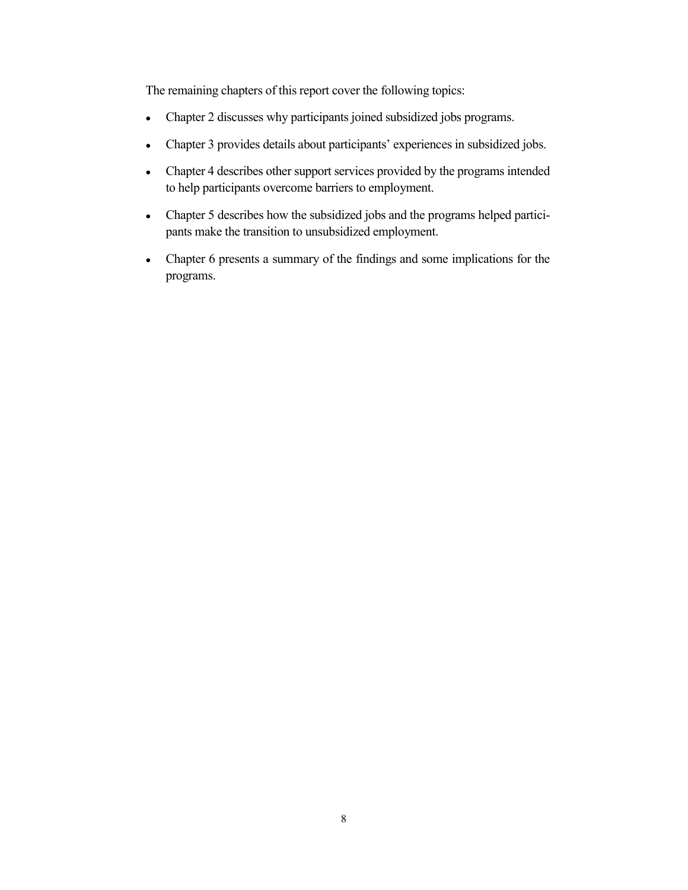The remaining chapters of this report cover the following topics:

- Chapter 2 discusses why participants joined subsidized jobs programs.
- Chapter 3 provides details about participants' experiences in subsidized jobs.
- Chapter 4 describes other support services provided by the programs intended to help participants overcome barriers to employment.
- Chapter 5 describes how the subsidized jobs and the programs helped participants make the transition to unsubsidized employment.
- Chapter 6 presents a summary of the findings and some implications for the programs.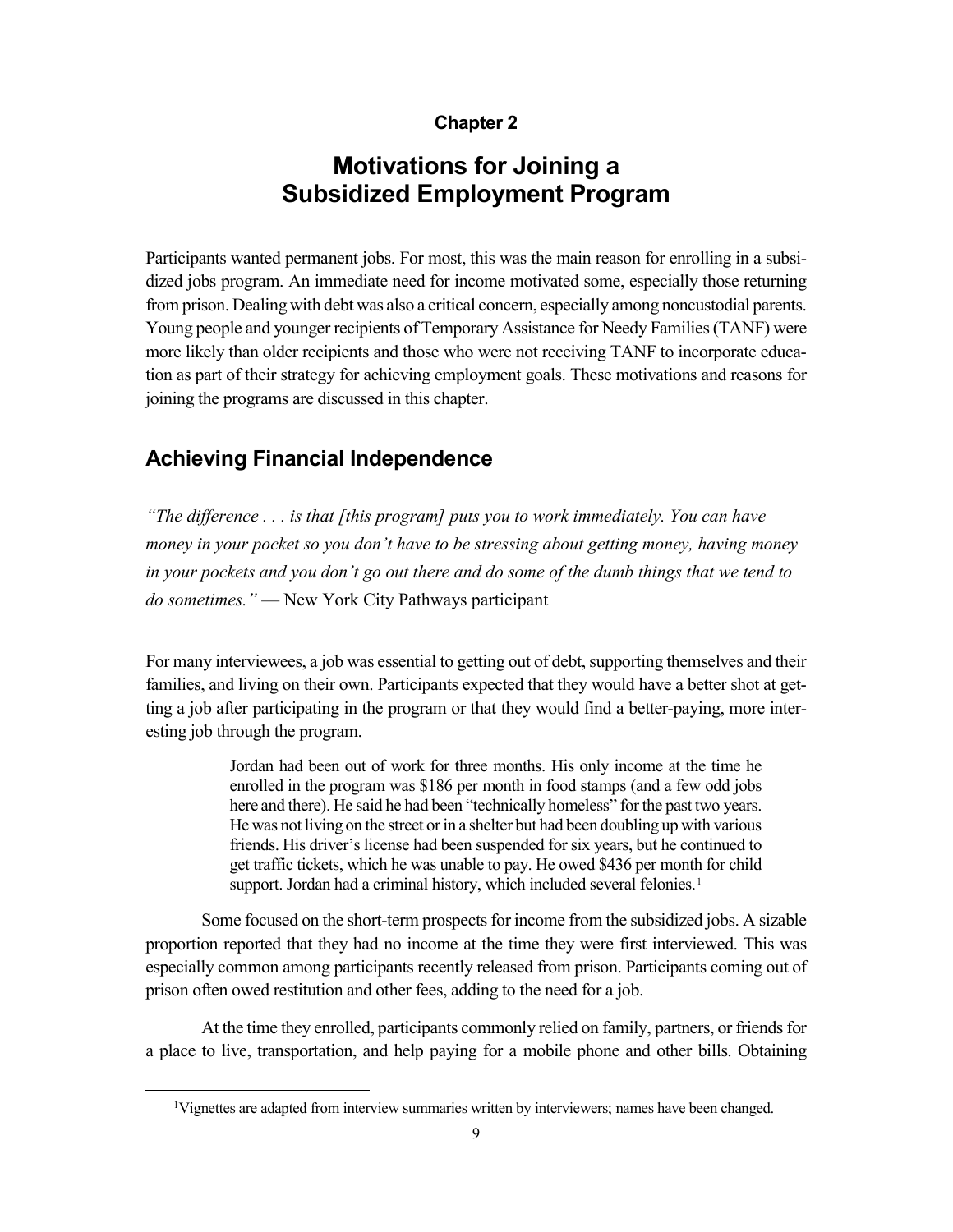**Chapter 2**

# Motivations for Joining a Subsidized Employment Program

Participants wanted permanent jobs. For most, this was the main reason for enrolling in a subsidized jobs program. An immediate need for income motivated some, especially those returning from prison. Dealing with debt was also a critical concern, especially among noncustodial parents. Young people and younger recipients of Temporary Assistance for Needy Families (TANF) were more likely than older recipients and those who were not receiving TANF to incorporate education as part of their strategy for achieving employment goals. These motivations and reasons for joining the programs are discussed in this chapter.

## Achieving Financial Independence

*"The difference . . . is that [this program] puts you to work immediately. You can have money in your pocket so you don't have to be stressing about getting money, having money in your pockets and you don't go out there and do some of the dumb things that we tend to do sometimes."* — New York City Pathways participant

For many interviewees, a job was essential to getting out of debt, supporting themselves and their families, and living on their own. Participants expected that they would have a better shot at getting a job after participating in the program or that they would find a better-paying, more interesting job through the program.

> Jordan had been out of work for three months. His only income at the time he enrolled in the program was $186 per month in food stamps (and a few odd jobs here and there). He said he had been "technically homeless" for the past two years. He was not living on the street or in a shelter but had been doubling up with various friends. His driver's license had been suspended for six years, but he continued to get traffic tickets, which he was unable to pay. He owed $436 per month for child support. Jordan had a criminal history, which included several felonies.[1]

Some focused on the short-term prospects for income from the subsidized jobs. A sizable proportion reported that they had no income at the time they were first interviewed. This was especially common among participants recently released from prison. Participants coming out of prison often owed restitution and other fees, adding to the need for a job.

At the time they enrolled, participants commonly relied on family, partners, or friends for a place to live, transportation, and help paying for a mobile phone and other bills. Obtaining

[1] Vignettes are adapted from interview summaries written by interviewers; names have been changed.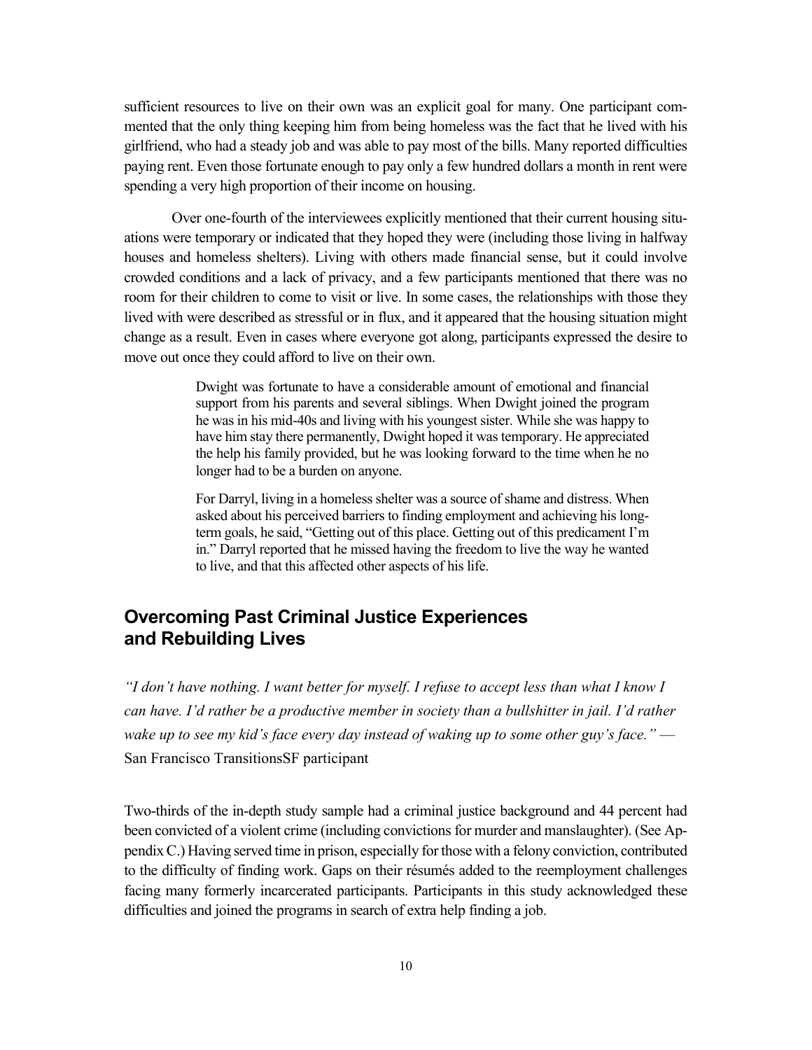sufficient resources to live on their own was an explicit goal for many. One participant commented that the only thing keeping him from being homeless was the fact that he lived with his girlfriend, who had a steady job and was able to pay most of the bills. Many reported difficulties paying rent. Even those fortunate enough to pay only a few hundred dollars a month in rent were spending a very high proportion of their income on housing.

Over one-fourth of the interviewees explicitly mentioned that their current housing situations were temporary or indicated that they hoped they were (including those living in halfway houses and homeless shelters). Living with others made financial sense, but it could involve crowded conditions and a lack of privacy, and a few participants mentioned that there was no room for their children to come to visit or live. In some cases, the relationships with those they lived with were described as stressful or in flux, and it appeared that the housing situation might change as a result. Even in cases where everyone got along, participants expressed the desire to move out once they could afford to live on their own.

> Dwight was fortunate to have a considerable amount of emotional and financial support from his parents and several siblings. When Dwight joined the program he was in his mid-40s and living with his youngest sister. While she was happy to have him stay there permanently, Dwight hoped it was temporary. He appreciated the help his family provided, but he was looking forward to the time when he no longer had to be a burden on anyone.
>
> For Darryl, living in a homeless shelter was a source of shame and distress. When asked about his perceived barriers to finding employment and achieving his long-term goals, he said, "Getting out of this place. Getting out of this predicament I'm in." Darryl reported that he missed having the freedom to live the way he wanted to live, and that this affected other aspects of his life.

## Overcoming Past Criminal Justice Experiences and Rebuilding Lives

*"I don't have nothing. I want better for myself. I refuse to accept less than what I know I can have. I'd rather be a productive member in society than a bullshitter in jail. I'd rather wake up to see my kid's face every day instead of waking up to some other guy's face."* — San Francisco TransitionsSF participant

Two-thirds of the in-depth study sample had a criminal justice background and 44 percent had been convicted of a violent crime (including convictions for murder and manslaughter). (See Appendix C.) Having served time in prison, especially for those with a felony conviction, contributed to the difficulty of finding work. Gaps on their résumés added to the reemployment challenges facing many formerly incarcerated participants. Participants in this study acknowledged these difficulties and joined the programs in search of extra help finding a job.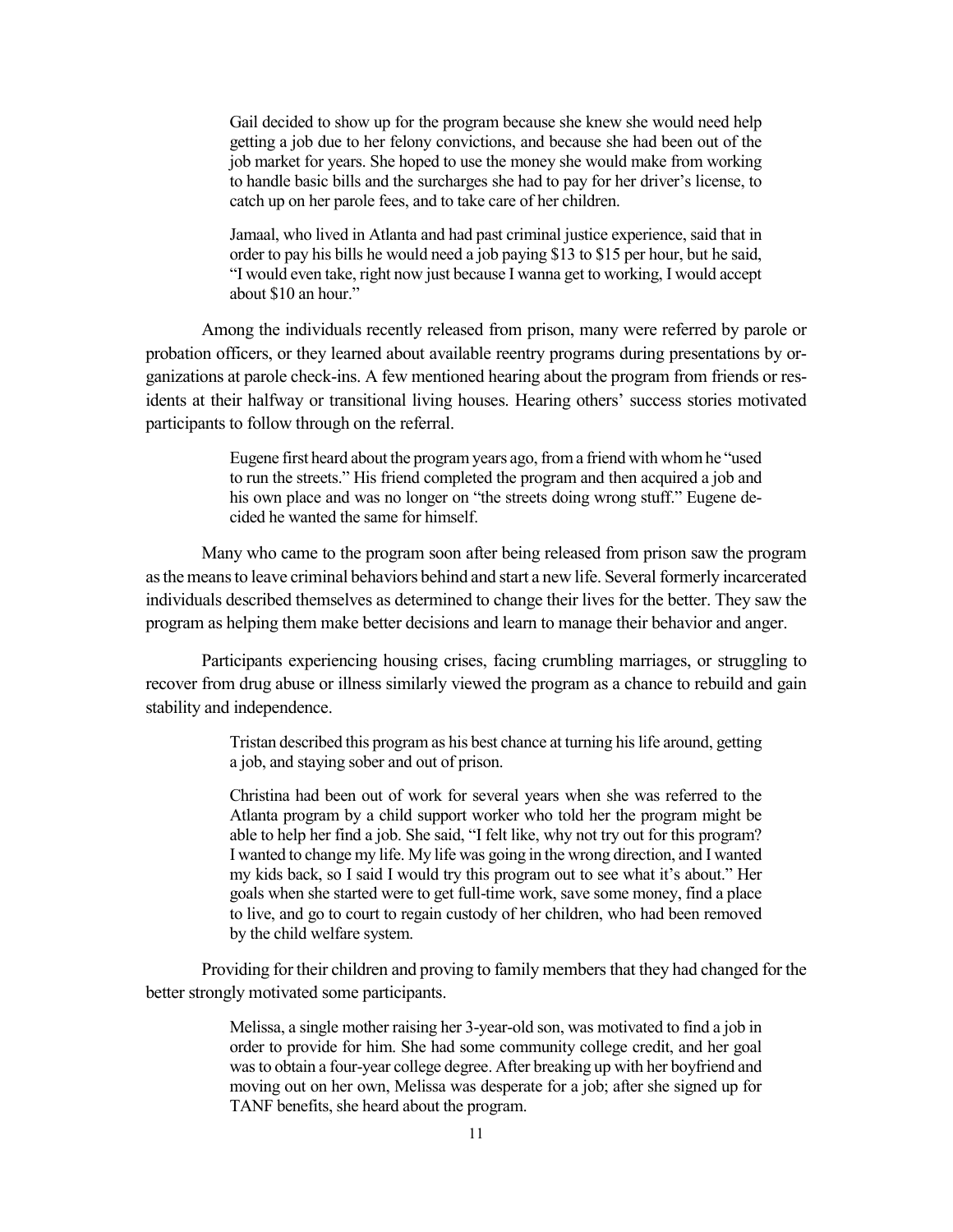> Gail decided to show up for the program because she knew she would need help getting a job due to her felony convictions, and because she had been out of the job market for years. She hoped to use the money she would make from working to handle basic bills and the surcharges she had to pay for her driver's license, to catch up on her parole fees, and to take care of her children.

> Jamaal, who lived in Atlanta and had past criminal justice experience, said that in order to pay his bills he would need a job paying $13 to $15 per hour, but he said, "I would even take, right now just because I wanna get to working, I would accept about $10 an hour."

Among the individuals recently released from prison, many were referred by parole or probation officers, or they learned about available reentry programs during presentations by organizations at parole check-ins. A few mentioned hearing about the program from friends or residents at their halfway or transitional living houses. Hearing others' success stories motivated participants to follow through on the referral.

> Eugene first heard about the program years ago, from a friend with whom he "used to run the streets." His friend completed the program and then acquired a job and his own place and was no longer on "the streets doing wrong stuff." Eugene decided he wanted the same for himself.

Many who came to the program soon after being released from prison saw the program as the means to leave criminal behaviors behind and start a new life. Several formerly incarcerated individuals described themselves as determined to change their lives for the better. They saw the program as helping them make better decisions and learn to manage their behavior and anger.

Participants experiencing housing crises, facing crumbling marriages, or struggling to recover from drug abuse or illness similarly viewed the program as a chance to rebuild and gain stability and independence.

> Tristan described this program as his best chance at turning his life around, getting a job, and staying sober and out of prison.

> Christina had been out of work for several years when she was referred to the Atlanta program by a child support worker who told her the program might be able to help her find a job. She said, "I felt like, why not try out for this program? I wanted to change my life. My life was going in the wrong direction, and I wanted my kids back, so I said I would try this program out to see what it's about." Her goals when she started were to get full-time work, save some money, find a place to live, and go to court to regain custody of her children, who had been removed by the child welfare system.

Providing for their children and proving to family members that they had changed for the better strongly motivated some participants.

> Melissa, a single mother raising her 3-year-old son, was motivated to find a job in order to provide for him. She had some community college credit, and her goal was to obtain a four-year college degree. After breaking up with her boyfriend and moving out on her own, Melissa was desperate for a job; after she signed up for TANF benefits, she heard about the program.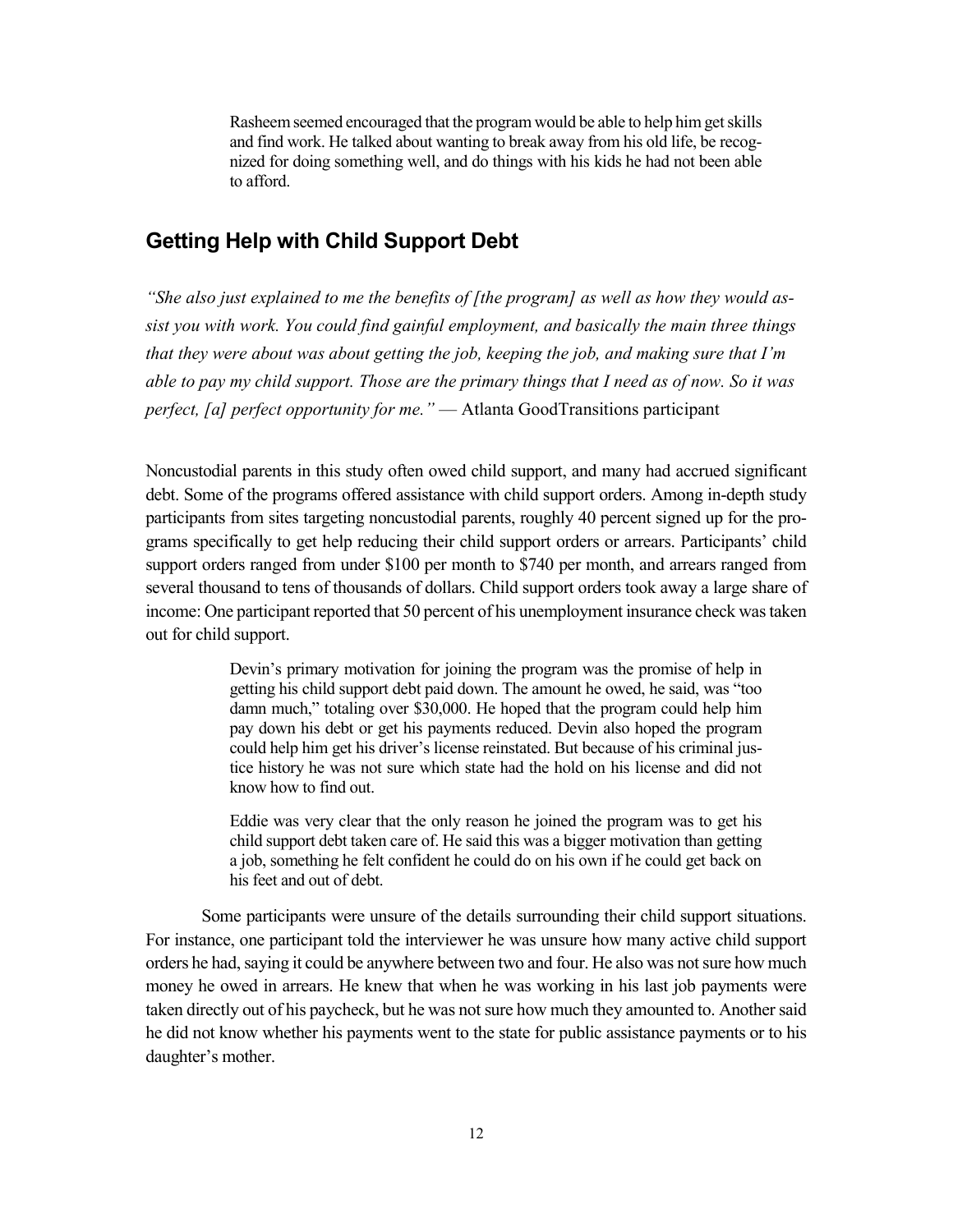> Rasheem seemed encouraged that the program would be able to help him get skills and find work. He talked about wanting to break away from his old life, be recognized for doing something well, and do things with his kids he had not been able to afford.

## Getting Help with Child Support Debt

*"She also just explained to me the benefits of [the program] as well as how they would assist you with work. You could find gainful employment, and basically the main three things that they were about was about getting the job, keeping the job, and making sure that I'm able to pay my child support. Those are the primary things that I need as of now. So it was perfect, [a] perfect opportunity for me."* — Atlanta GoodTransitions participant

Noncustodial parents in this study often owed child support, and many had accrued significant debt. Some of the programs offered assistance with child support orders. Among in-depth study participants from sites targeting noncustodial parents, roughly 40 percent signed up for the programs specifically to get help reducing their child support orders or arrears. Participants' child support orders ranged from under $100 per month to $740 per month, and arrears ranged from several thousand to tens of thousands of dollars. Child support orders took away a large share of income: One participant reported that 50 percent of his unemployment insurance check was taken out for child support.

> Devin's primary motivation for joining the program was the promise of help in getting his child support debt paid down. The amount he owed, he said, was "too damn much," totaling over $30,000. He hoped that the program could help him pay down his debt or get his payments reduced. Devin also hoped the program could help him get his driver's license reinstated. But because of his criminal justice history he was not sure which state had the hold on his license and did not know how to find out.
>
> Eddie was very clear that the only reason he joined the program was to get his child support debt taken care of. He said this was a bigger motivation than getting a job, something he felt confident he could do on his own if he could get back on his feet and out of debt.

Some participants were unsure of the details surrounding their child support situations. For instance, one participant told the interviewer he was unsure how many active child support orders he had, saying it could be anywhere between two and four. He also was not sure how much money he owed in arrears. He knew that when he was working in his last job payments were taken directly out of his paycheck, but he was not sure how much they amounted to. Another said he did not know whether his payments went to the state for public assistance payments or to his daughter's mother.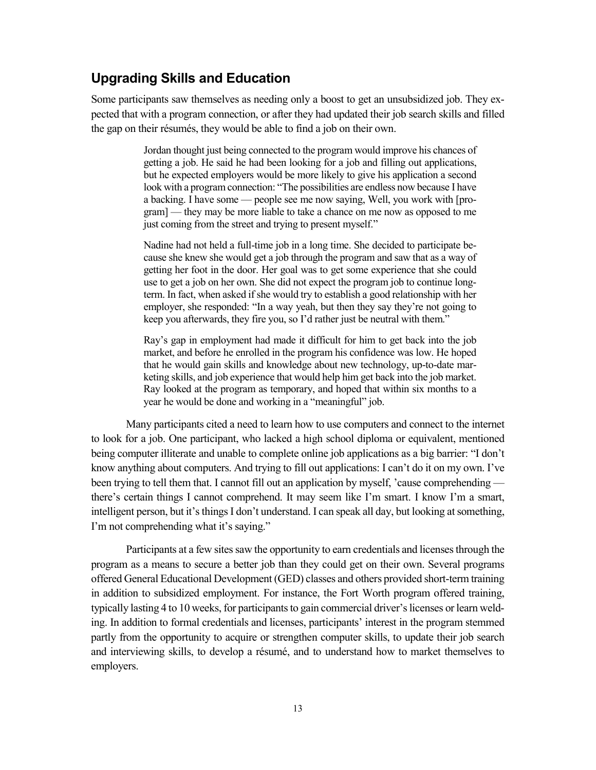## Upgrading Skills and Education

Some participants saw themselves as needing only a boost to get an unsubsidized job. They expected that with a program connection, or after they had updated their job search skills and filled the gap on their résumés, they would be able to find a job on their own.

> Jordan thought just being connected to the program would improve his chances of getting a job. He said he had been looking for a job and filling out applications, but he expected employers would be more likely to give his application a second look with a program connection: "The possibilities are endless now because I have a backing. I have some — people see me now saying, Well, you work with [program] — they may be more liable to take a chance on me now as opposed to me just coming from the street and trying to present myself."
>
> Nadine had not held a full-time job in a long time. She decided to participate because she knew she would get a job through the program and saw that as a way of getting her foot in the door. Her goal was to get some experience that she could use to get a job on her own. She did not expect the program job to continue long-term. In fact, when asked if she would try to establish a good relationship with her employer, she responded: "In a way yeah, but then they say they're not going to keep you afterwards, they fire you, so I'd rather just be neutral with them."
>
> Ray's gap in employment had made it difficult for him to get back into the job market, and before he enrolled in the program his confidence was low. He hoped that he would gain skills and knowledge about new technology, up-to-date marketing skills, and job experience that would help him get back into the job market. Ray looked at the program as temporary, and hoped that within six months to a year he would be done and working in a "meaningful" job.

Many participants cited a need to learn how to use computers and connect to the internet to look for a job. One participant, who lacked a high school diploma or equivalent, mentioned being computer illiterate and unable to complete online job applications as a big barrier: "I don't know anything about computers. And trying to fill out applications: I can't do it on my own. I've been trying to tell them that. I cannot fill out an application by myself, 'cause comprehending — there's certain things I cannot comprehend. It may seem like I'm smart. I know I'm a smart, intelligent person, but it's things I don't understand. I can speak all day, but looking at something, I'm not comprehending what it's saying."

Participants at a few sites saw the opportunity to earn credentials and licenses through the program as a means to secure a better job than they could get on their own. Several programs offered General Educational Development (GED) classes and others provided short-term training in addition to subsidized employment. For instance, the Fort Worth program offered training, typically lasting 4 to 10 weeks, for participants to gain commercial driver's licenses or learn welding. In addition to formal credentials and licenses, participants' interest in the program stemmed partly from the opportunity to acquire or strengthen computer skills, to update their job search and interviewing skills, to develop a résumé, and to understand how to market themselves to employers.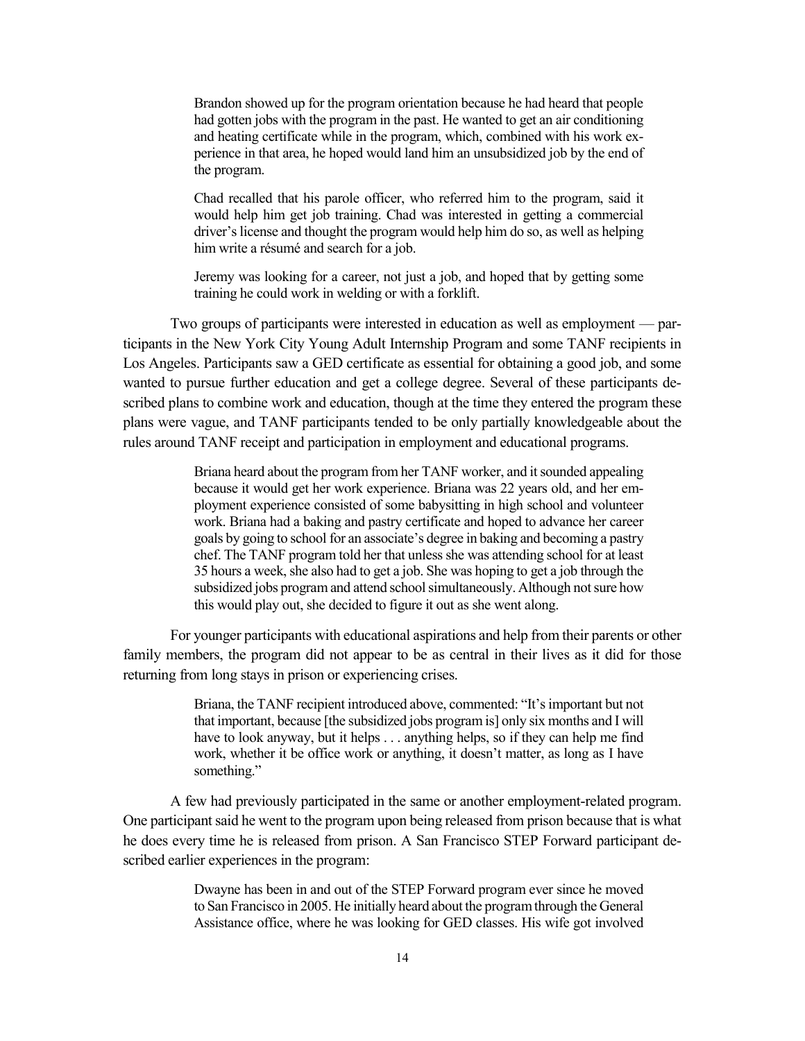> Brandon showed up for the program orientation because he had heard that people had gotten jobs with the program in the past. He wanted to get an air conditioning and heating certificate while in the program, which, combined with his work experience in that area, he hoped would land him an unsubsidized job by the end of the program.

> Chad recalled that his parole officer, who referred him to the program, said it would help him get job training. Chad was interested in getting a commercial driver's license and thought the program would help him do so, as well as helping him write a résumé and search for a job.

> Jeremy was looking for a career, not just a job, and hoped that by getting some training he could work in welding or with a forklift.

Two groups of participants were interested in education as well as employment — participants in the New York City Young Adult Internship Program and some TANF recipients in Los Angeles. Participants saw a GED certificate as essential for obtaining a good job, and some wanted to pursue further education and get a college degree. Several of these participants described plans to combine work and education, though at the time they entered the program these plans were vague, and TANF participants tended to be only partially knowledgeable about the rules around TANF receipt and participation in employment and educational programs.

> Briana heard about the program from her TANF worker, and it sounded appealing because it would get her work experience. Briana was 22 years old, and her employment experience consisted of some babysitting in high school and volunteer work. Briana had a baking and pastry certificate and hoped to advance her career goals by going to school for an associate's degree in baking and becoming a pastry chef. The TANF program told her that unless she was attending school for at least 35 hours a week, she also had to get a job. She was hoping to get a job through the subsidized jobs program and attend school simultaneously. Although not sure how this would play out, she decided to figure it out as she went along.

For younger participants with educational aspirations and help from their parents or other family members, the program did not appear to be as central in their lives as it did for those returning from long stays in prison or experiencing crises.

> Briana, the TANF recipient introduced above, commented: "It's important but not that important, because [the subsidized jobs program is] only six months and I will have to look anyway, but it helps . . . anything helps, so if they can help me find work, whether it be office work or anything, it doesn't matter, as long as I have something."

A few had previously participated in the same or another employment-related program. One participant said he went to the program upon being released from prison because that is what he does every time he is released from prison. A San Francisco STEP Forward participant described earlier experiences in the program:

> Dwayne has been in and out of the STEP Forward program ever since he moved to San Francisco in 2005. He initially heard about the program through the General Assistance office, where he was looking for GED classes. His wife got involved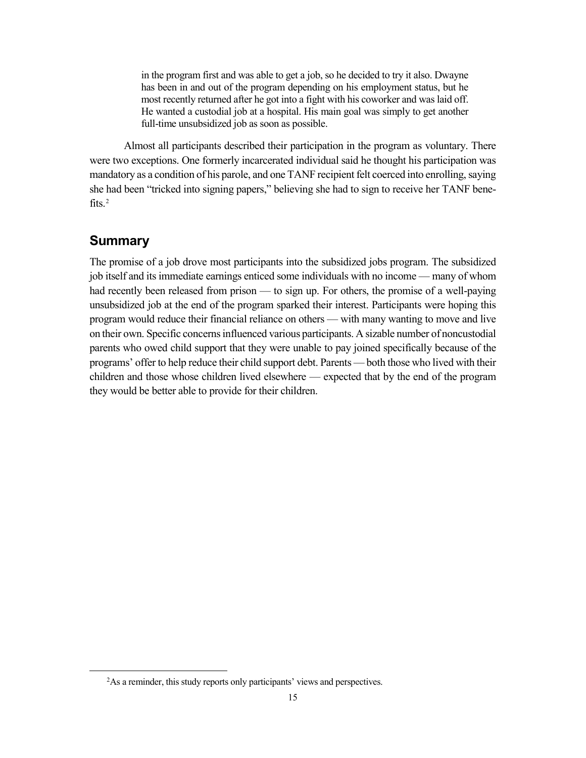> in the program first and was able to get a job, so he decided to try it also. Dwayne has been in and out of the program depending on his employment status, but he most recently returned after he got into a fight with his coworker and was laid off. He wanted a custodial job at a hospital. His main goal was simply to get another full-time unsubsidized job as soon as possible.

Almost all participants described their participation in the program as voluntary. There were two exceptions. One formerly incarcerated individual said he thought his participation was mandatory as a condition of his parole, and one TANF recipient felt coerced into enrolling, saying she had been "tricked into signing papers," believing she had to sign to receive her TANF benefits.[2]

## Summary

The promise of a job drove most participants into the subsidized jobs program. The subsidized job itself and its immediate earnings enticed some individuals with no income — many of whom had recently been released from prison — to sign up. For others, the promise of a well-paying unsubsidized job at the end of the program sparked their interest. Participants were hoping this program would reduce their financial reliance on others — with many wanting to move and live on their own. Specific concerns influenced various participants. A sizable number of noncustodial parents who owed child support that they were unable to pay joined specifically because of the programs' offer to help reduce their child support debt. Parents — both those who lived with their children and those whose children lived elsewhere — expected that by the end of the program they would be better able to provide for their children.

[2]As a reminder, this study reports only participants' views and perspectives.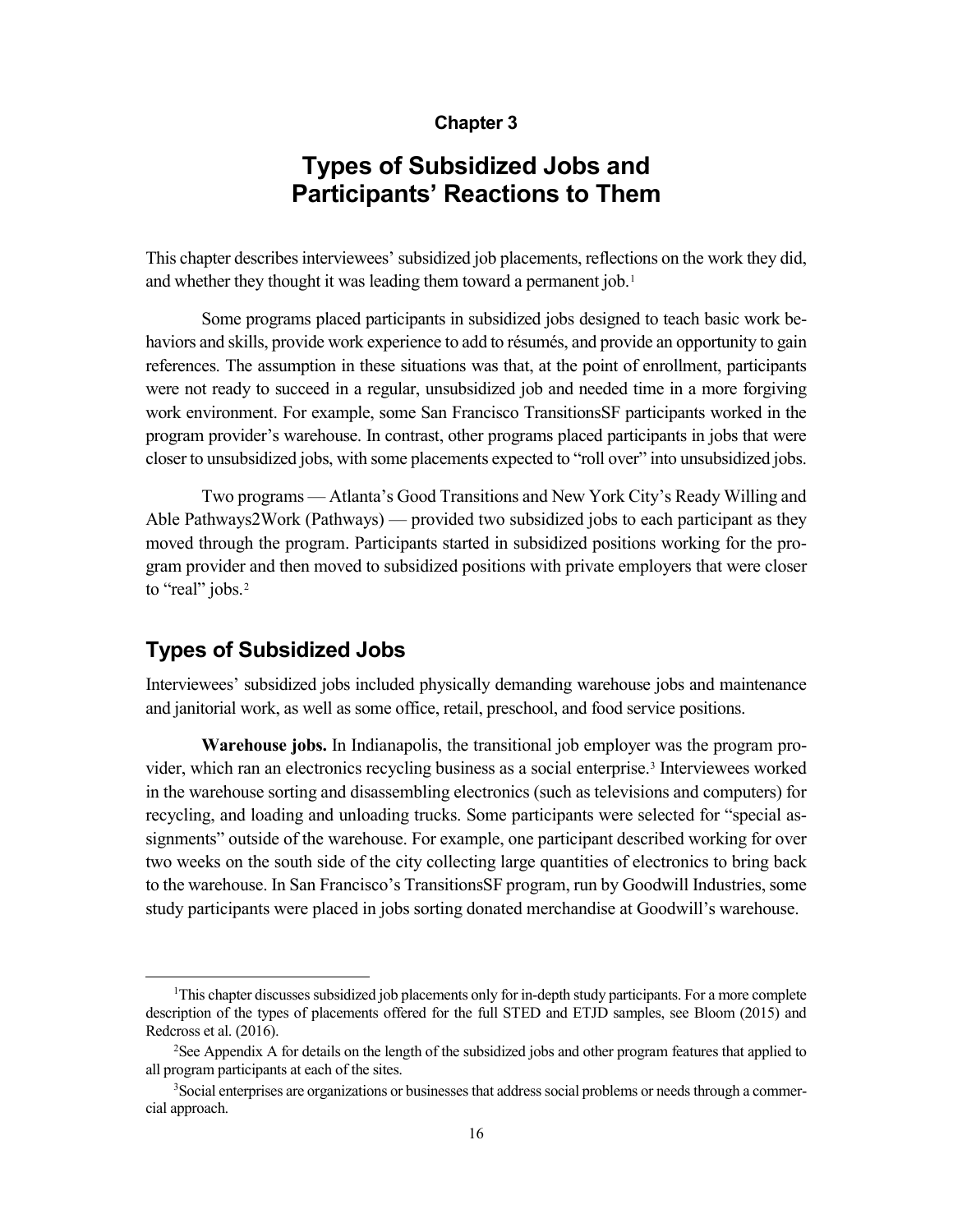**Chapter 3**

# Types of Subsidized Jobs and Participants' Reactions to Them

This chapter describes interviewees' subsidized job placements, reflections on the work they did, and whether they thought it was leading them toward a permanent job.[1]

Some programs placed participants in subsidized jobs designed to teach basic work behaviors and skills, provide work experience to add to résumés, and provide an opportunity to gain references. The assumption in these situations was that, at the point of enrollment, participants were not ready to succeed in a regular, unsubsidized job and needed time in a more forgiving work environment. For example, some San Francisco TransitionsSF participants worked in the program provider's warehouse. In contrast, other programs placed participants in jobs that were closer to unsubsidized jobs, with some placements expected to "roll over" into unsubsidized jobs.

Two programs — Atlanta's Good Transitions and New York City's Ready Willing and Able Pathways2Work (Pathways) — provided two subsidized jobs to each participant as they moved through the program. Participants started in subsidized positions working for the program provider and then moved to subsidized positions with private employers that were closer to "real" jobs.[2]

## Types of Subsidized Jobs

Interviewees' subsidized jobs included physically demanding warehouse jobs and maintenance and janitorial work, as well as some office, retail, preschool, and food service positions.

**Warehouse jobs.** In Indianapolis, the transitional job employer was the program provider, which ran an electronics recycling business as a social enterprise.[3] Interviewees worked in the warehouse sorting and disassembling electronics (such as televisions and computers) for recycling, and loading and unloading trucks. Some participants were selected for "special assignments" outside of the warehouse. For example, one participant described working for over two weeks on the south side of the city collecting large quantities of electronics to bring back to the warehouse. In San Francisco's TransitionsSF program, run by Goodwill Industries, some study participants were placed in jobs sorting donated merchandise at Goodwill's warehouse.

---

[1]This chapter discusses subsidized job placements only for in-depth study participants. For a more complete description of the types of placements offered for the full STED and ETJD samples, see Bloom (2015) and Redcross et al. (2016).

[2]See Appendix A for details on the length of the subsidized jobs and other program features that applied to all program participants at each of the sites.

[3]Social enterprises are organizations or businesses that address social problems or needs through a commercial approach.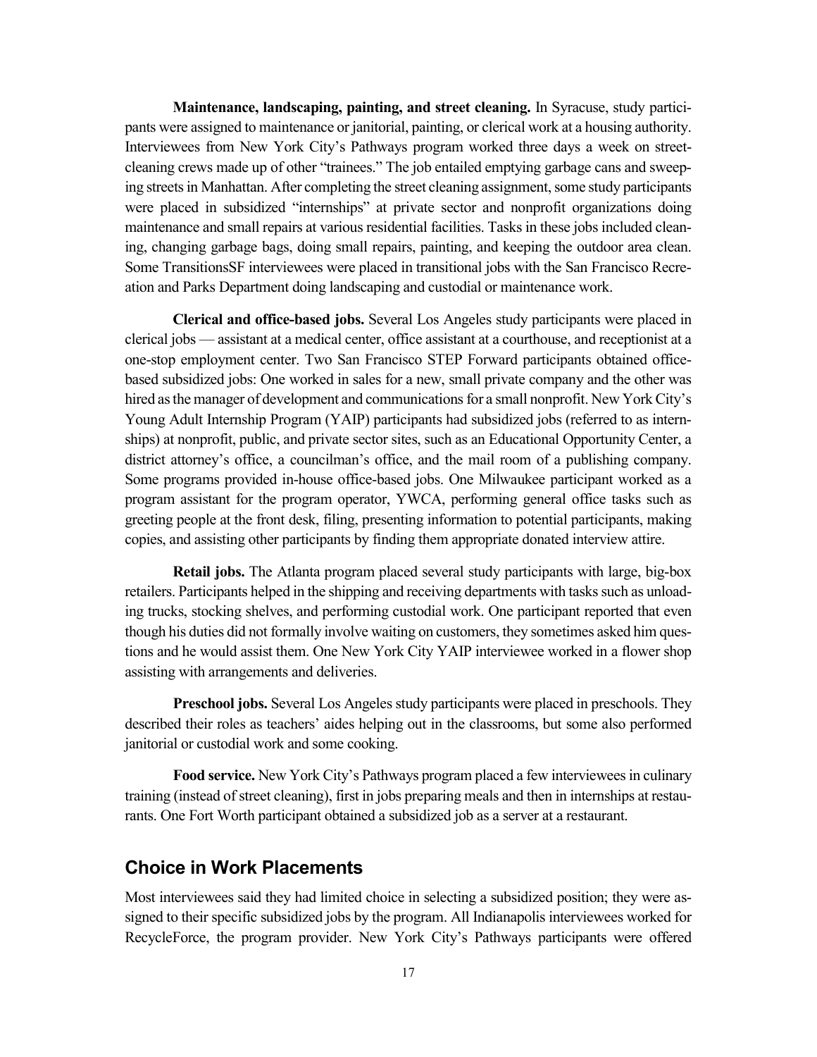**Maintenance, landscaping, painting, and street cleaning.** In Syracuse, study participants were assigned to maintenance or janitorial, painting, or clerical work at a housing authority. Interviewees from New York City's Pathways program worked three days a week on street-cleaning crews made up of other "trainees." The job entailed emptying garbage cans and sweeping streets in Manhattan. After completing the street cleaning assignment, some study participants were placed in subsidized "internships" at private sector and nonprofit organizations doing maintenance and small repairs at various residential facilities. Tasks in these jobs included cleaning, changing garbage bags, doing small repairs, painting, and keeping the outdoor area clean. Some TransitionsSF interviewees were placed in transitional jobs with the San Francisco Recreation and Parks Department doing landscaping and custodial or maintenance work.

**Clerical and office-based jobs.** Several Los Angeles study participants were placed in clerical jobs — assistant at a medical center, office assistant at a courthouse, and receptionist at a one-stop employment center. Two San Francisco STEP Forward participants obtained office-based subsidized jobs: One worked in sales for a new, small private company and the other was hired as the manager of development and communications for a small nonprofit. New York City's Young Adult Internship Program (YAIP) participants had subsidized jobs (referred to as internships) at nonprofit, public, and private sector sites, such as an Educational Opportunity Center, a district attorney's office, a councilman's office, and the mail room of a publishing company. Some programs provided in-house office-based jobs. One Milwaukee participant worked as a program assistant for the program operator, YWCA, performing general office tasks such as greeting people at the front desk, filing, presenting information to potential participants, making copies, and assisting other participants by finding them appropriate donated interview attire.

**Retail jobs.** The Atlanta program placed several study participants with large, big-box retailers. Participants helped in the shipping and receiving departments with tasks such as unloading trucks, stocking shelves, and performing custodial work. One participant reported that even though his duties did not formally involve waiting on customers, they sometimes asked him questions and he would assist them. One New York City YAIP interviewee worked in a flower shop assisting with arrangements and deliveries.

**Preschool jobs.** Several Los Angeles study participants were placed in preschools. They described their roles as teachers' aides helping out in the classrooms, but some also performed janitorial or custodial work and some cooking.

**Food service.** New York City's Pathways program placed a few interviewees in culinary training (instead of street cleaning), first in jobs preparing meals and then in internships at restaurants. One Fort Worth participant obtained a subsidized job as a server at a restaurant.

## Choice in Work Placements

Most interviewees said they had limited choice in selecting a subsidized position; they were assigned to their specific subsidized jobs by the program. All Indianapolis interviewees worked for RecycleForce, the program provider. New York City's Pathways participants were offered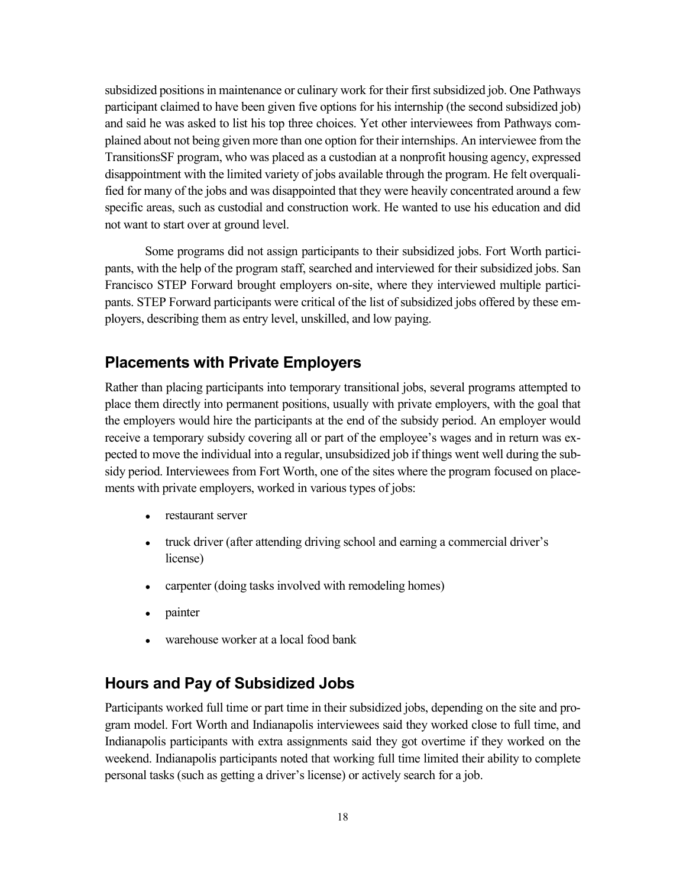subsidized positions in maintenance or culinary work for their first subsidized job. One Pathways participant claimed to have been given five options for his internship (the second subsidized job) and said he was asked to list his top three choices. Yet other interviewees from Pathways complained about not being given more than one option for their internships. An interviewee from the TransitionsSF program, who was placed as a custodian at a nonprofit housing agency, expressed disappointment with the limited variety of jobs available through the program. He felt overqualified for many of the jobs and was disappointed that they were heavily concentrated around a few specific areas, such as custodial and construction work. He wanted to use his education and did not want to start over at ground level.

Some programs did not assign participants to their subsidized jobs. Fort Worth participants, with the help of the program staff, searched and interviewed for their subsidized jobs. San Francisco STEP Forward brought employers on-site, where they interviewed multiple participants. STEP Forward participants were critical of the list of subsidized jobs offered by these employers, describing them as entry level, unskilled, and low paying.

## Placements with Private Employers

Rather than placing participants into temporary transitional jobs, several programs attempted to place them directly into permanent positions, usually with private employers, with the goal that the employers would hire the participants at the end of the subsidy period. An employer would receive a temporary subsidy covering all or part of the employee's wages and in return was expected to move the individual into a regular, unsubsidized job if things went well during the subsidy period. Interviewees from Fort Worth, one of the sites where the program focused on placements with private employers, worked in various types of jobs:

- restaurant server
- truck driver (after attending driving school and earning a commercial driver's license)
- carpenter (doing tasks involved with remodeling homes)
- painter
- warehouse worker at a local food bank

## Hours and Pay of Subsidized Jobs

Participants worked full time or part time in their subsidized jobs, depending on the site and program model. Fort Worth and Indianapolis interviewees said they worked close to full time, and Indianapolis participants with extra assignments said they got overtime if they worked on the weekend. Indianapolis participants noted that working full time limited their ability to complete personal tasks (such as getting a driver's license) or actively search for a job.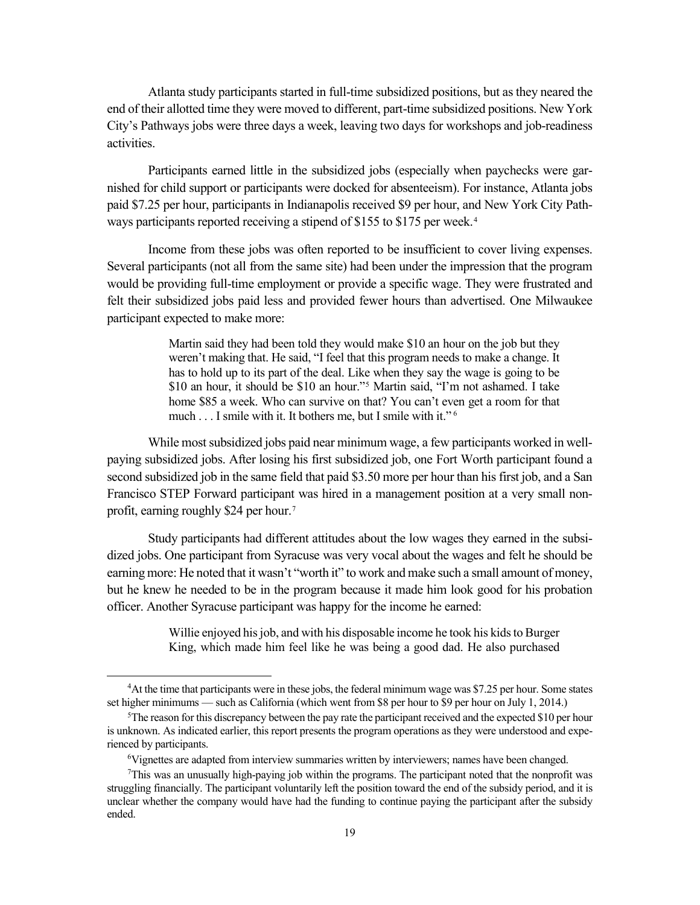Atlanta study participants started in full-time subsidized positions, but as they neared the end of their allotted time they were moved to different, part-time subsidized positions. New York City's Pathways jobs were three days a week, leaving two days for workshops and job-readiness activities.

Participants earned little in the subsidized jobs (especially when paychecks were garnished for child support or participants were docked for absenteeism). For instance, Atlanta jobs paid \$7.25 per hour, participants in Indianapolis received \$9 per hour, and New York City Pathways participants reported receiving a stipend of \$155 to \$175 per week.[4]

Income from these jobs was often reported to be insufficient to cover living expenses. Several participants (not all from the same site) had been under the impression that the program would be providing full-time employment or provide a specific wage. They were frustrated and felt their subsidized jobs paid less and provided fewer hours than advertised. One Milwaukee participant expected to make more:

> Martin said they had been told they would make \$10 an hour on the job but they weren't making that. He said, "I feel that this program needs to make a change. It has to hold up to its part of the deal. Like when they say the wage is going to be \$10 an hour, it should be \$10 an hour."[5] Martin said, "I'm not ashamed. I take home \$85 a week. Who can survive on that? You can't even get a room for that much . . . I smile with it. It bothers me, but I smile with it."[6]

While most subsidized jobs paid near minimum wage, a few participants worked in well-paying subsidized jobs. After losing his first subsidized job, one Fort Worth participant found a second subsidized job in the same field that paid \$3.50 more per hour than his first job, and a San Francisco STEP Forward participant was hired in a management position at a very small nonprofit, earning roughly \$24 per hour.[7]

Study participants had different attitudes about the low wages they earned in the subsidized jobs. One participant from Syracuse was very vocal about the wages and felt he should be earning more: He noted that it wasn't "worth it" to work and make such a small amount of money, but he knew he needed to be in the program because it made him look good for his probation officer. Another Syracuse participant was happy for the income he earned:

> Willie enjoyed his job, and with his disposable income he took his kids to Burger King, which made him feel like he was being a good dad. He also purchased

---

[4]At the time that participants were in these jobs, the federal minimum wage was \$7.25 per hour. Some states set higher minimums — such as California (which went from \$8 per hour to \$9 per hour on July 1, 2014.)

[5]The reason for this discrepancy between the pay rate the participant received and the expected \$10 per hour is unknown. As indicated earlier, this report presents the program operations as they were understood and experienced by participants.

[6]Vignettes are adapted from interview summaries written by interviewers; names have been changed.

[7]This was an unusually high-paying job within the programs. The participant noted that the nonprofit was struggling financially. The participant voluntarily left the position toward the end of the subsidy period, and it is unclear whether the company would have had the funding to continue paying the participant after the subsidy ended.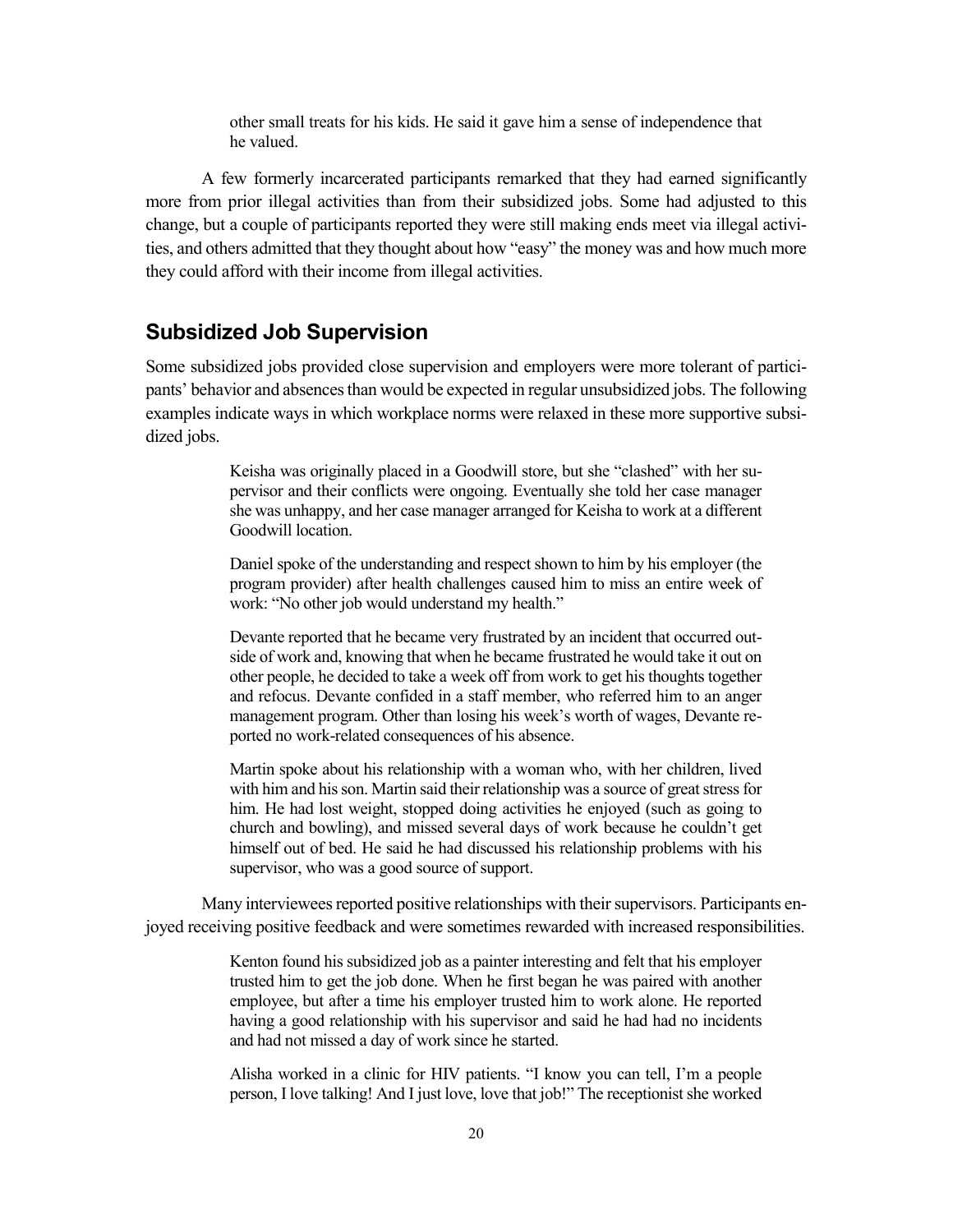other small treats for his kids. He said it gave him a sense of independence that he valued.

A few formerly incarcerated participants remarked that they had earned significantly more from prior illegal activities than from their subsidized jobs. Some had adjusted to this change, but a couple of participants reported they were still making ends meet via illegal activities, and others admitted that they thought about how "easy" the money was and how much more they could afford with their income from illegal activities.

## Subsidized Job Supervision

Some subsidized jobs provided close supervision and employers were more tolerant of participants' behavior and absences than would be expected in regular unsubsidized jobs. The following examples indicate ways in which workplace norms were relaxed in these more supportive subsidized jobs.

> Keisha was originally placed in a Goodwill store, but she "clashed" with her supervisor and their conflicts were ongoing. Eventually she told her case manager she was unhappy, and her case manager arranged for Keisha to work at a different Goodwill location.
>
> Daniel spoke of the understanding and respect shown to him by his employer (the program provider) after health challenges caused him to miss an entire week of work: "No other job would understand my health."
>
> Devante reported that he became very frustrated by an incident that occurred outside of work and, knowing that when he became frustrated he would take it out on other people, he decided to take a week off from work to get his thoughts together and refocus. Devante confided in a staff member, who referred him to an anger management program. Other than losing his week's worth of wages, Devante reported no work-related consequences of his absence.
>
> Martin spoke about his relationship with a woman who, with her children, lived with him and his son. Martin said their relationship was a source of great stress for him. He had lost weight, stopped doing activities he enjoyed (such as going to church and bowling), and missed several days of work because he couldn't get himself out of bed. He said he had discussed his relationship problems with his supervisor, who was a good source of support.

Many interviewees reported positive relationships with their supervisors. Participants enjoyed receiving positive feedback and were sometimes rewarded with increased responsibilities.

> Kenton found his subsidized job as a painter interesting and felt that his employer trusted him to get the job done. When he first began he was paired with another employee, but after a time his employer trusted him to work alone. He reported having a good relationship with his supervisor and said he had had no incidents and had not missed a day of work since he started.
>
> Alisha worked in a clinic for HIV patients. "I know you can tell, I'm a people person, I love talking! And I just love, love that job!" The receptionist she worked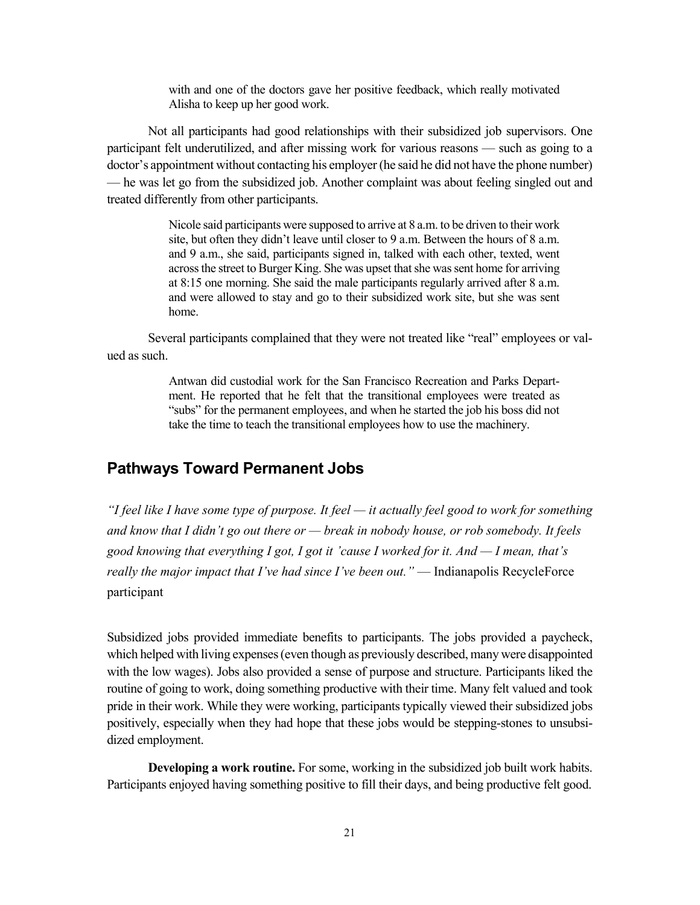> with and one of the doctors gave her positive feedback, which really motivated Alisha to keep up her good work.

Not all participants had good relationships with their subsidized job supervisors. One participant felt underutilized, and after missing work for various reasons — such as going to a doctor's appointment without contacting his employer (he said he did not have the phone number) — he was let go from the subsidized job. Another complaint was about feeling singled out and treated differently from other participants.

> Nicole said participants were supposed to arrive at 8 a.m. to be driven to their work site, but often they didn't leave until closer to 9 a.m. Between the hours of 8 a.m. and 9 a.m., she said, participants signed in, talked with each other, texted, went across the street to Burger King. She was upset that she was sent home for arriving at 8:15 one morning. She said the male participants regularly arrived after 8 a.m. and were allowed to stay and go to their subsidized work site, but she was sent home.

Several participants complained that they were not treated like "real" employees or valued as such.

> Antwan did custodial work for the San Francisco Recreation and Parks Department. He reported that he felt that the transitional employees were treated as "subs" for the permanent employees, and when he started the job his boss did not take the time to teach the transitional employees how to use the machinery.

## Pathways Toward Permanent Jobs

*"I feel like I have some type of purpose. It feel — it actually feel good to work for something and know that I didn't go out there or — break in nobody house, or rob somebody. It feels good knowing that everything I got, I got it 'cause I worked for it. And — I mean, that's really the major impact that I've had since I've been out."* — Indianapolis RecycleForce participant

Subsidized jobs provided immediate benefits to participants. The jobs provided a paycheck, which helped with living expenses (even though as previously described, many were disappointed with the low wages). Jobs also provided a sense of purpose and structure. Participants liked the routine of going to work, doing something productive with their time. Many felt valued and took pride in their work. While they were working, participants typically viewed their subsidized jobs positively, especially when they had hope that these jobs would be stepping-stones to unsubsidized employment.

**Developing a work routine.** For some, working in the subsidized job built work habits. Participants enjoyed having something positive to fill their days, and being productive felt good.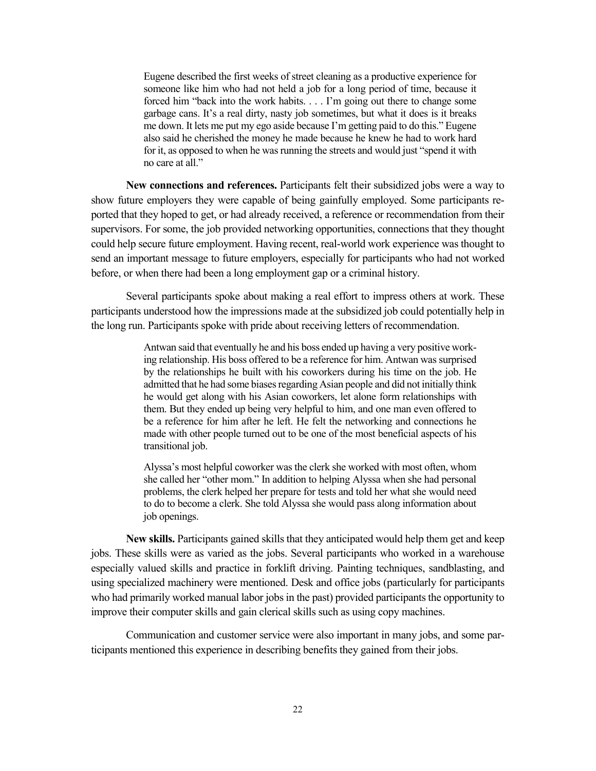> Eugene described the first weeks of street cleaning as a productive experience for someone like him who had not held a job for a long period of time, because it forced him "back into the work habits. . . . I'm going out there to change some garbage cans. It's a real dirty, nasty job sometimes, but what it does is it breaks me down. It lets me put my ego aside because I'm getting paid to do this." Eugene also said he cherished the money he made because he knew he had to work hard for it, as opposed to when he was running the streets and would just "spend it with no care at all."

**New connections and references.** Participants felt their subsidized jobs were a way to show future employers they were capable of being gainfully employed. Some participants reported that they hoped to get, or had already received, a reference or recommendation from their supervisors. For some, the job provided networking opportunities, connections that they thought could help secure future employment. Having recent, real-world work experience was thought to send an important message to future employers, especially for participants who had not worked before, or when there had been a long employment gap or a criminal history.

Several participants spoke about making a real effort to impress others at work. These participants understood how the impressions made at the subsidized job could potentially help in the long run. Participants spoke with pride about receiving letters of recommendation.

> Antwan said that eventually he and his boss ended up having a very positive working relationship. His boss offered to be a reference for him. Antwan was surprised by the relationships he built with his coworkers during his time on the job. He admitted that he had some biases regarding Asian people and did not initially think he would get along with his Asian coworkers, let alone form relationships with them. But they ended up being very helpful to him, and one man even offered to be a reference for him after he left. He felt the networking and connections he made with other people turned out to be one of the most beneficial aspects of his transitional job.

> Alyssa's most helpful coworker was the clerk she worked with most often, whom she called her "other mom." In addition to helping Alyssa when she had personal problems, the clerk helped her prepare for tests and told her what she would need to do to become a clerk. She told Alyssa she would pass along information about job openings.

**New skills.** Participants gained skills that they anticipated would help them get and keep jobs. These skills were as varied as the jobs. Several participants who worked in a warehouse especially valued skills and practice in forklift driving. Painting techniques, sandblasting, and using specialized machinery were mentioned. Desk and office jobs (particularly for participants who had primarily worked manual labor jobs in the past) provided participants the opportunity to improve their computer skills and gain clerical skills such as using copy machines.

Communication and customer service were also important in many jobs, and some participants mentioned this experience in describing benefits they gained from their jobs.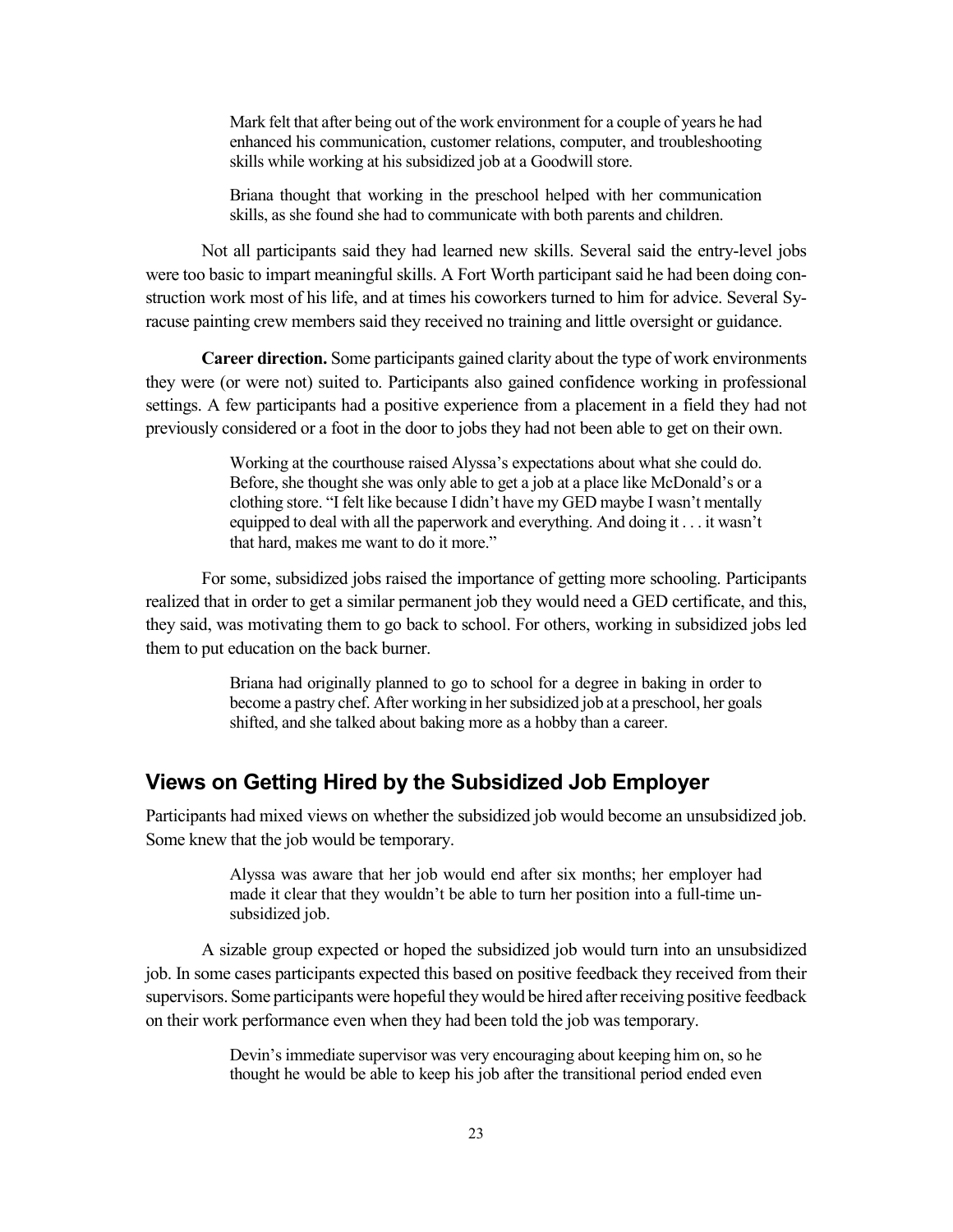> Mark felt that after being out of the work environment for a couple of years he had enhanced his communication, customer relations, computer, and troubleshooting skills while working at his subsidized job at a Goodwill store.

> Briana thought that working in the preschool helped with her communication skills, as she found she had to communicate with both parents and children.

Not all participants said they had learned new skills. Several said the entry-level jobs were too basic to impart meaningful skills. A Fort Worth participant said he had been doing construction work most of his life, and at times his coworkers turned to him for advice. Several Syracuse painting crew members said they received no training and little oversight or guidance.

**Career direction.** Some participants gained clarity about the type of work environments they were (or were not) suited to. Participants also gained confidence working in professional settings. A few participants had a positive experience from a placement in a field they had not previously considered or a foot in the door to jobs they had not been able to get on their own.

> Working at the courthouse raised Alyssa's expectations about what she could do. Before, she thought she was only able to get a job at a place like McDonald's or a clothing store. "I felt like because I didn't have my GED maybe I wasn't mentally equipped to deal with all the paperwork and everything. And doing it . . . it wasn't that hard, makes me want to do it more."

For some, subsidized jobs raised the importance of getting more schooling. Participants realized that in order to get a similar permanent job they would need a GED certificate, and this, they said, was motivating them to go back to school. For others, working in subsidized jobs led them to put education on the back burner.

> Briana had originally planned to go to school for a degree in baking in order to become a pastry chef. After working in her subsidized job at a preschool, her goals shifted, and she talked about baking more as a hobby than a career.

## Views on Getting Hired by the Subsidized Job Employer

Participants had mixed views on whether the subsidized job would become an unsubsidized job. Some knew that the job would be temporary.

> Alyssa was aware that her job would end after six months; her employer had made it clear that they wouldn't be able to turn her position into a full-time unsubsidized job.

A sizable group expected or hoped the subsidized job would turn into an unsubsidized job. In some cases participants expected this based on positive feedback they received from their supervisors. Some participants were hopeful they would be hired after receiving positive feedback on their work performance even when they had been told the job was temporary.

> Devin's immediate supervisor was very encouraging about keeping him on, so he thought he would be able to keep his job after the transitional period ended even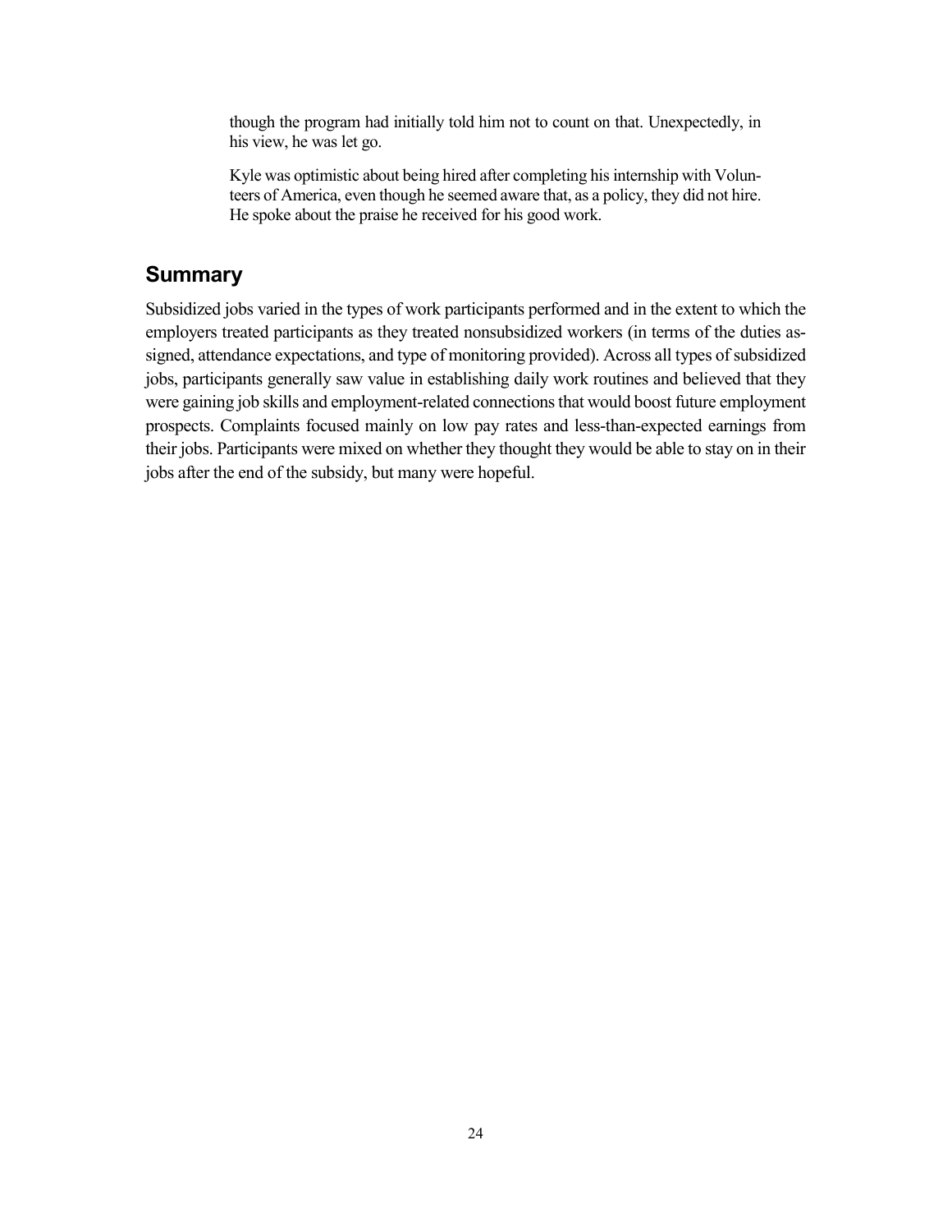> though the program had initially told him not to count on that. Unexpectedly, in his view, he was let go.
>
> Kyle was optimistic about being hired after completing his internship with Volunteers of America, even though he seemed aware that, as a policy, they did not hire. He spoke about the praise he received for his good work.

## Summary

Subsidized jobs varied in the types of work participants performed and in the extent to which the employers treated participants as they treated nonsubsidized workers (in terms of the duties assigned, attendance expectations, and type of monitoring provided). Across all types of subsidized jobs, participants generally saw value in establishing daily work routines and believed that they were gaining job skills and employment-related connections that would boost future employment prospects. Complaints focused mainly on low pay rates and less-than-expected earnings from their jobs. Participants were mixed on whether they thought they would be able to stay on in their jobs after the end of the subsidy, but many were hopeful.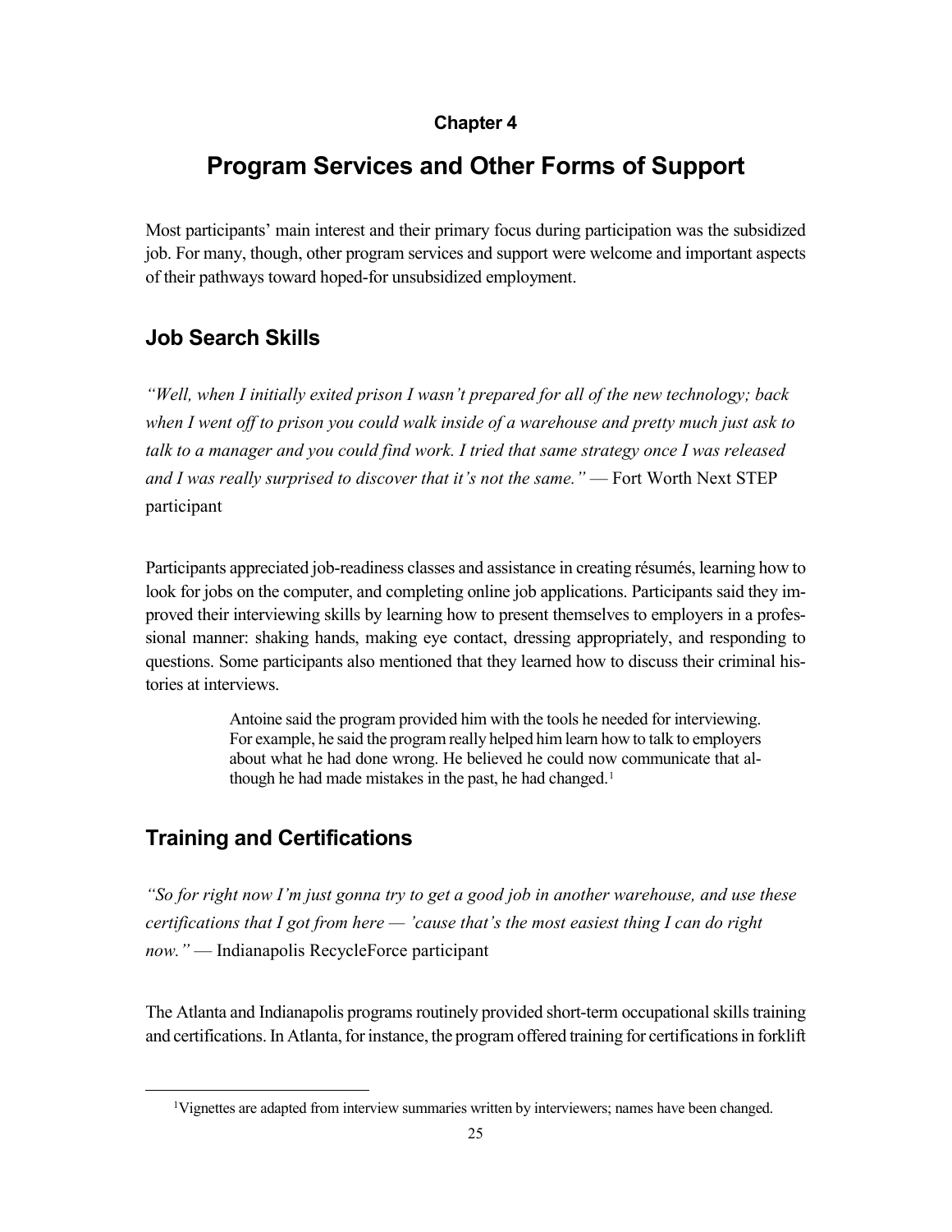# Chapter 4

# Program Services and Other Forms of Support

Most participants' main interest and their primary focus during participation was the subsidized job. For many, though, other program services and support were welcome and important aspects of their pathways toward hoped-for unsubsidized employment.

## Job Search Skills

*"Well, when I initially exited prison I wasn't prepared for all of the new technology; back when I went off to prison you could walk inside of a warehouse and pretty much just ask to talk to a manager and you could find work. I tried that same strategy once I was released and I was really surprised to discover that it's not the same."* — Fort Worth Next STEP participant

Participants appreciated job-readiness classes and assistance in creating résumés, learning how to look for jobs on the computer, and completing online job applications. Participants said they improved their interviewing skills by learning how to present themselves to employers in a professional manner: shaking hands, making eye contact, dressing appropriately, and responding to questions. Some participants also mentioned that they learned how to discuss their criminal histories at interviews.

> Antoine said the program provided him with the tools he needed for interviewing. For example, he said the program really helped him learn how to talk to employers about what he had done wrong. He believed he could now communicate that although he had made mistakes in the past, he had changed.[1]

## Training and Certifications

*"So for right now I'm just gonna try to get a good job in another warehouse, and use these certifications that I got from here — 'cause that's the most easiest thing I can do right now."* — Indianapolis RecycleForce participant

The Atlanta and Indianapolis programs routinely provided short-term occupational skills training and certifications. In Atlanta, for instance, the program offered training for certifications in forklift

[1]Vignettes are adapted from interview summaries written by interviewers; names have been changed.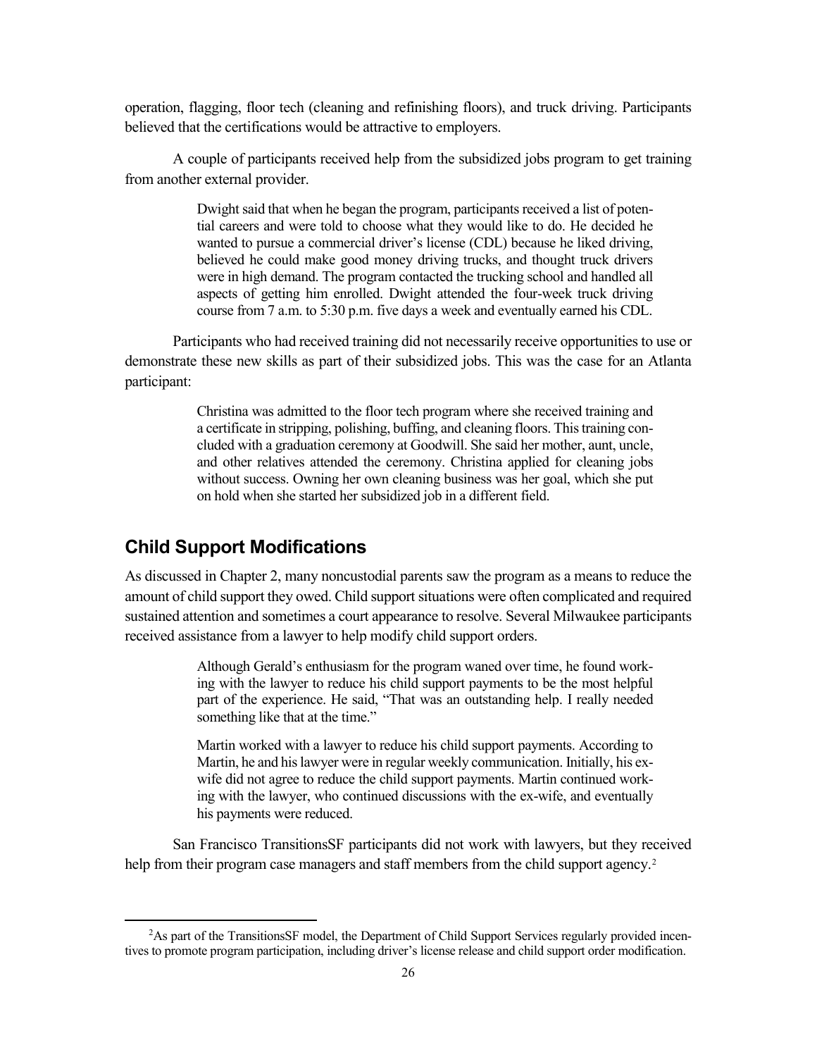operation, flagging, floor tech (cleaning and refinishing floors), and truck driving. Participants believed that the certifications would be attractive to employers.

A couple of participants received help from the subsidized jobs program to get training from another external provider.

> Dwight said that when he began the program, participants received a list of potential careers and were told to choose what they would like to do. He decided he wanted to pursue a commercial driver's license (CDL) because he liked driving, believed he could make good money driving trucks, and thought truck drivers were in high demand. The program contacted the trucking school and handled all aspects of getting him enrolled. Dwight attended the four-week truck driving course from 7 a.m. to 5:30 p.m. five days a week and eventually earned his CDL.

Participants who had received training did not necessarily receive opportunities to use or demonstrate these new skills as part of their subsidized jobs. This was the case for an Atlanta participant:

> Christina was admitted to the floor tech program where she received training and a certificate in stripping, polishing, buffing, and cleaning floors. This training concluded with a graduation ceremony at Goodwill. She said her mother, aunt, uncle, and other relatives attended the ceremony. Christina applied for cleaning jobs without success. Owning her own cleaning business was her goal, which she put on hold when she started her subsidized job in a different field.

## Child Support Modifications

As discussed in Chapter 2, many noncustodial parents saw the program as a means to reduce the amount of child support they owed. Child support situations were often complicated and required sustained attention and sometimes a court appearance to resolve. Several Milwaukee participants received assistance from a lawyer to help modify child support orders.

> Although Gerald's enthusiasm for the program waned over time, he found working with the lawyer to reduce his child support payments to be the most helpful part of the experience. He said, "That was an outstanding help. I really needed something like that at the time."
>
> Martin worked with a lawyer to reduce his child support payments. According to Martin, he and his lawyer were in regular weekly communication. Initially, his ex-wife did not agree to reduce the child support payments. Martin continued working with the lawyer, who continued discussions with the ex-wife, and eventually his payments were reduced.

San Francisco TransitionsSF participants did not work with lawyers, but they received help from their program case managers and staff members from the child support agency.[2]

[2]As part of the TransitionsSF model, the Department of Child Support Services regularly provided incentives to promote program participation, including driver's license release and child support order modification.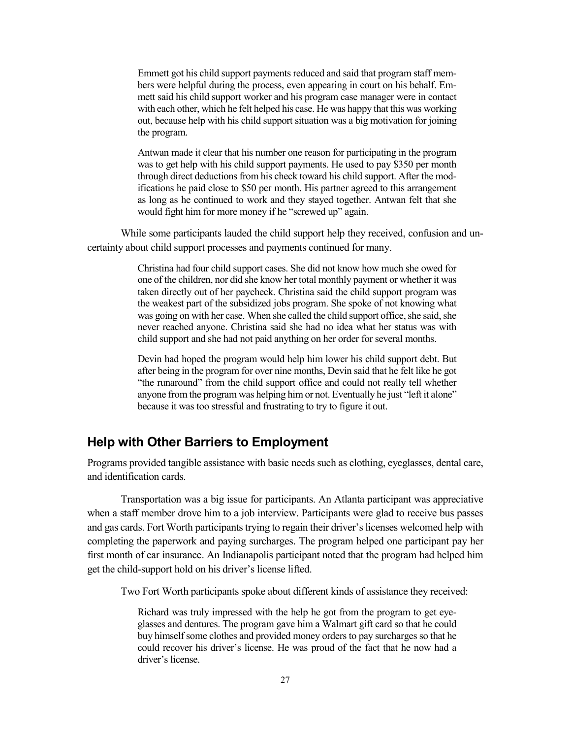> Emmett got his child support payments reduced and said that program staff members were helpful during the process, even appearing in court on his behalf. Emmett said his child support worker and his program case manager were in contact with each other, which he felt helped his case. He was happy that this was working out, because help with his child support situation was a big motivation for joining the program.

> Antwan made it clear that his number one reason for participating in the program was to get help with his child support payments. He used to pay $350 per month through direct deductions from his check toward his child support. After the modifications he paid close to $50 per month. His partner agreed to this arrangement as long as he continued to work and they stayed together. Antwan felt that she would fight him for more money if he "screwed up" again.

While some participants lauded the child support help they received, confusion and uncertainty about child support processes and payments continued for many.

> Christina had four child support cases. She did not know how much she owed for one of the children, nor did she know her total monthly payment or whether it was taken directly out of her paycheck. Christina said the child support program was the weakest part of the subsidized jobs program. She spoke of not knowing what was going on with her case. When she called the child support office, she said, she never reached anyone. Christina said she had no idea what her status was with child support and she had not paid anything on her order for several months.

> Devin had hoped the program would help him lower his child support debt. But after being in the program for over nine months, Devin said that he felt like he got "the runaround" from the child support office and could not really tell whether anyone from the program was helping him or not. Eventually he just "left it alone" because it was too stressful and frustrating to try to figure it out.

## Help with Other Barriers to Employment

Programs provided tangible assistance with basic needs such as clothing, eyeglasses, dental care, and identification cards.

Transportation was a big issue for participants. An Atlanta participant was appreciative when a staff member drove him to a job interview. Participants were glad to receive bus passes and gas cards. Fort Worth participants trying to regain their driver's licenses welcomed help with completing the paperwork and paying surcharges. The program helped one participant pay her first month of car insurance. An Indianapolis participant noted that the program had helped him get the child-support hold on his driver's license lifted.

Two Fort Worth participants spoke about different kinds of assistance they received:

> Richard was truly impressed with the help he got from the program to get eyeglasses and dentures. The program gave him a Walmart gift card so that he could buy himself some clothes and provided money orders to pay surcharges so that he could recover his driver's license. He was proud of the fact that he now had a driver's license.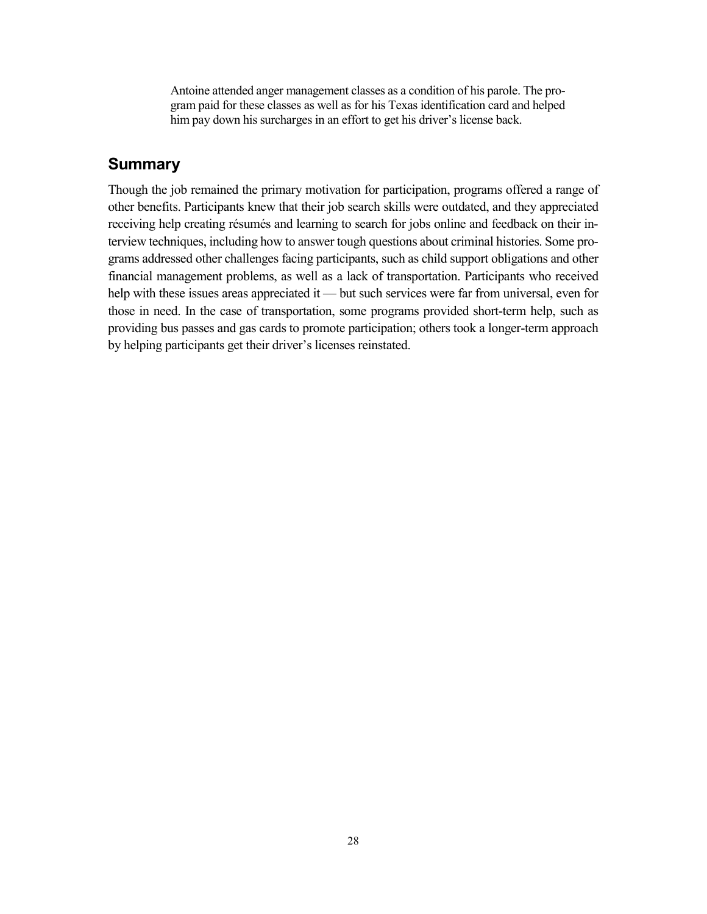> Antoine attended anger management classes as a condition of his parole. The program paid for these classes as well as for his Texas identification card and helped him pay down his surcharges in an effort to get his driver's license back.

## Summary

Though the job remained the primary motivation for participation, programs offered a range of other benefits. Participants knew that their job search skills were outdated, and they appreciated receiving help creating résumés and learning to search for jobs online and feedback on their interview techniques, including how to answer tough questions about criminal histories. Some programs addressed other challenges facing participants, such as child support obligations and other financial management problems, as well as a lack of transportation. Participants who received help with these issues areas appreciated it — but such services were far from universal, even for those in need. In the case of transportation, some programs provided short-term help, such as providing bus passes and gas cards to promote participation; others took a longer-term approach by helping participants get their driver's licenses reinstated.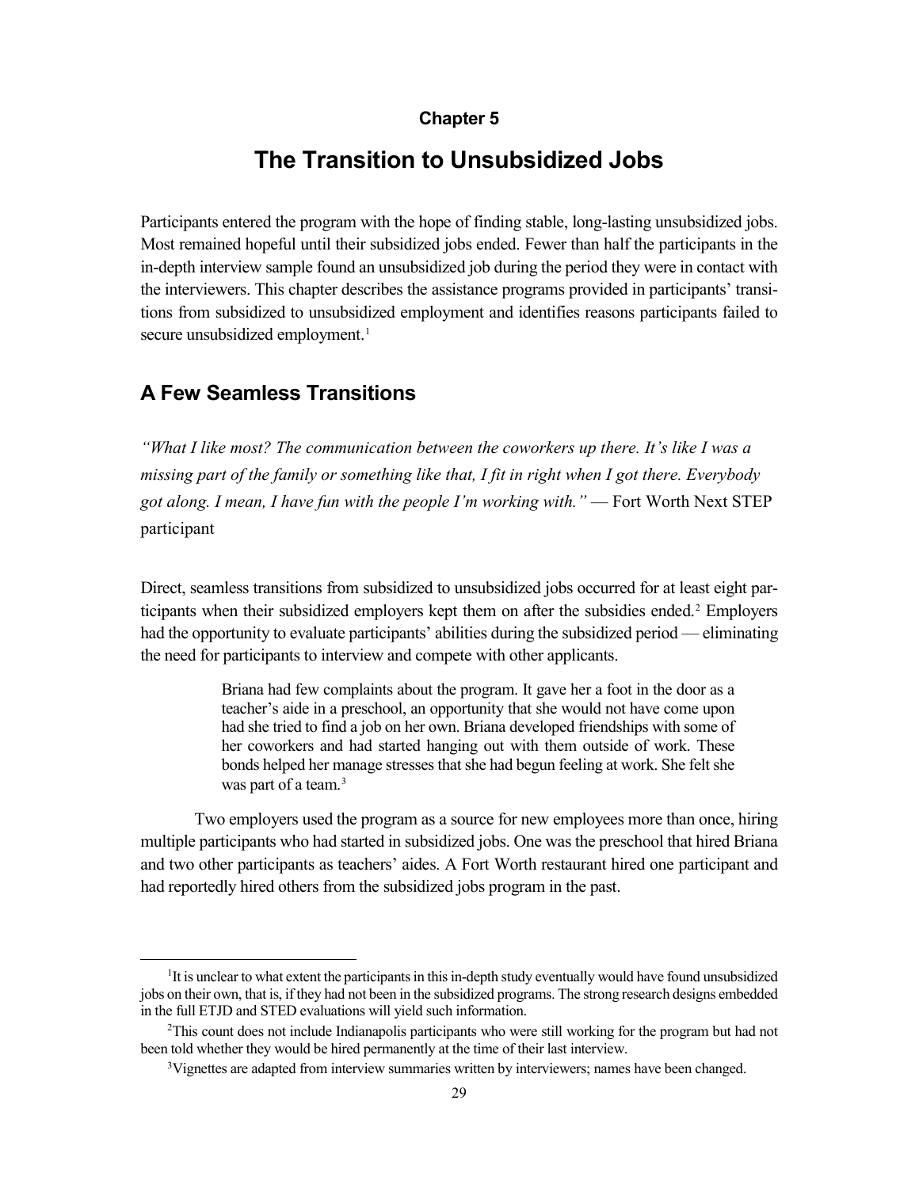#### Chapter 5

# The Transition to Unsubsidized Jobs

Participants entered the program with the hope of finding stable, long-lasting unsubsidized jobs. Most remained hopeful until their subsidized jobs ended. Fewer than half the participants in the in-depth interview sample found an unsubsidized job during the period they were in contact with the interviewers. This chapter describes the assistance programs provided in participants' transitions from subsidized to unsubsidized employment and identifies reasons participants failed to secure unsubsidized employment.[1]

## A Few Seamless Transitions

*"What I like most? The communication between the coworkers up there. It's like I was a missing part of the family or something like that, I fit in right when I got there. Everybody got along. I mean, I have fun with the people I'm working with."* — Fort Worth Next STEP participant

Direct, seamless transitions from subsidized to unsubsidized jobs occurred for at least eight participants when their subsidized employers kept them on after the subsidies ended.[2] Employers had the opportunity to evaluate participants' abilities during the subsidized period — eliminating the need for participants to interview and compete with other applicants.

> Briana had few complaints about the program. It gave her a foot in the door as a teacher's aide in a preschool, an opportunity that she would not have come upon had she tried to find a job on her own. Briana developed friendships with some of her coworkers and had started hanging out with them outside of work. These bonds helped her manage stresses that she had begun feeling at work. She felt she was part of a team.[3]

Two employers used the program as a source for new employees more than once, hiring multiple participants who had started in subsidized jobs. One was the preschool that hired Briana and two other participants as teachers' aides. A Fort Worth restaurant hired one participant and had reportedly hired others from the subsidized jobs program in the past.

---

[1] It is unclear to what extent the participants in this in-depth study eventually would have found unsubsidized jobs on their own, that is, if they had not been in the subsidized programs. The strong research designs embedded in the full ETJD and STED evaluations will yield such information.

[2] This count does not include Indianapolis participants who were still working for the program but had not been told whether they would be hired permanently at the time of their last interview.

[3] Vignettes are adapted from interview summaries written by interviewers; names have been changed.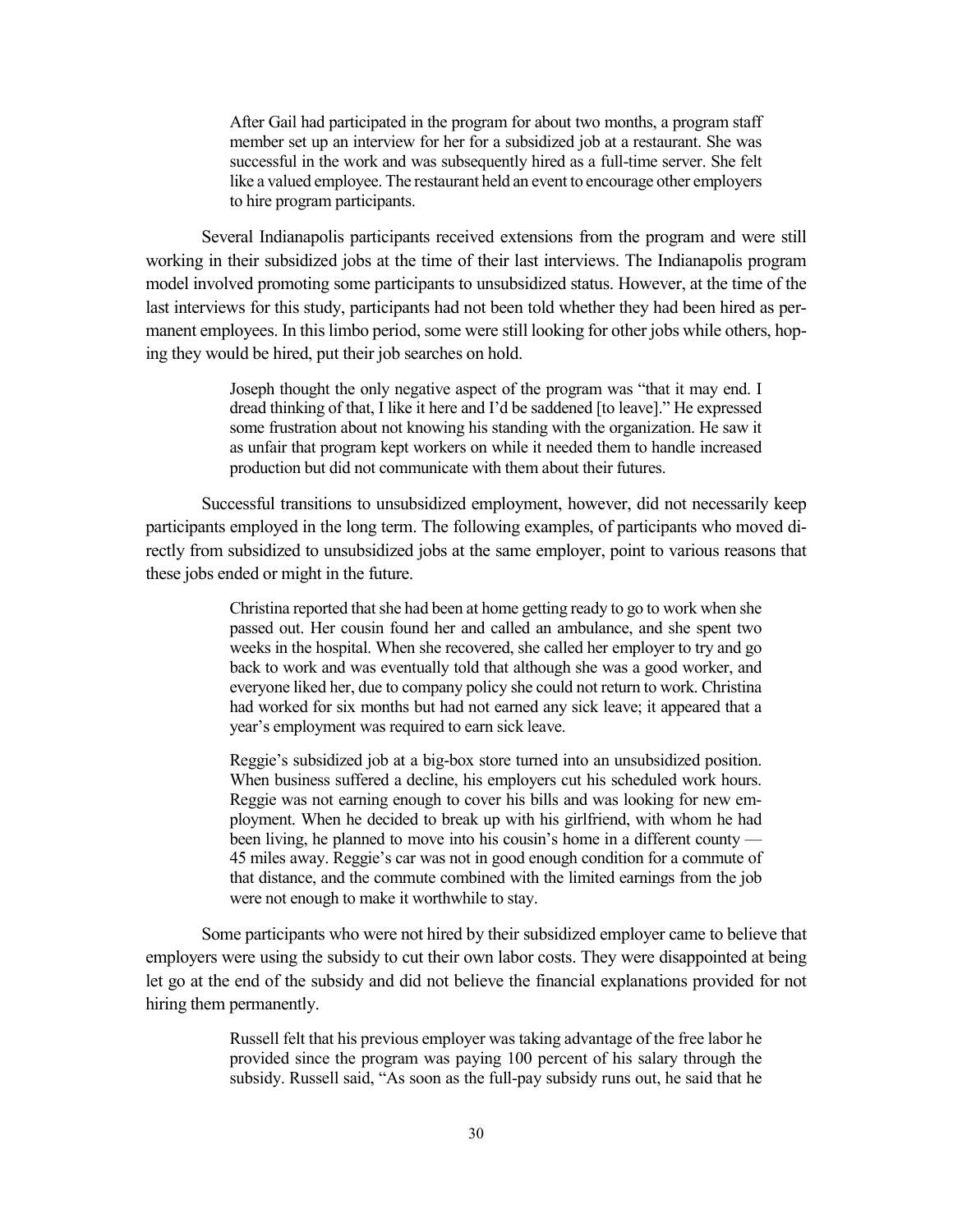> After Gail had participated in the program for about two months, a program staff member set up an interview for her for a subsidized job at a restaurant. She was successful in the work and was subsequently hired as a full-time server. She felt like a valued employee. The restaurant held an event to encourage other employers to hire program participants.

Several Indianapolis participants received extensions from the program and were still working in their subsidized jobs at the time of their last interviews. The Indianapolis program model involved promoting some participants to unsubsidized status. However, at the time of the last interviews for this study, participants had not been told whether they had been hired as permanent employees. In this limbo period, some were still looking for other jobs while others, hoping they would be hired, put their job searches on hold.

> Joseph thought the only negative aspect of the program was "that it may end. I dread thinking of that, I like it here and I'd be saddened [to leave]." He expressed some frustration about not knowing his standing with the organization. He saw it as unfair that program kept workers on while it needed them to handle increased production but did not communicate with them about their futures.

Successful transitions to unsubsidized employment, however, did not necessarily keep participants employed in the long term. The following examples, of participants who moved directly from subsidized to unsubsidized jobs at the same employer, point to various reasons that these jobs ended or might in the future.

> Christina reported that she had been at home getting ready to go to work when she passed out. Her cousin found her and called an ambulance, and she spent two weeks in the hospital. When she recovered, she called her employer to try and go back to work and was eventually told that although she was a good worker, and everyone liked her, due to company policy she could not return to work. Christina had worked for six months but had not earned any sick leave; it appeared that a year's employment was required to earn sick leave.

> Reggie's subsidized job at a big-box store turned into an unsubsidized position. When business suffered a decline, his employers cut his scheduled work hours. Reggie was not earning enough to cover his bills and was looking for new employment. When he decided to break up with his girlfriend, with whom he had been living, he planned to move into his cousin's home in a different county — 45 miles away. Reggie's car was not in good enough condition for a commute of that distance, and the commute combined with the limited earnings from the job were not enough to make it worthwhile to stay.

Some participants who were not hired by their subsidized employer came to believe that employers were using the subsidy to cut their own labor costs. They were disappointed at being let go at the end of the subsidy and did not believe the financial explanations provided for not hiring them permanently.

> Russell felt that his previous employer was taking advantage of the free labor he provided since the program was paying 100 percent of his salary through the subsidy. Russell said, "As soon as the full-pay subsidy runs out, he said that he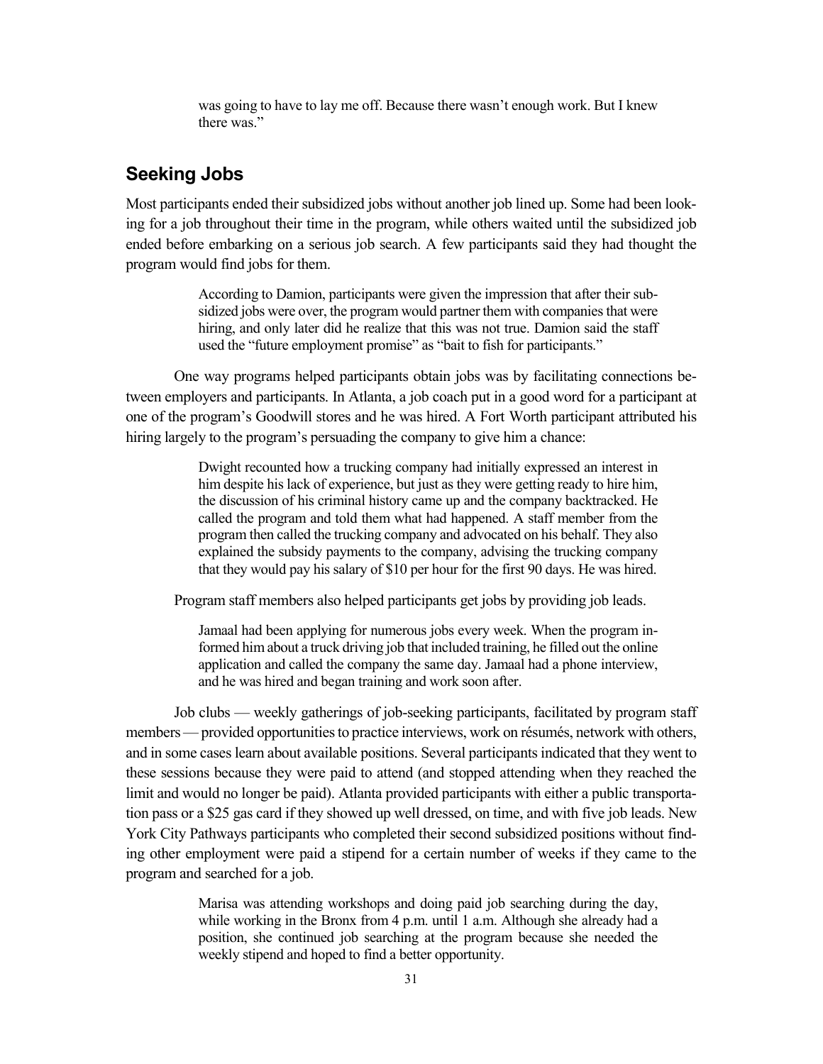was going to have to lay me off. Because there wasn't enough work. But I knew there was."

## Seeking Jobs

Most participants ended their subsidized jobs without another job lined up. Some had been looking for a job throughout their time in the program, while others waited until the subsidized job ended before embarking on a serious job search. A few participants said they had thought the program would find jobs for them.

> According to Damion, participants were given the impression that after their subsidized jobs were over, the program would partner them with companies that were hiring, and only later did he realize that this was not true. Damion said the staff used the "future employment promise" as "bait to fish for participants."

One way programs helped participants obtain jobs was by facilitating connections between employers and participants. In Atlanta, a job coach put in a good word for a participant at one of the program's Goodwill stores and he was hired. A Fort Worth participant attributed his hiring largely to the program's persuading the company to give him a chance:

> Dwight recounted how a trucking company had initially expressed an interest in him despite his lack of experience, but just as they were getting ready to hire him, the discussion of his criminal history came up and the company backtracked. He called the program and told them what had happened. A staff member from the program then called the trucking company and advocated on his behalf. They also explained the subsidy payments to the company, advising the trucking company that they would pay his salary of $10 per hour for the first 90 days. He was hired.

Program staff members also helped participants get jobs by providing job leads.

> Jamaal had been applying for numerous jobs every week. When the program informed him about a truck driving job that included training, he filled out the online application and called the company the same day. Jamaal had a phone interview, and he was hired and began training and work soon after.

Job clubs — weekly gatherings of job-seeking participants, facilitated by program staff members — provided opportunities to practice interviews, work on résumés, network with others, and in some cases learn about available positions. Several participants indicated that they went to these sessions because they were paid to attend (and stopped attending when they reached the limit and would no longer be paid). Atlanta provided participants with either a public transportation pass or a $25 gas card if they showed up well dressed, on time, and with five job leads. New York City Pathways participants who completed their second subsidized positions without finding other employment were paid a stipend for a certain number of weeks if they came to the program and searched for a job.

> Marisa was attending workshops and doing paid job searching during the day, while working in the Bronx from 4 p.m. until 1 a.m. Although she already had a position, she continued job searching at the program because she needed the weekly stipend and hoped to find a better opportunity.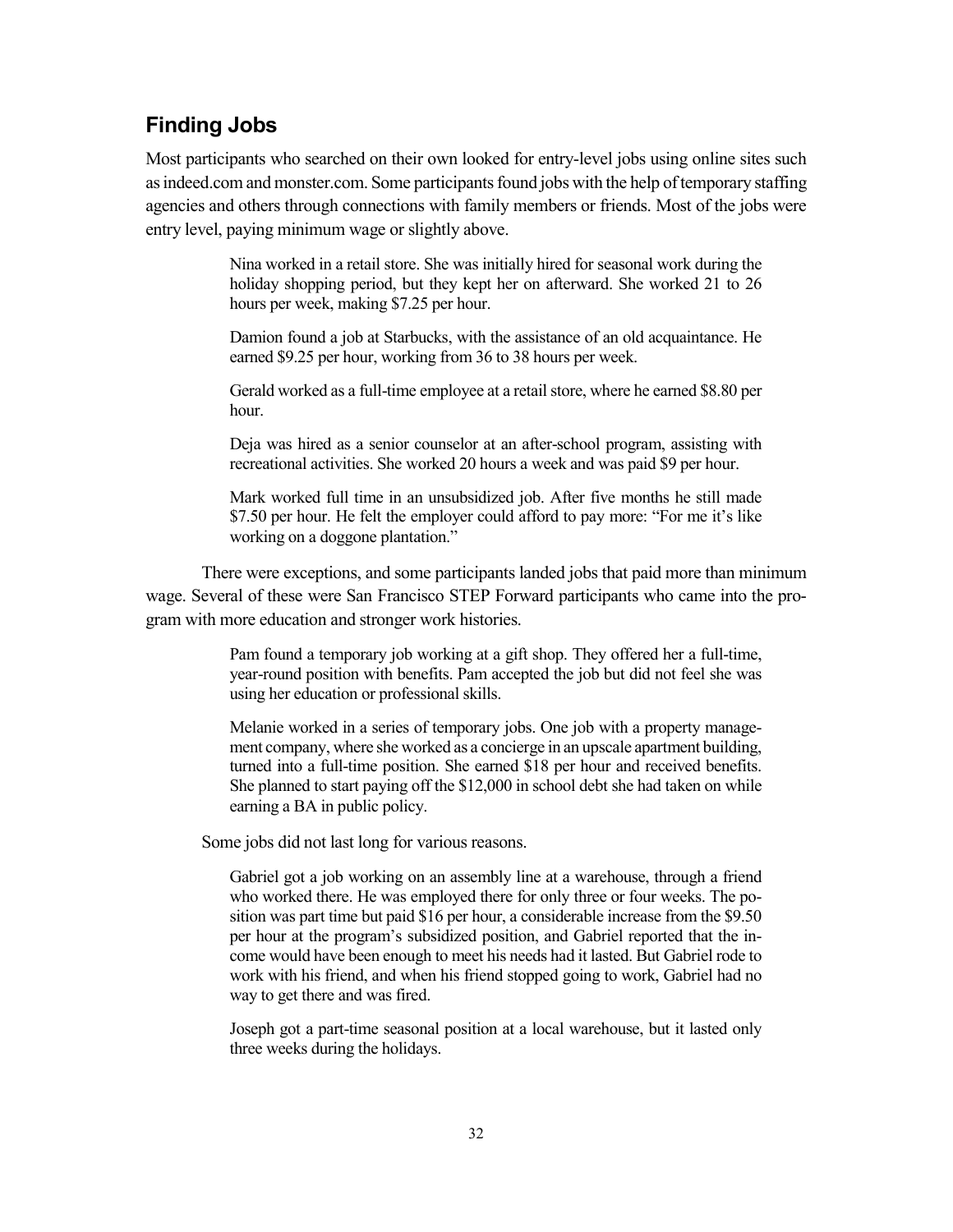## Finding Jobs

Most participants who searched on their own looked for entry-level jobs using online sites such as indeed.com and monster.com. Some participants found jobs with the help of temporary staffing agencies and others through connections with family members or friends. Most of the jobs were entry level, paying minimum wage or slightly above.

> Nina worked in a retail store. She was initially hired for seasonal work during the holiday shopping period, but they kept her on afterward. She worked 21 to 26 hours per week, making $7.25 per hour.
>
> Damion found a job at Starbucks, with the assistance of an old acquaintance. He earned $9.25 per hour, working from 36 to 38 hours per week.
>
> Gerald worked as a full-time employee at a retail store, where he earned $8.80 per hour.
>
> Deja was hired as a senior counselor at an after-school program, assisting with recreational activities. She worked 20 hours a week and was paid $9 per hour.
>
> Mark worked full time in an unsubsidized job. After five months he still made $7.50 per hour. He felt the employer could afford to pay more: "For me it's like working on a doggone plantation."

There were exceptions, and some participants landed jobs that paid more than minimum wage. Several of these were San Francisco STEP Forward participants who came into the program with more education and stronger work histories.

> Pam found a temporary job working at a gift shop. They offered her a full-time, year-round position with benefits. Pam accepted the job but did not feel she was using her education or professional skills.
>
> Melanie worked in a series of temporary jobs. One job with a property management company, where she worked as a concierge in an upscale apartment building, turned into a full-time position. She earned $18 per hour and received benefits. She planned to start paying off the $12,000 in school debt she had taken on while earning a BA in public policy.

Some jobs did not last long for various reasons.

> Gabriel got a job working on an assembly line at a warehouse, through a friend who worked there. He was employed there for only three or four weeks. The position was part time but paid $16 per hour, a considerable increase from the $9.50 per hour at the program's subsidized position, and Gabriel reported that the income would have been enough to meet his needs had it lasted. But Gabriel rode to work with his friend, and when his friend stopped going to work, Gabriel had no way to get there and was fired.
>
> Joseph got a part-time seasonal position at a local warehouse, but it lasted only three weeks during the holidays.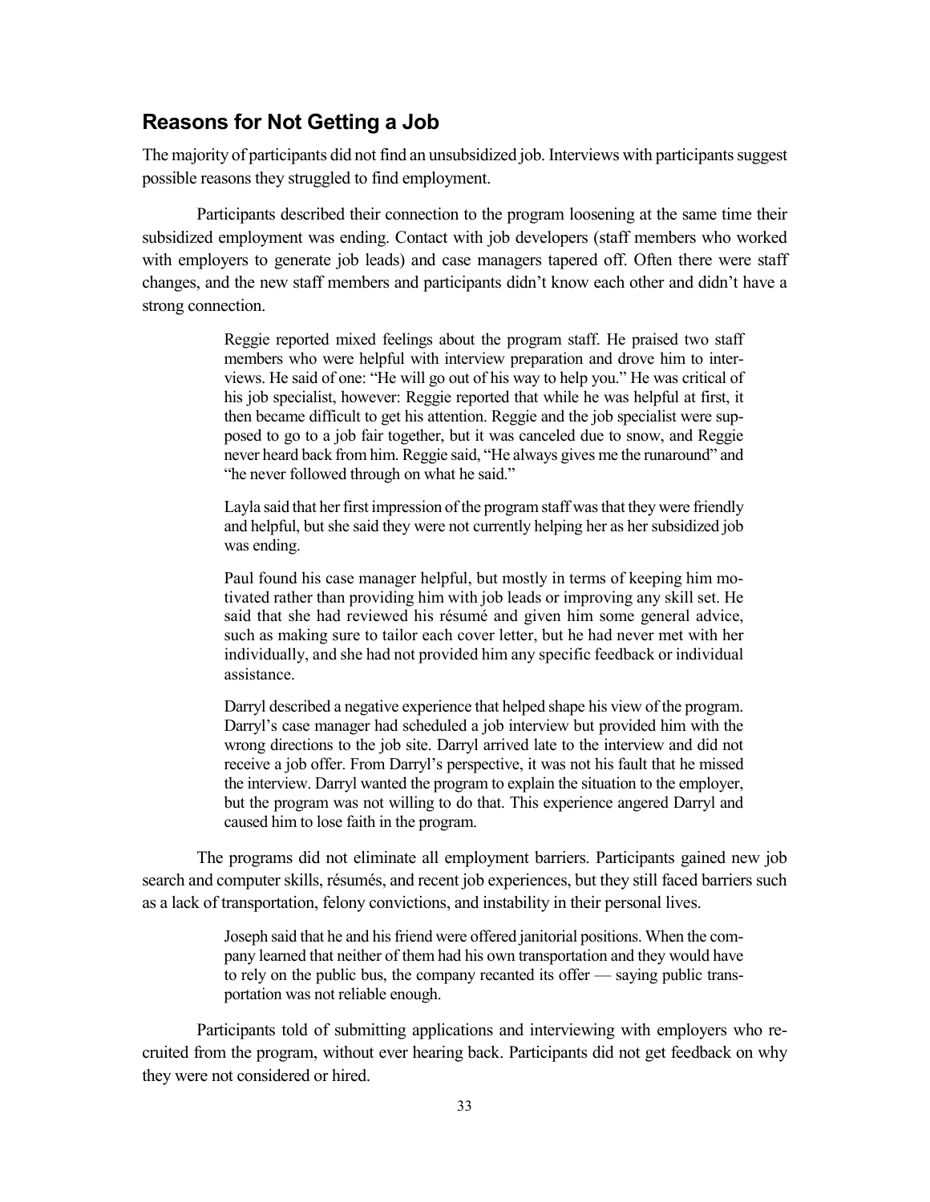## Reasons for Not Getting a Job

The majority of participants did not find an unsubsidized job. Interviews with participants suggest possible reasons they struggled to find employment.

Participants described their connection to the program loosening at the same time their subsidized employment was ending. Contact with job developers (staff members who worked with employers to generate job leads) and case managers tapered off. Often there were staff changes, and the new staff members and participants didn't know each other and didn't have a strong connection.

> Reggie reported mixed feelings about the program staff. He praised two staff members who were helpful with interview preparation and drove him to interviews. He said of one: "He will go out of his way to help you." He was critical of his job specialist, however: Reggie reported that while he was helpful at first, it then became difficult to get his attention. Reggie and the job specialist were supposed to go to a job fair together, but it was canceled due to snow, and Reggie never heard back from him. Reggie said, "He always gives me the runaround" and "he never followed through on what he said."
>
> Layla said that her first impression of the program staff was that they were friendly and helpful, but she said they were not currently helping her as her subsidized job was ending.
>
> Paul found his case manager helpful, but mostly in terms of keeping him motivated rather than providing him with job leads or improving any skill set. He said that she had reviewed his résumé and given him some general advice, such as making sure to tailor each cover letter, but he had never met with her individually, and she had not provided him any specific feedback or individual assistance.
>
> Darryl described a negative experience that helped shape his view of the program. Darryl's case manager had scheduled a job interview but provided him with the wrong directions to the job site. Darryl arrived late to the interview and did not receive a job offer. From Darryl's perspective, it was not his fault that he missed the interview. Darryl wanted the program to explain the situation to the employer, but the program was not willing to do that. This experience angered Darryl and caused him to lose faith in the program.

The programs did not eliminate all employment barriers. Participants gained new job search and computer skills, résumés, and recent job experiences, but they still faced barriers such as a lack of transportation, felony convictions, and instability in their personal lives.

> Joseph said that he and his friend were offered janitorial positions. When the company learned that neither of them had his own transportation and they would have to rely on the public bus, the company recanted its offer — saying public transportation was not reliable enough.

Participants told of submitting applications and interviewing with employers who recruited from the program, without ever hearing back. Participants did not get feedback on why they were not considered or hired.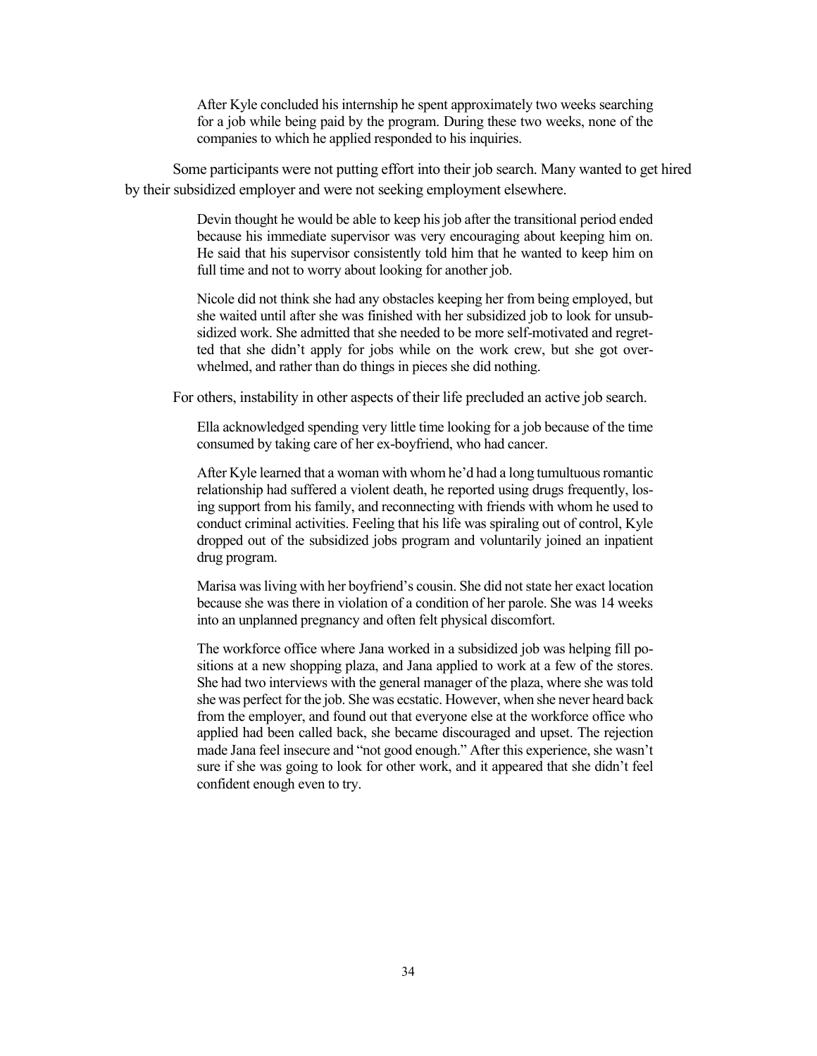> After Kyle concluded his internship he spent approximately two weeks searching for a job while being paid by the program. During these two weeks, none of the companies to which he applied responded to his inquiries.

Some participants were not putting effort into their job search. Many wanted to get hired by their subsidized employer and were not seeking employment elsewhere.

> Devin thought he would be able to keep his job after the transitional period ended because his immediate supervisor was very encouraging about keeping him on. He said that his supervisor consistently told him that he wanted to keep him on full time and not to worry about looking for another job.

> Nicole did not think she had any obstacles keeping her from being employed, but she waited until after she was finished with her subsidized job to look for unsubsidized work. She admitted that she needed to be more self-motivated and regretted that she didn't apply for jobs while on the work crew, but she got overwhelmed, and rather than do things in pieces she did nothing.

For others, instability in other aspects of their life precluded an active job search.

> Ella acknowledged spending very little time looking for a job because of the time consumed by taking care of her ex-boyfriend, who had cancer.

> After Kyle learned that a woman with whom he'd had a long tumultuous romantic relationship had suffered a violent death, he reported using drugs frequently, losing support from his family, and reconnecting with friends with whom he used to conduct criminal activities. Feeling that his life was spiraling out of control, Kyle dropped out of the subsidized jobs program and voluntarily joined an inpatient drug program.

> Marisa was living with her boyfriend's cousin. She did not state her exact location because she was there in violation of a condition of her parole. She was 14 weeks into an unplanned pregnancy and often felt physical discomfort.

> The workforce office where Jana worked in a subsidized job was helping fill positions at a new shopping plaza, and Jana applied to work at a few of the stores. She had two interviews with the general manager of the plaza, where she was told she was perfect for the job. She was ecstatic. However, when she never heard back from the employer, and found out that everyone else at the workforce office who applied had been called back, she became discouraged and upset. The rejection made Jana feel insecure and "not good enough." After this experience, she wasn't sure if she was going to look for other work, and it appeared that she didn't feel confident enough even to try.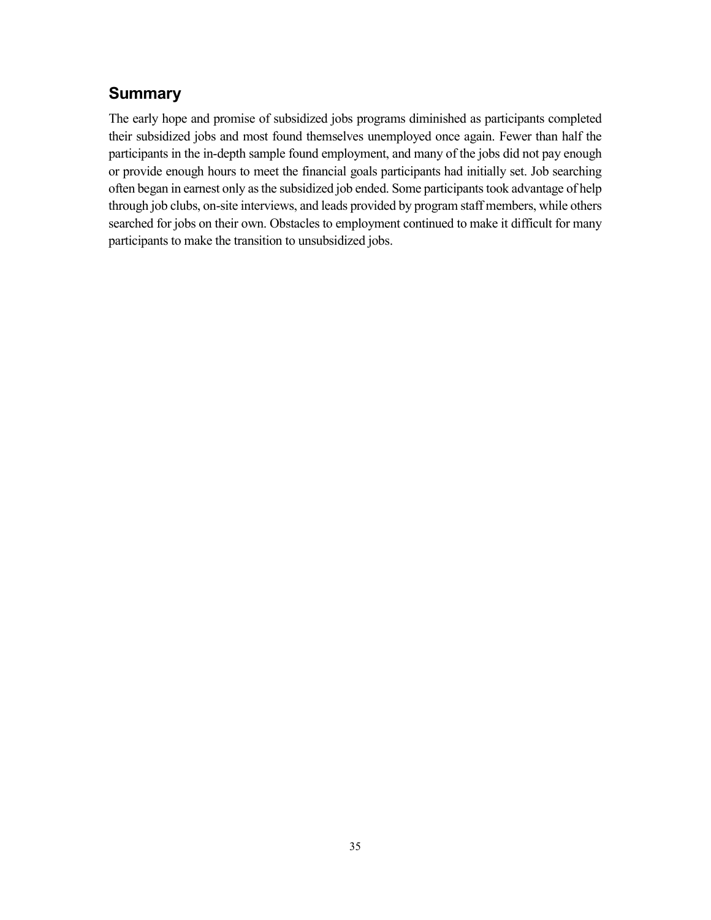## Summary

The early hope and promise of subsidized jobs programs diminished as participants completed their subsidized jobs and most found themselves unemployed once again. Fewer than half the participants in the in-depth sample found employment, and many of the jobs did not pay enough or provide enough hours to meet the financial goals participants had initially set. Job searching often began in earnest only as the subsidized job ended. Some participants took advantage of help through job clubs, on-site interviews, and leads provided by program staff members, while others searched for jobs on their own. Obstacles to employment continued to make it difficult for many participants to make the transition to unsubsidized jobs.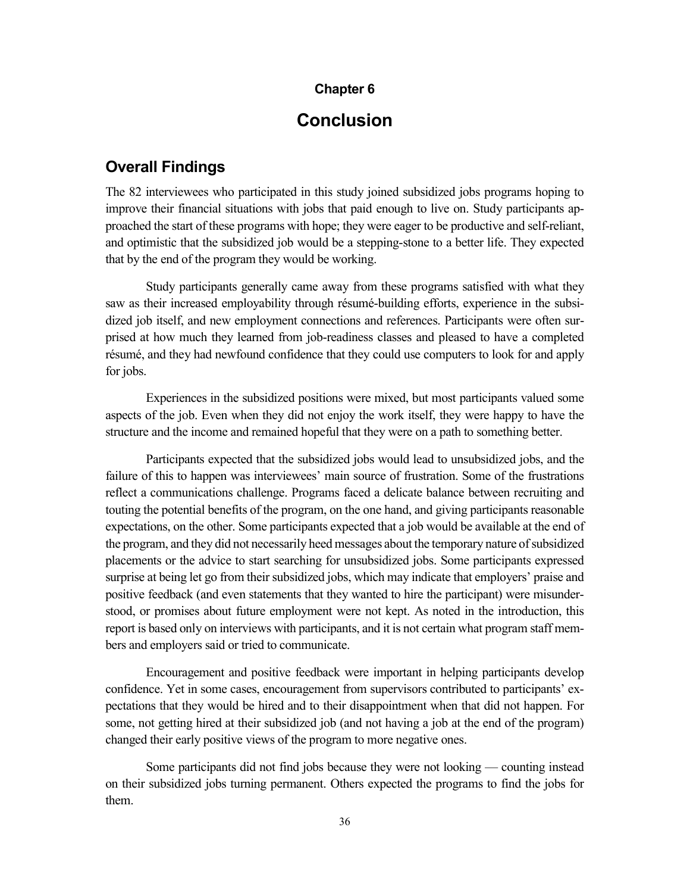# Chapter 6

# Conclusion

## Overall Findings

The 82 interviewees who participated in this study joined subsidized jobs programs hoping to improve their financial situations with jobs that paid enough to live on. Study participants approached the start of these programs with hope; they were eager to be productive and self-reliant, and optimistic that the subsidized job would be a stepping-stone to a better life. They expected that by the end of the program they would be working.

Study participants generally came away from these programs satisfied with what they saw as their increased employability through résumé-building efforts, experience in the subsidized job itself, and new employment connections and references. Participants were often surprised at how much they learned from job-readiness classes and pleased to have a completed résumé, and they had newfound confidence that they could use computers to look for and apply for jobs.

Experiences in the subsidized positions were mixed, but most participants valued some aspects of the job. Even when they did not enjoy the work itself, they were happy to have the structure and the income and remained hopeful that they were on a path to something better.

Participants expected that the subsidized jobs would lead to unsubsidized jobs, and the failure of this to happen was interviewees' main source of frustration. Some of the frustrations reflect a communications challenge. Programs faced a delicate balance between recruiting and touting the potential benefits of the program, on the one hand, and giving participants reasonable expectations, on the other. Some participants expected that a job would be available at the end of the program, and they did not necessarily heed messages about the temporary nature of subsidized placements or the advice to start searching for unsubsidized jobs. Some participants expressed surprise at being let go from their subsidized jobs, which may indicate that employers' praise and positive feedback (and even statements that they wanted to hire the participant) were misunderstood, or promises about future employment were not kept. As noted in the introduction, this report is based only on interviews with participants, and it is not certain what program staff members and employers said or tried to communicate.

Encouragement and positive feedback were important in helping participants develop confidence. Yet in some cases, encouragement from supervisors contributed to participants' expectations that they would be hired and to their disappointment when that did not happen. For some, not getting hired at their subsidized job (and not having a job at the end of the program) changed their early positive views of the program to more negative ones.

Some participants did not find jobs because they were not looking — counting instead on their subsidized jobs turning permanent. Others expected the programs to find the jobs for them.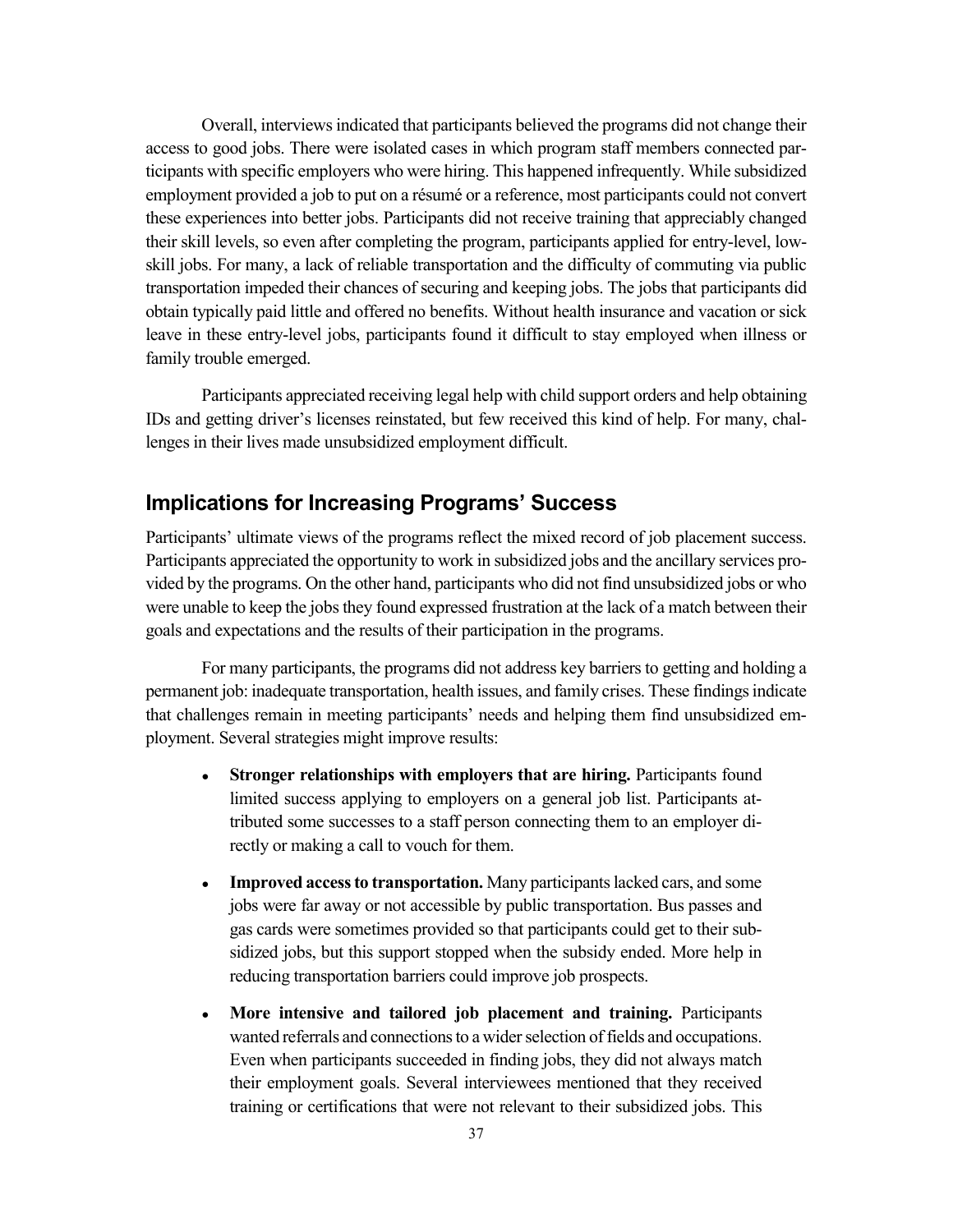Overall, interviews indicated that participants believed the programs did not change their access to good jobs. There were isolated cases in which program staff members connected participants with specific employers who were hiring. This happened infrequently. While subsidized employment provided a job to put on a résumé or a reference, most participants could not convert these experiences into better jobs. Participants did not receive training that appreciably changed their skill levels, so even after completing the program, participants applied for entry-level, low-skill jobs. For many, a lack of reliable transportation and the difficulty of commuting via public transportation impeded their chances of securing and keeping jobs. The jobs that participants did obtain typically paid little and offered no benefits. Without health insurance and vacation or sick leave in these entry-level jobs, participants found it difficult to stay employed when illness or family trouble emerged.

Participants appreciated receiving legal help with child support orders and help obtaining IDs and getting driver's licenses reinstated, but few received this kind of help. For many, challenges in their lives made unsubsidized employment difficult.

## Implications for Increasing Programs' Success

Participants' ultimate views of the programs reflect the mixed record of job placement success. Participants appreciated the opportunity to work in subsidized jobs and the ancillary services provided by the programs. On the other hand, participants who did not find unsubsidized jobs or who were unable to keep the jobs they found expressed frustration at the lack of a match between their goals and expectations and the results of their participation in the programs.

For many participants, the programs did not address key barriers to getting and holding a permanent job: inadequate transportation, health issues, and family crises. These findings indicate that challenges remain in meeting participants' needs and helping them find unsubsidized employment. Several strategies might improve results:

- **Stronger relationships with employers that are hiring.** Participants found limited success applying to employers on a general job list. Participants attributed some successes to a staff person connecting them to an employer directly or making a call to vouch for them.
- **Improved access to transportation.** Many participants lacked cars, and some jobs were far away or not accessible by public transportation. Bus passes and gas cards were sometimes provided so that participants could get to their subsidized jobs, but this support stopped when the subsidy ended. More help in reducing transportation barriers could improve job prospects.
- **More intensive and tailored job placement and training.** Participants wanted referrals and connections to a wider selection of fields and occupations. Even when participants succeeded in finding jobs, they did not always match their employment goals. Several interviewees mentioned that they received training or certifications that were not relevant to their subsidized jobs. This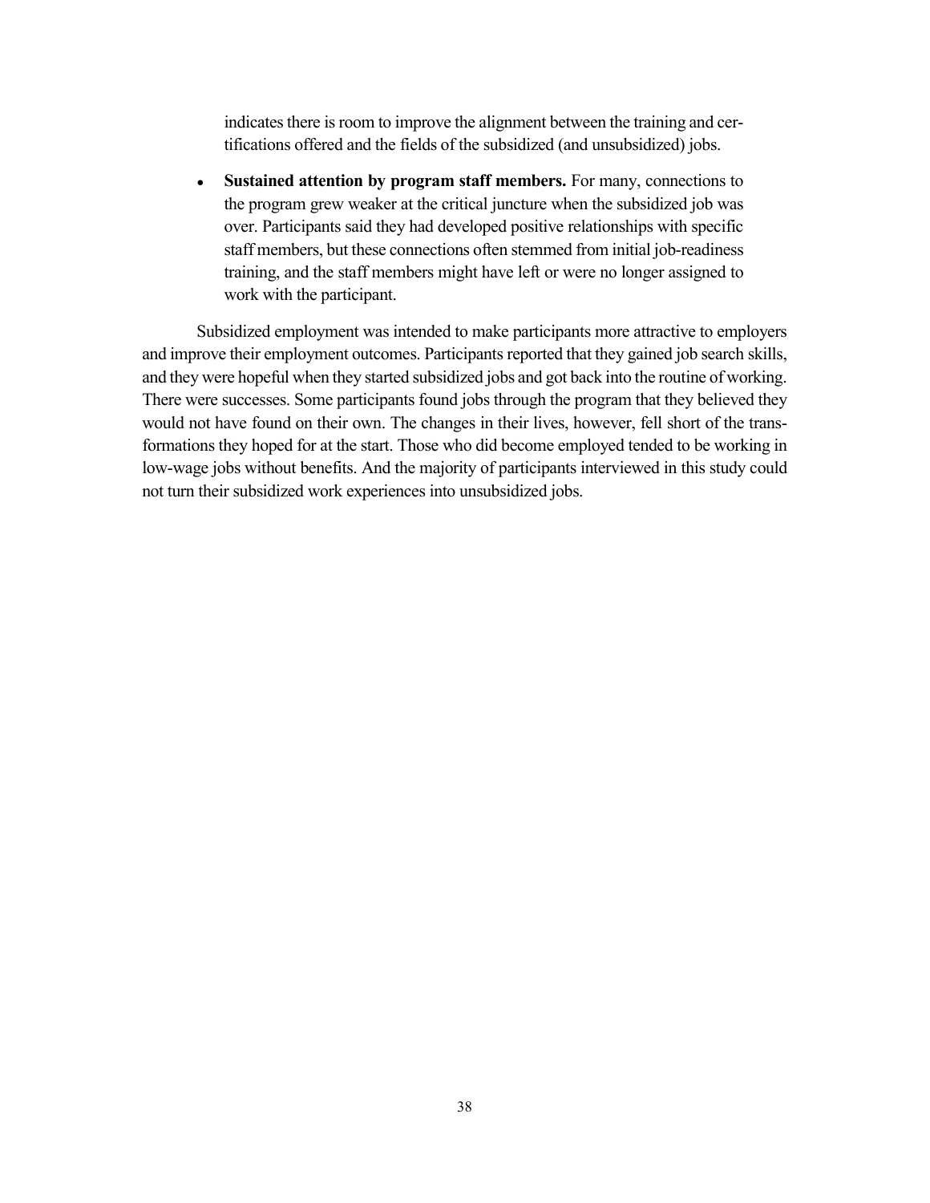indicates there is room to improve the alignment between the training and certifications offered and the fields of the subsidized (and unsubsidized) jobs.

- **Sustained attention by program staff members.** For many, connections to the program grew weaker at the critical juncture when the subsidized job was over. Participants said they had developed positive relationships with specific staff members, but these connections often stemmed from initial job-readiness training, and the staff members might have left or were no longer assigned to work with the participant.

Subsidized employment was intended to make participants more attractive to employers and improve their employment outcomes. Participants reported that they gained job search skills, and they were hopeful when they started subsidized jobs and got back into the routine of working. There were successes. Some participants found jobs through the program that they believed they would not have found on their own. The changes in their lives, however, fell short of the transformations they hoped for at the start. Those who did become employed tended to be working in low-wage jobs without benefits. And the majority of participants interviewed in this study could not turn their subsidized work experiences into unsubsidized jobs.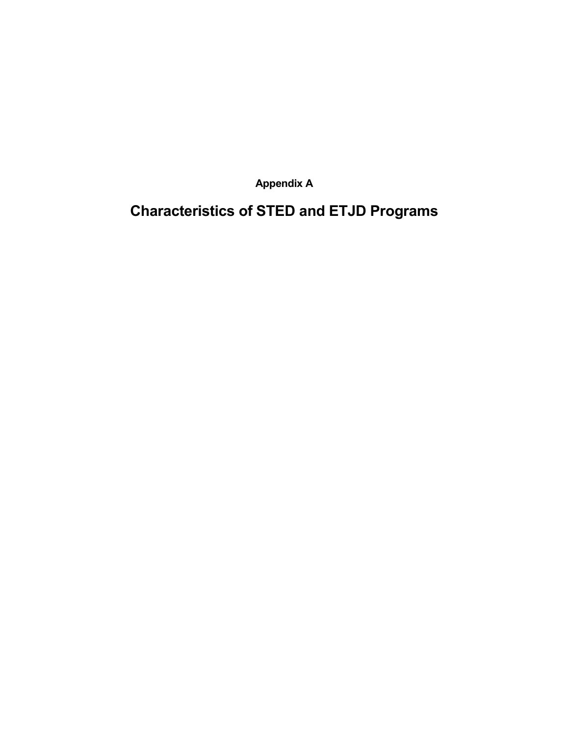## Appendix A

# Characteristics of STED and ETJD Programs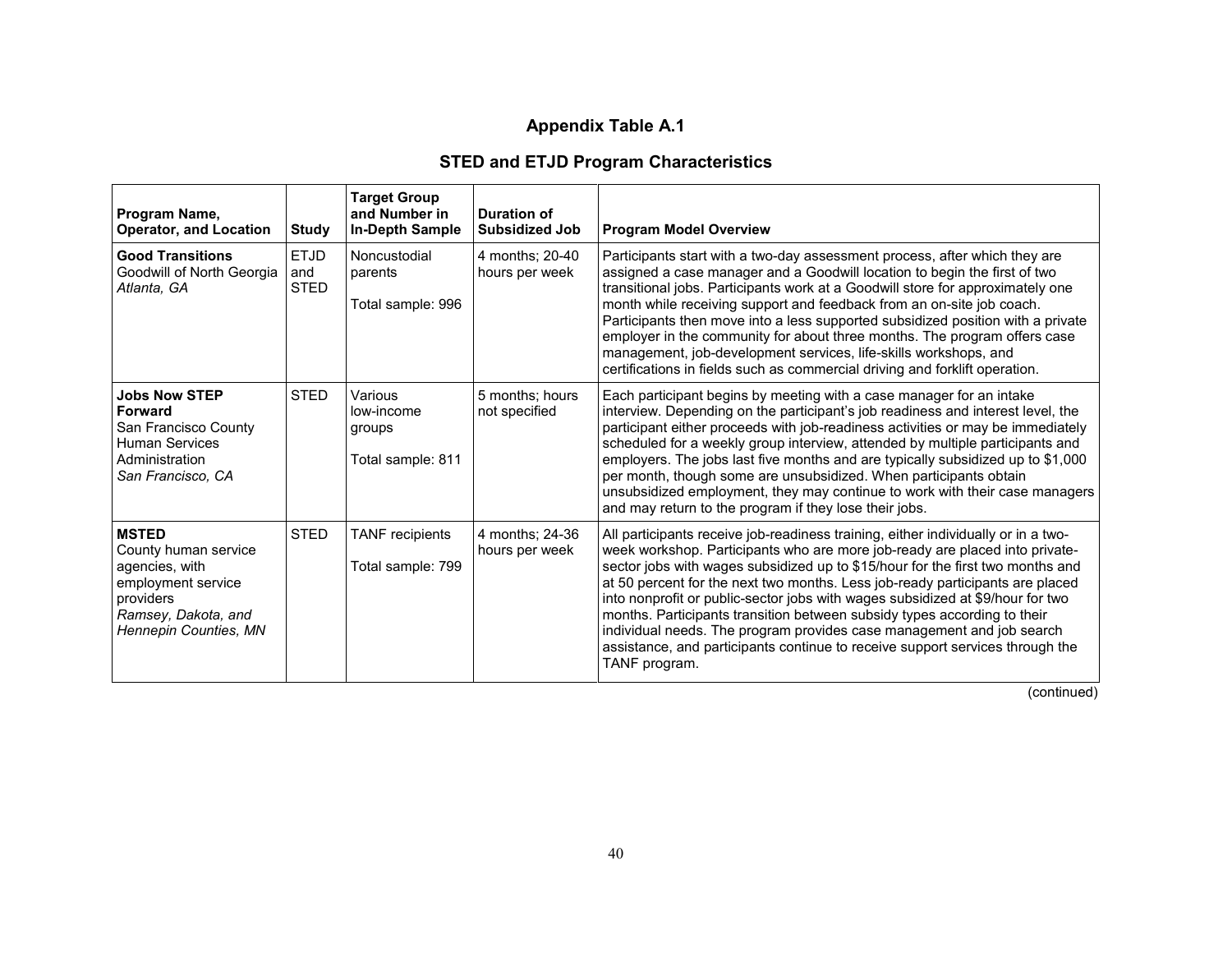## Appendix Table A.1

### STED and ETJD Program Characteristics

| Program Name, Operator, and Location | Study | Target Group and Number in In-Depth Sample | Duration of Subsidized Job | Program Model Overview |
|---|---|---|---|---|
| **Good Transitions**<br>Goodwill of North Georgia<br>*Atlanta, GA* | ETJD and STED | Noncustodial parents<br><br>Total sample: 996 | 4 months; 20-40 hours per week | Participants start with a two-day assessment process, after which they are assigned a case manager and a Goodwill location to begin the first of two transitional jobs. Participants work at a Goodwill store for approximately one month while receiving support and feedback from an on-site job coach. Participants then move into a less supported subsidized position with a private employer in the community for about three months. The program offers case management, job-development services, life-skills workshops, and certifications in fields such as commercial driving and forklift operation. |
| **Jobs Now STEP Forward**<br>San Francisco County Human Services Administration<br>*San Francisco, CA* | STED | Various low-income groups<br><br>Total sample: 811 | 5 months; hours not specified | Each participant begins by meeting with a case manager for an intake interview. Depending on the participant's job readiness and interest level, the participant either proceeds with job-readiness activities or may be immediately scheduled for a weekly group interview, attended by multiple participants and employers. The jobs last five months and are typically subsidized up to $1,000 per month, though some are unsubsidized. When participants obtain unsubsidized employment, they may continue to work with their case managers and may return to the program if they lose their jobs. |
| **MSTED**<br>County human service agencies, with employment service providers<br>*Ramsey, Dakota, and Hennepin Counties, MN* | STED | TANF recipients<br><br>Total sample: 799 | 4 months; 24-36 hours per week | All participants receive job-readiness training, either individually or in a two-week workshop. Participants who are more job-ready are placed into private-sector jobs with wages subsidized up to $15/hour for the first two months and at 50 percent for the next two months. Less job-ready participants are placed into nonprofit or public-sector jobs with wages subsidized at $9/hour for two months. Participants transition between subsidy types according to their individual needs. The program provides case management and job search assistance, and participants continue to receive support services through the TANF program. |

(continued)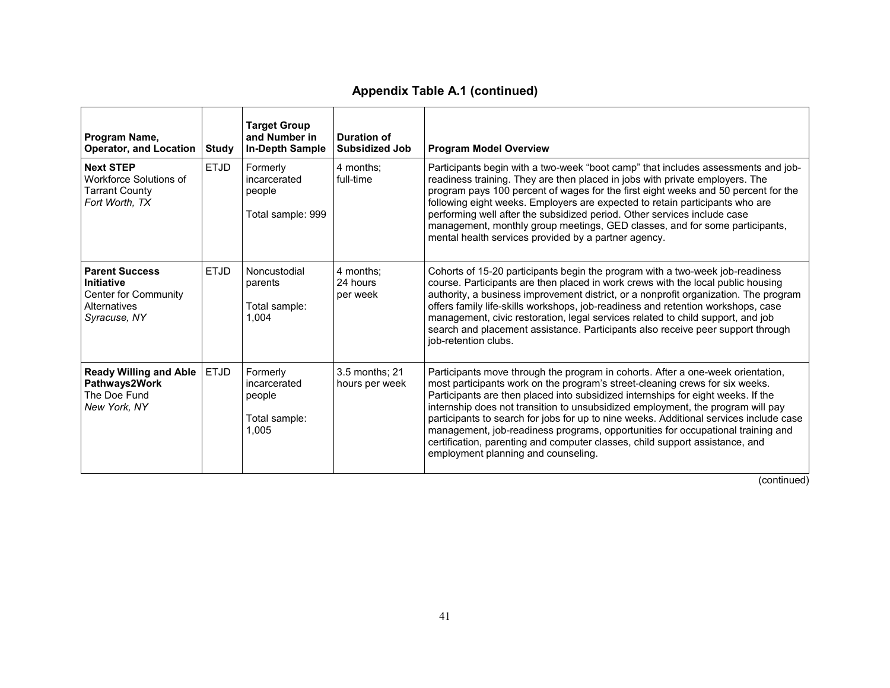## Appendix Table A.1 (continued)

| Program Name, Operator, and Location | Study | Target Group and Number in In-Depth Sample | Duration of Subsidized Job | Program Model Overview |
|---|---|---|---|---|
| **Next STEP**<br>Workforce Solutions of Tarrant County<br>*Fort Worth, TX* | ETJD | Formerly incarcerated people<br><br>Total sample: 999 | 4 months; full-time | Participants begin with a two-week "boot camp" that includes assessments and job-readiness training. They are then placed in jobs with private employers. The program pays 100 percent of wages for the first eight weeks and 50 percent for the following eight weeks. Employers are expected to retain participants who are performing well after the subsidized period. Other services include case management, monthly group meetings, GED classes, and for some participants, mental health services provided by a partner agency. |
| **Parent Success Initiative**<br>Center for Community Alternatives<br>*Syracuse, NY* | ETJD | Noncustodial parents<br><br>Total sample: 1,004 | 4 months; 24 hours per week | Cohorts of 15-20 participants begin the program with a two-week job-readiness course. Participants are then placed in work crews with the local public housing authority, a business improvement district, or a nonprofit organization. The program offers family life-skills workshops, job-readiness and retention workshops, case management, civic restoration, legal services related to child support, and job search and placement assistance. Participants also receive peer support through job-retention clubs. |
| **Ready Willing and Able Pathways2Work**<br>The Doe Fund<br>*New York, NY* | ETJD | Formerly incarcerated people<br><br>Total sample: 1,005 | 3.5 months; 21 hours per week | Participants move through the program in cohorts. After a one-week orientation, most participants work on the program's street-cleaning crews for six weeks. Participants are then placed into subsidized internships for eight weeks. If the internship does not transition to unsubsidized employment, the program will pay participants to search for jobs for up to nine weeks. Additional services include case management, job-readiness programs, opportunities for occupational training and certification, parenting and computer classes, child support assistance, and employment planning and counseling. |

(continued)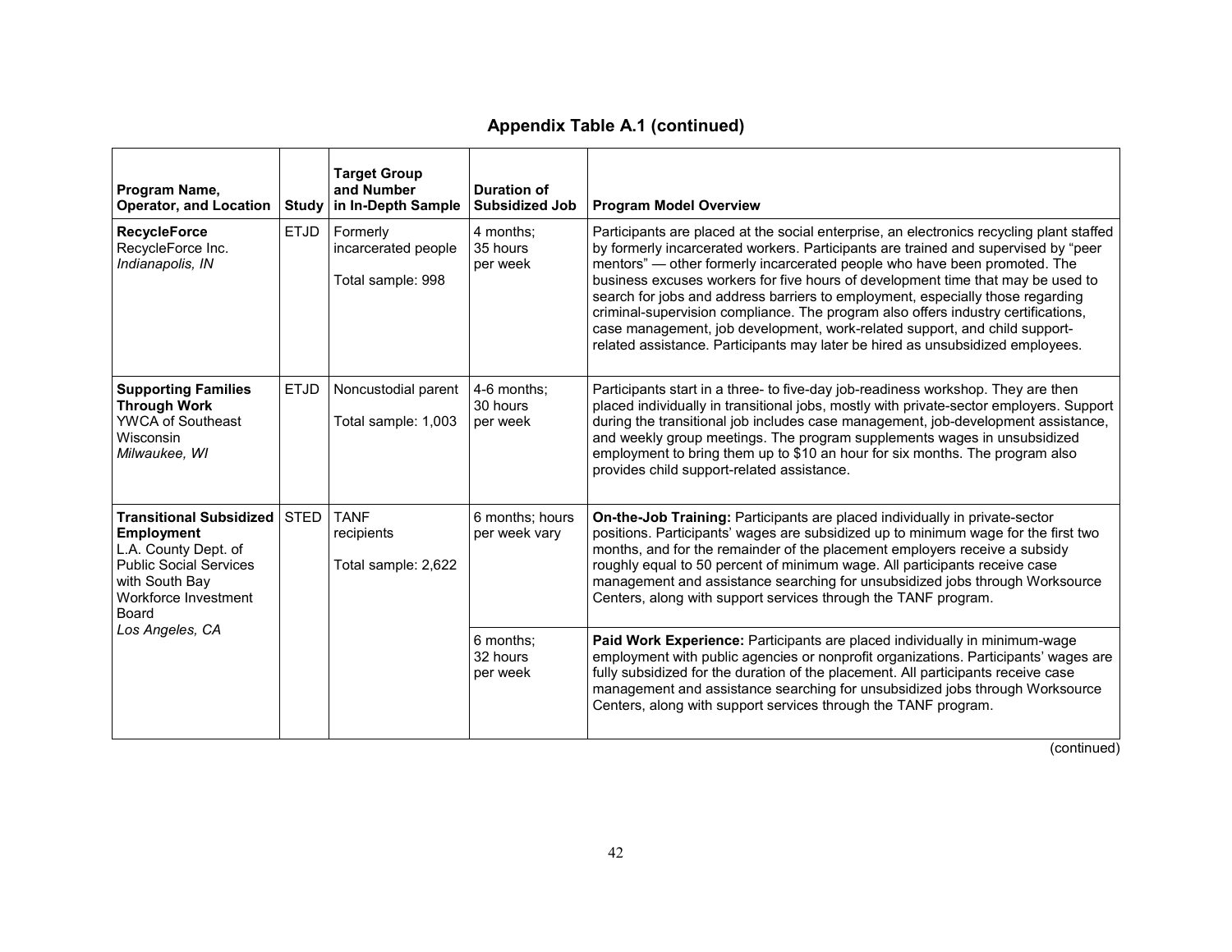## Appendix Table A.1 (continued)

| Program Name, Operator, and Location | Study | Target Group and Number in In-Depth Sample | Duration of Subsidized Job | Program Model Overview |
|---|---|---|---|---|
| **RecycleForce** RecycleForce Inc. *Indianapolis, IN* | ETJD | Formerly incarcerated people<br><br>Total sample: 998 | 4 months; 35 hours per week | Participants are placed at the social enterprise, an electronics recycling plant staffed by formerly incarcerated workers. Participants are trained and supervised by "peer mentors" — other formerly incarcerated people who have been promoted. The business excuses workers for five hours of development time that may be used to search for jobs and address barriers to employment, especially those regarding criminal-supervision compliance. The program also offers industry certifications, case management, job development, work-related support, and child support-related assistance. Participants may later be hired as unsubsidized employees. |
| **Supporting Families Through Work** YWCA of Southeast Wisconsin *Milwaukee, WI* | ETJD | Noncustodial parent<br><br>Total sample: 1,003 | 4-6 months; 30 hours per week | Participants start in a three- to five-day job-readiness workshop. They are then placed individually in transitional jobs, mostly with private-sector employers. Support during the transitional job includes case management, job-development assistance, and weekly group meetings. The program supplements wages in unsubsidized employment to bring them up to $10 an hour for six months. The program also provides child support-related assistance. |
| **Transitional Subsidized Employment** L.A. County Dept. of Public Social Services with South Bay Workforce Investment Board *Los Angeles, CA* | STED | TANF recipients<br><br>Total sample: 2,622 | 6 months; hours per week vary | **On-the-Job Training:** Participants are placed individually in private-sector positions. Participants' wages are subsidized up to minimum wage for the first two months, and for the remainder of the placement employers receive a subsidy roughly equal to 50 percent of minimum wage. All participants receive case management and assistance searching for unsubsidized jobs through Worksource Centers, along with support services through the TANF program. |
| | | | 6 months; 32 hours per week | **Paid Work Experience:** Participants are placed individually in minimum-wage employment with public agencies or nonprofit organizations. Participants' wages are fully subsidized for the duration of the placement. All participants receive case management and assistance searching for unsubsidized jobs through Worksource Centers, along with support services through the TANF program. |

(continued)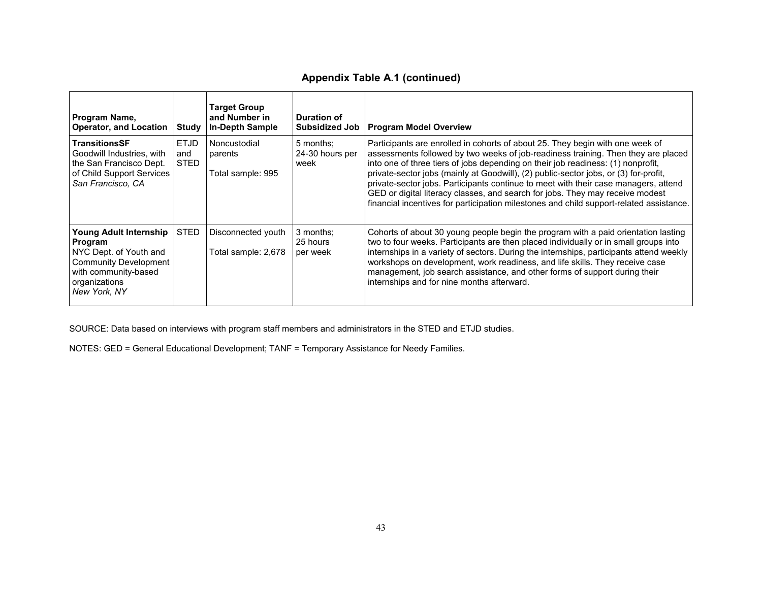## Appendix Table A.1 (continued)

| Program Name, Operator, and Location | Study | Target Group and Number in In-Depth Sample | Duration of Subsidized Job | Program Model Overview |
|---|---|---|---|---|
| **TransitionsSF**<br>Goodwill Industries, with the San Francisco Dept. of Child Support Services<br>*San Francisco, CA* | ETJD and STED | Noncustodial parents<br><br>Total sample: 995 | 5 months; 24-30 hours per week | Participants are enrolled in cohorts of about 25. They begin with one week of assessments followed by two weeks of job-readiness training. Then they are placed into one of three tiers of jobs depending on their job readiness: (1) nonprofit, private-sector jobs (mainly at Goodwill), (2) public-sector jobs, or (3) for-profit, private-sector jobs. Participants continue to meet with their case managers, attend GED or digital literacy classes, and search for jobs. They may receive modest financial incentives for participation milestones and child support-related assistance. |
| **Young Adult Internship Program**<br>NYC Dept. of Youth and Community Development with community-based organizations<br>*New York, NY* | STED | Disconnected youth<br><br>Total sample: 2,678 | 3 months; 25 hours per week | Cohorts of about 30 young people begin the program with a paid orientation lasting two to four weeks. Participants are then placed individually or in small groups into internships in a variety of sectors. During the internships, participants attend weekly workshops on development, work readiness, and life skills. They receive case management, job search assistance, and other forms of support during their internships and for nine months afterward. |

SOURCE: Data based on interviews with program staff members and administrators in the STED and ETJD studies.

NOTES: GED = General Educational Development; TANF = Temporary Assistance for Needy Families.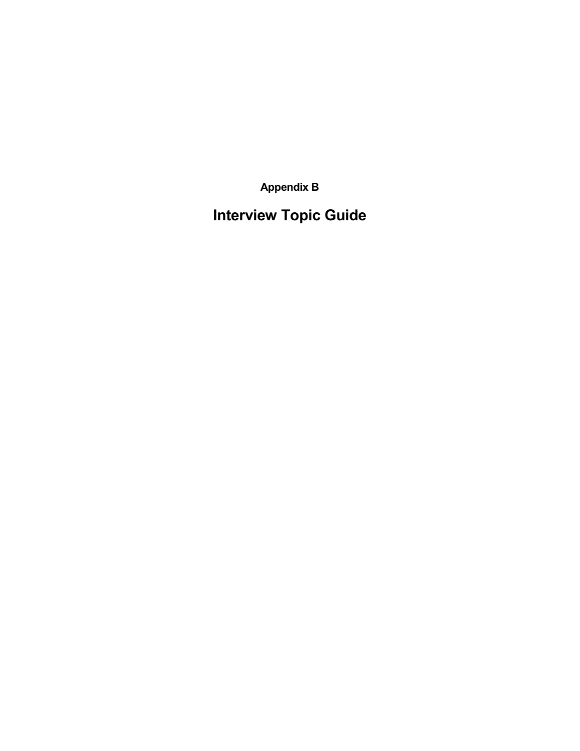## Appendix B

# Interview Topic Guide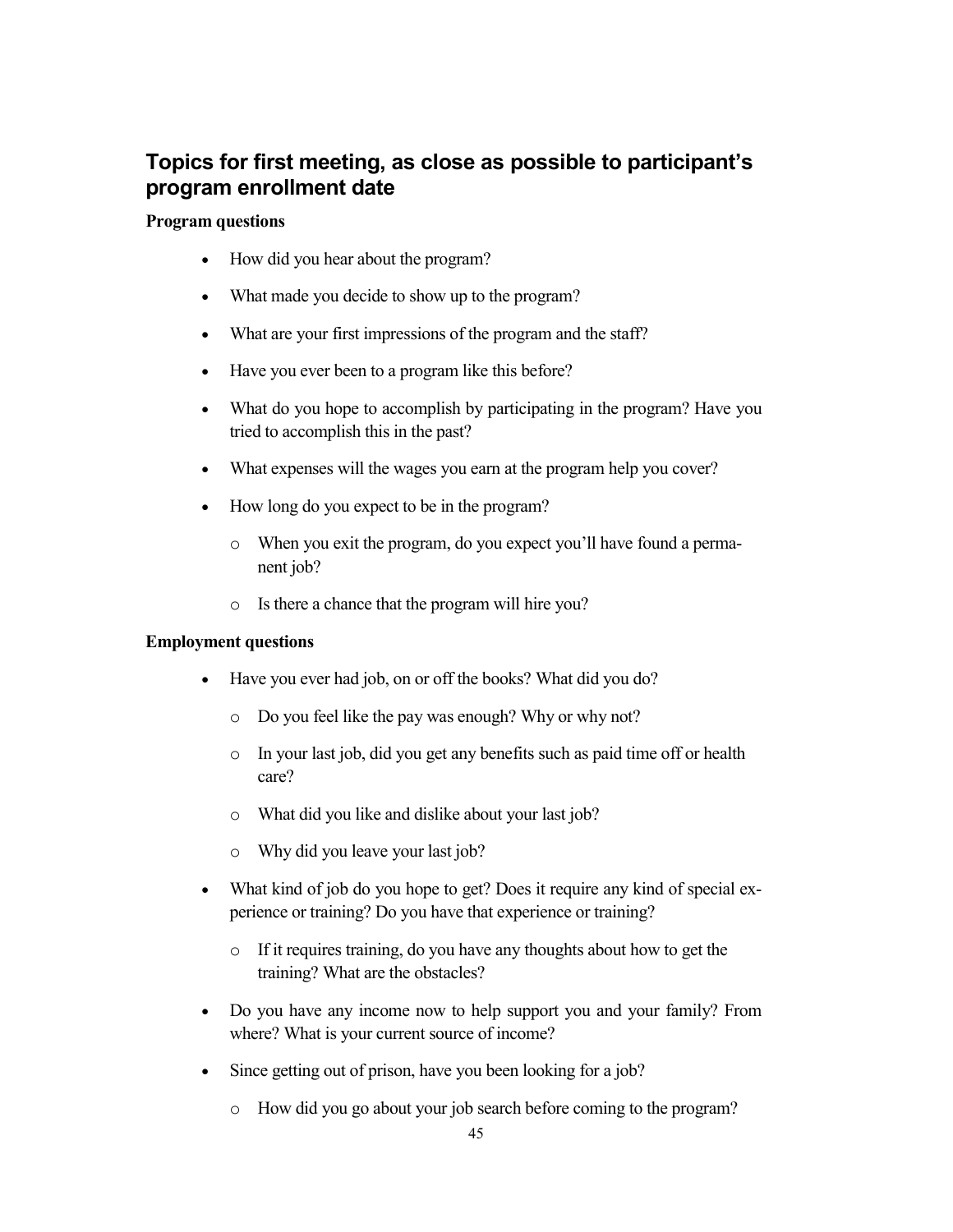## Topics for first meeting, as close as possible to participant's program enrollment date

**Program questions**

- How did you hear about the program?
- What made you decide to show up to the program?
- What are your first impressions of the program and the staff?
- Have you ever been to a program like this before?
- What do you hope to accomplish by participating in the program? Have you tried to accomplish this in the past?
- What expenses will the wages you earn at the program help you cover?
- How long do you expect to be in the program?
  - When you exit the program, do you expect you'll have found a permanent job?
  - Is there a chance that the program will hire you?

**Employment questions**

- Have you ever had job, on or off the books? What did you do?
  - Do you feel like the pay was enough? Why or why not?
  - In your last job, did you get any benefits such as paid time off or health care?
  - What did you like and dislike about your last job?
  - Why did you leave your last job?
- What kind of job do you hope to get? Does it require any kind of special experience or training? Do you have that experience or training?
  - If it requires training, do you have any thoughts about how to get the training? What are the obstacles?
- Do you have any income now to help support you and your family? From where? What is your current source of income?
- Since getting out of prison, have you been looking for a job?
  - How did you go about your job search before coming to the program?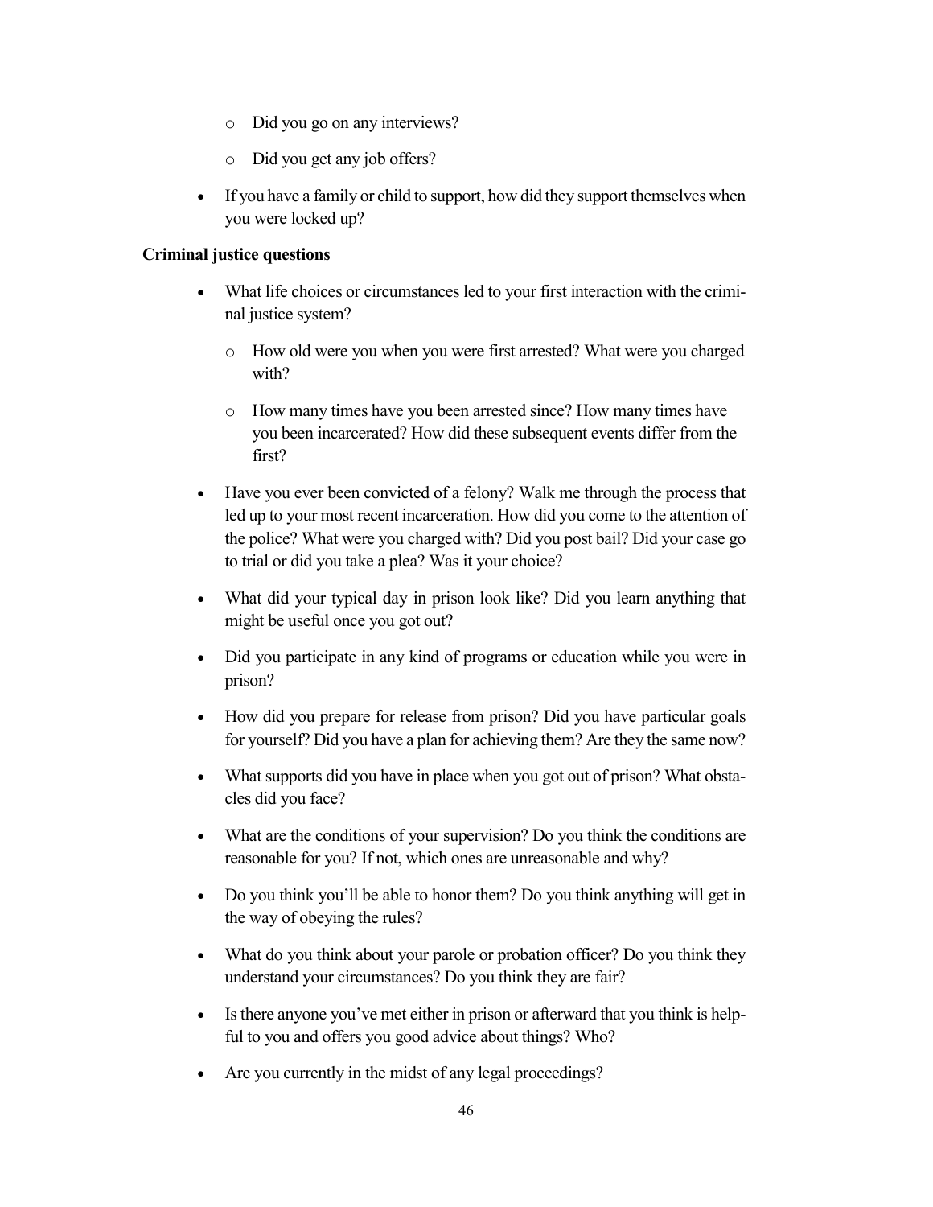- Did you go on any interviews?
- Did you get any job offers?

- If you have a family or child to support, how did they support themselves when you were locked up?

**Criminal justice questions**

- What life choices or circumstances led to your first interaction with the criminal justice system?
  - How old were you when you were first arrested? What were you charged with?
  - How many times have you been arrested since? How many times have you been incarcerated? How did these subsequent events differ from the first?
- Have you ever been convicted of a felony? Walk me through the process that led up to your most recent incarceration. How did you come to the attention of the police? What were you charged with? Did you post bail? Did your case go to trial or did you take a plea? Was it your choice?
- What did your typical day in prison look like? Did you learn anything that might be useful once you got out?
- Did you participate in any kind of programs or education while you were in prison?
- How did you prepare for release from prison? Did you have particular goals for yourself? Did you have a plan for achieving them? Are they the same now?
- What supports did you have in place when you got out of prison? What obstacles did you face?
- What are the conditions of your supervision? Do you think the conditions are reasonable for you? If not, which ones are unreasonable and why?
- Do you think you'll be able to honor them? Do you think anything will get in the way of obeying the rules?
- What do you think about your parole or probation officer? Do you think they understand your circumstances? Do you think they are fair?
- Is there anyone you've met either in prison or afterward that you think is helpful to you and offers you good advice about things? Who?
- Are you currently in the midst of any legal proceedings?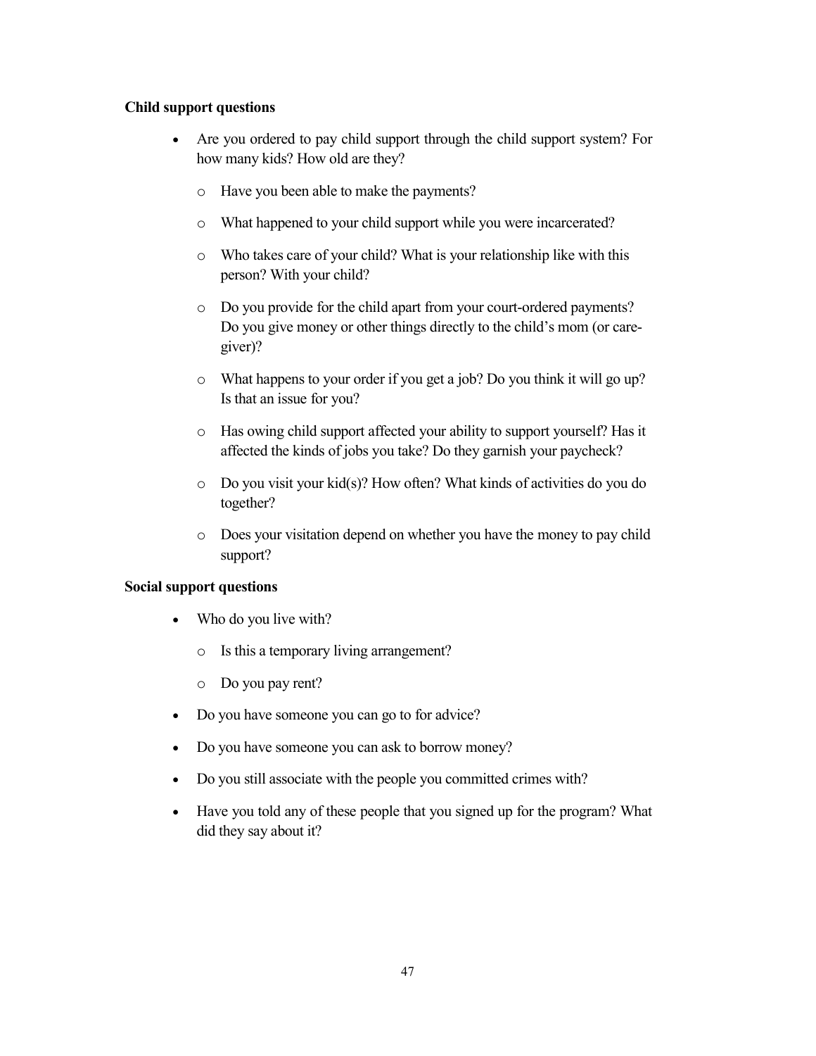**Child support questions**

- Are you ordered to pay child support through the child support system? For how many kids? How old are they?
  - Have you been able to make the payments?
  - What happened to your child support while you were incarcerated?
  - Who takes care of your child? What is your relationship like with this person? With your child?
  - Do you provide for the child apart from your court-ordered payments? Do you give money or other things directly to the child's mom (or care-giver)?
  - What happens to your order if you get a job? Do you think it will go up? Is that an issue for you?
  - Has owing child support affected your ability to support yourself? Has it affected the kinds of jobs you take? Do they garnish your paycheck?
  - Do you visit your kid(s)? How often? What kinds of activities do you do together?
  - Does your visitation depend on whether you have the money to pay child support?

**Social support questions**

- Who do you live with?
  - Is this a temporary living arrangement?
  - Do you pay rent?
- Do you have someone you can go to for advice?
- Do you have someone you can ask to borrow money?
- Do you still associate with the people you committed crimes with?
- Have you told any of these people that you signed up for the program? What did they say about it?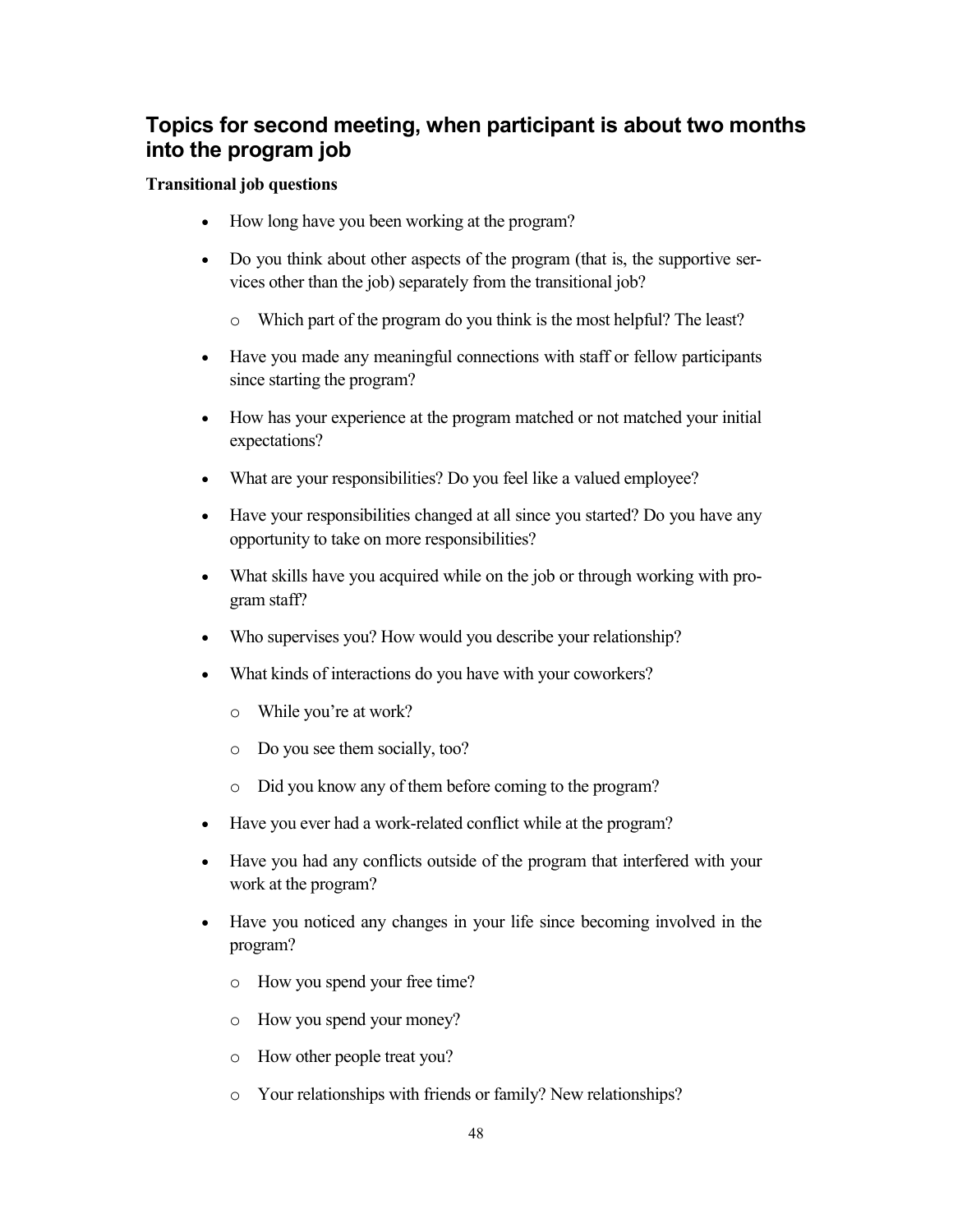## Topics for second meeting, when participant is about two months into the program job

**Transitional job questions**

- How long have you been working at the program?
- Do you think about other aspects of the program (that is, the supportive services other than the job) separately from the transitional job?
  - Which part of the program do you think is the most helpful? The least?
- Have you made any meaningful connections with staff or fellow participants since starting the program?
- How has your experience at the program matched or not matched your initial expectations?
- What are your responsibilities? Do you feel like a valued employee?
- Have your responsibilities changed at all since you started? Do you have any opportunity to take on more responsibilities?
- What skills have you acquired while on the job or through working with program staff?
- Who supervises you? How would you describe your relationship?
- What kinds of interactions do you have with your coworkers?
  - While you're at work?
  - Do you see them socially, too?
  - Did you know any of them before coming to the program?
- Have you ever had a work-related conflict while at the program?
- Have you had any conflicts outside of the program that interfered with your work at the program?
- Have you noticed any changes in your life since becoming involved in the program?
  - How you spend your free time?
  - How you spend your money?
  - How other people treat you?
  - Your relationships with friends or family? New relationships?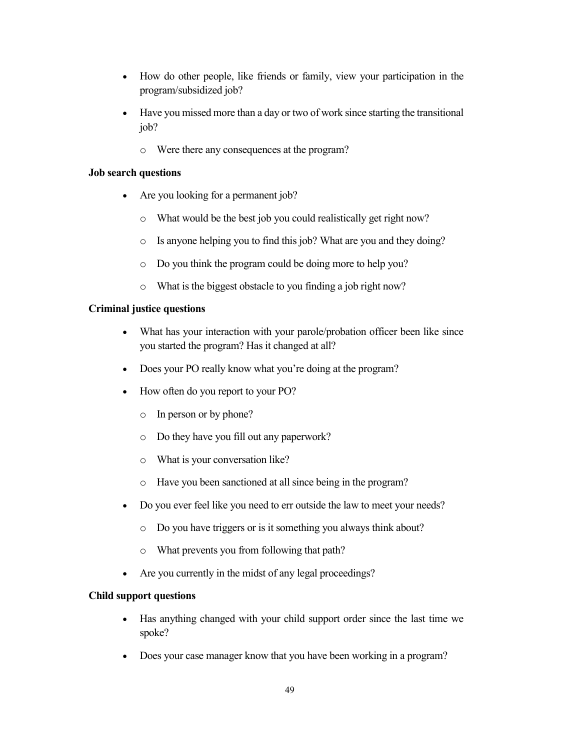- How do other people, like friends or family, view your participation in the program/subsidized job?
- Have you missed more than a day or two of work since starting the transitional job?
    - Were there any consequences at the program?

**Job search questions**

- Are you looking for a permanent job?
    - What would be the best job you could realistically get right now?
    - Is anyone helping you to find this job? What are you and they doing?
    - Do you think the program could be doing more to help you?
    - What is the biggest obstacle to you finding a job right now?

**Criminal justice questions**

- What has your interaction with your parole/probation officer been like since you started the program? Has it changed at all?
- Does your PO really know what you're doing at the program?
- How often do you report to your PO?
    - In person or by phone?
    - Do they have you fill out any paperwork?
    - What is your conversation like?
    - Have you been sanctioned at all since being in the program?
- Do you ever feel like you need to err outside the law to meet your needs?
    - Do you have triggers or is it something you always think about?
    - What prevents you from following that path?
- Are you currently in the midst of any legal proceedings?

**Child support questions**

- Has anything changed with your child support order since the last time we spoke?
- Does your case manager know that you have been working in a program?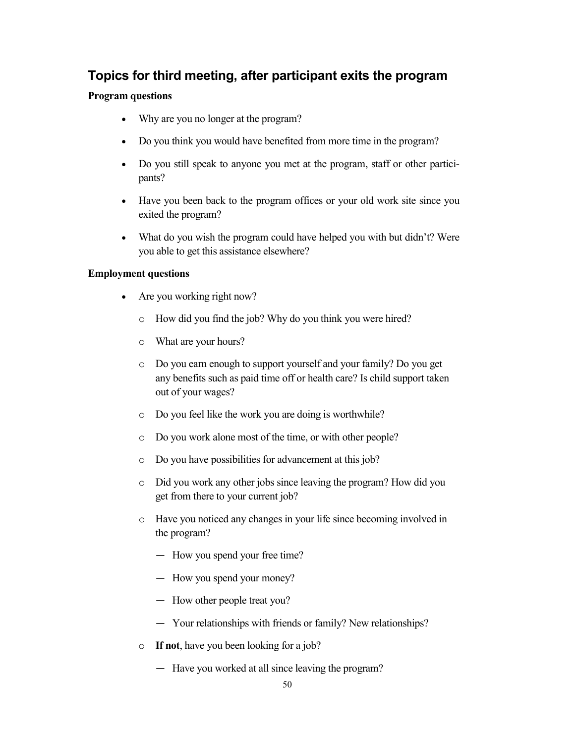## Topics for third meeting, after participant exits the program

**Program questions**

- Why are you no longer at the program?
- Do you think you would have benefited from more time in the program?
- Do you still speak to anyone you met at the program, staff or other participants?
- Have you been back to the program offices or your old work site since you exited the program?
- What do you wish the program could have helped you with but didn't? Were you able to get this assistance elsewhere?

**Employment questions**

- Are you working right now?
    - How did you find the job? Why do you think you were hired?
    - What are your hours?
    - Do you earn enough to support yourself and your family? Do you get any benefits such as paid time off or health care? Is child support taken out of your wages?
    - Do you feel like the work you are doing is worthwhile?
    - Do you work alone most of the time, or with other people?
    - Do you have possibilities for advancement at this job?
    - Did you work any other jobs since leaving the program? How did you get from there to your current job?
    - Have you noticed any changes in your life since becoming involved in the program?
        - How you spend your free time?
        - How you spend your money?
        - How other people treat you?
        - Your relationships with friends or family? New relationships?
    - **If not**, have you been looking for a job?
        - Have you worked at all since leaving the program?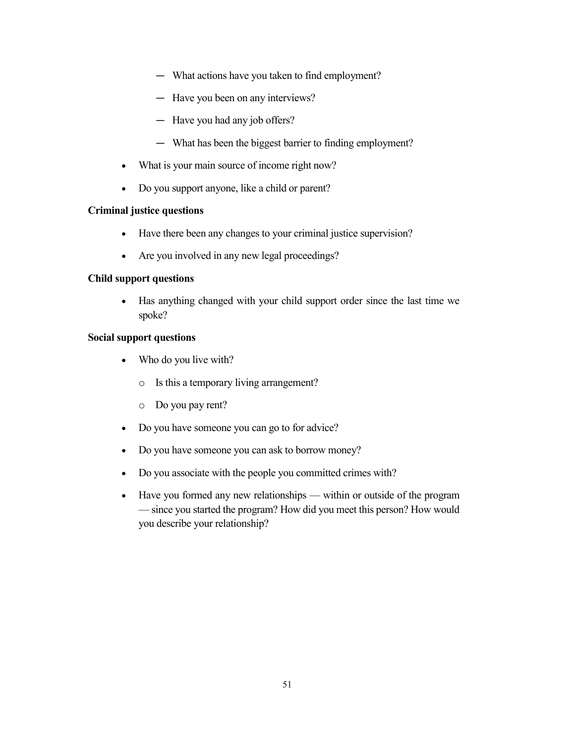- What actions have you taken to find employment?
    - Have you been on any interviews?
    - Have you had any job offers?
    - What has been the biggest barrier to finding employment?

- What is your main source of income right now?
- Do you support anyone, like a child or parent?

**Criminal justice questions**

- Have there been any changes to your criminal justice supervision?
- Are you involved in any new legal proceedings?

**Child support questions**

- Has anything changed with your child support order since the last time we spoke?

**Social support questions**

- Who do you live with?
    - Is this a temporary living arrangement?
    - Do you pay rent?
- Do you have someone you can go to for advice?
- Do you have someone you can ask to borrow money?
- Do you associate with the people you committed crimes with?
- Have you formed any new relationships — within or outside of the program — since you started the program? How did you meet this person? How would you describe your relationship?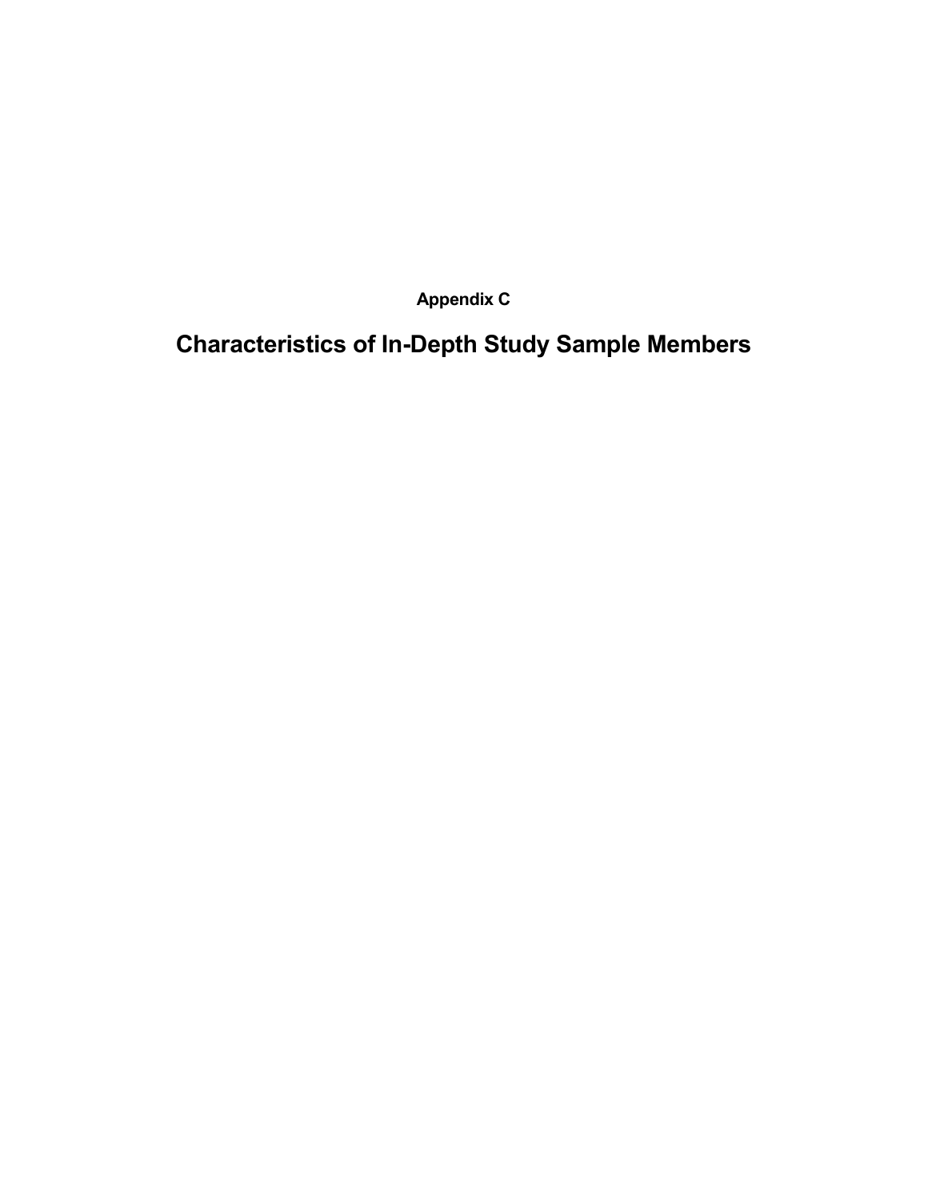## Appendix C

# Characteristics of In-Depth Study Sample Members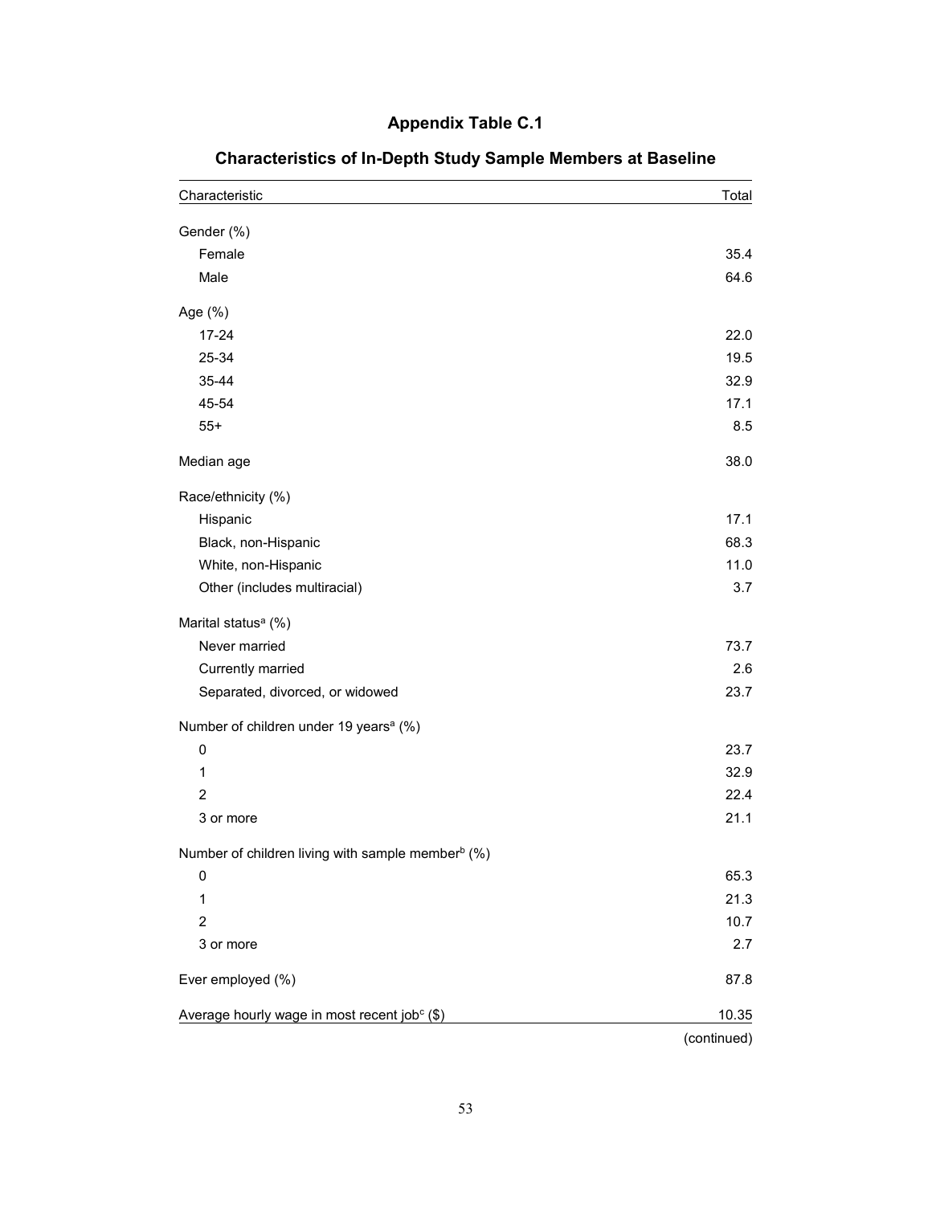### Appendix Table C.1

### Characteristics of In-Depth Study Sample Members at Baseline

| Characteristic | Total |
|---|---|
| Gender (%) | |
| Female | 35.4 |
| Male | 64.6 |
| Age (%) | |
| 17-24 | 22.0 |
| 25-34 | 19.5 |
| 35-44 | 32.9 |
| 45-54 | 17.1 |
| 55+ | 8.5 |
| Median age | 38.0 |
| Race/ethnicity (%) | |
| Hispanic | 17.1 |
| Black, non-Hispanic | 68.3 |
| White, non-Hispanic | 11.0 |
| Other (includes multiracial) | 3.7 |
| Marital status[a] (%) | |
| Never married | 73.7 |
| Currently married | 2.6 |
| Separated, divorced, or widowed | 23.7 |
| Number of children under 19 years[a] (%) | |
| 0 | 23.7 |
| 1 | 32.9 |
| 2 | 22.4 |
| 3 or more | 21.1 |
| Number of children living with sample member[b] (%) | |
| 0 | 65.3 |
| 1 | 21.3 |
| 2 | 10.7 |
| 3 or more | 2.7 |
| Ever employed (%) | 87.8 |
| Average hourly wage in most recent job[c] ($) | 10.35 |

(continued)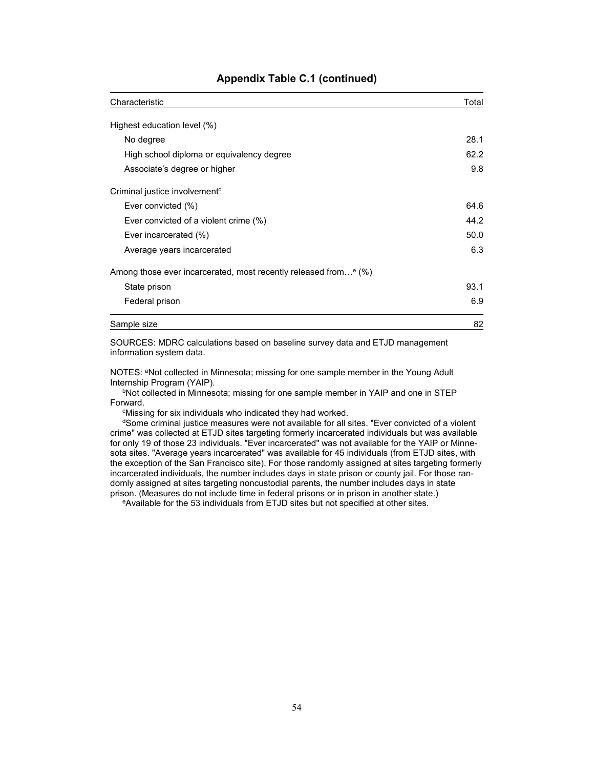## Appendix Table C.1 (continued)

| Characteristic | Total |
|---|---|
| Highest education level (%) | |
| No degree | 28.1 |
| High school diploma or equivalency degree | 62.2 |
| Associate's degree or higher | 9.8 |
| Criminal justice involvement[d] | |
| Ever convicted (%) | 64.6 |
| Ever convicted of a violent crime (%) | 44.2 |
| Ever incarcerated (%) | 50.0 |
| Average years incarcerated | 6.3 |
| Among those ever incarcerated, most recently released from…[e] (%) | |
| State prison | 93.1 |
| Federal prison | 6.9 |
| Sample size | 82 |

SOURCES: MDRC calculations based on baseline survey data and ETJD management information system data.

NOTES: [a]Not collected in Minnesota; missing for one sample member in the Young Adult Internship Program (YAIP).

[b]Not collected in Minnesota; missing for one sample member in YAIP and one in STEP Forward.

[c]Missing for six individuals who indicated they had worked.

[d]Some criminal justice measures were not available for all sites. "Ever convicted of a violent crime" was collected at ETJD sites targeting formerly incarcerated individuals but was available for only 19 of those 23 individuals. "Ever incarcerated" was not available for the YAIP or Minnesota sites. "Average years incarcerated" was available for 45 individuals (from ETJD sites, with the exception of the San Francisco site). For those randomly assigned at sites targeting formerly incarcerated individuals, the number includes days in state prison or county jail. For those randomly assigned at sites targeting noncustodial parents, the number includes days in state prison. (Measures do not include time in federal prisons or in prison in another state.)

[e]Available for the 53 individuals from ETJD sites but not specified at other sites.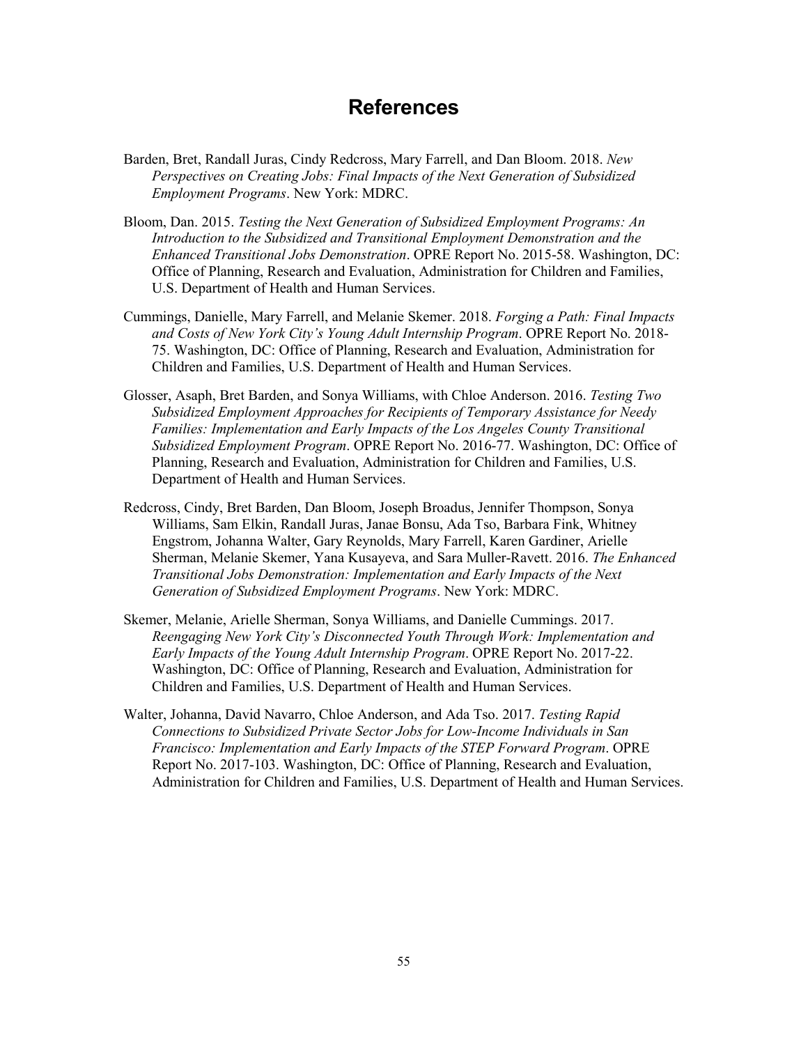# References

Barden, Bret, Randall Juras, Cindy Redcross, Mary Farrell, and Dan Bloom. 2018. *New Perspectives on Creating Jobs: Final Impacts of the Next Generation of Subsidized Employment Programs*. New York: MDRC.

Bloom, Dan. 2015. *Testing the Next Generation of Subsidized Employment Programs: An Introduction to the Subsidized and Transitional Employment Demonstration and the Enhanced Transitional Jobs Demonstration*. OPRE Report No. 2015-58. Washington, DC: Office of Planning, Research and Evaluation, Administration for Children and Families, U.S. Department of Health and Human Services.

Cummings, Danielle, Mary Farrell, and Melanie Skemer. 2018. *Forging a Path: Final Impacts and Costs of New York City's Young Adult Internship Program*. OPRE Report No. 2018-75. Washington, DC: Office of Planning, Research and Evaluation, Administration for Children and Families, U.S. Department of Health and Human Services.

Glosser, Asaph, Bret Barden, and Sonya Williams, with Chloe Anderson. 2016. *Testing Two Subsidized Employment Approaches for Recipients of Temporary Assistance for Needy Families: Implementation and Early Impacts of the Los Angeles County Transitional Subsidized Employment Program*. OPRE Report No. 2016-77. Washington, DC: Office of Planning, Research and Evaluation, Administration for Children and Families, U.S. Department of Health and Human Services.

Redcross, Cindy, Bret Barden, Dan Bloom, Joseph Broadus, Jennifer Thompson, Sonya Williams, Sam Elkin, Randall Juras, Janae Bonsu, Ada Tso, Barbara Fink, Whitney Engstrom, Johanna Walter, Gary Reynolds, Mary Farrell, Karen Gardiner, Arielle Sherman, Melanie Skemer, Yana Kusayeva, and Sara Muller-Ravett. 2016. *The Enhanced Transitional Jobs Demonstration: Implementation and Early Impacts of the Next Generation of Subsidized Employment Programs*. New York: MDRC.

Skemer, Melanie, Arielle Sherman, Sonya Williams, and Danielle Cummings. 2017. *Reengaging New York City's Disconnected Youth Through Work: Implementation and Early Impacts of the Young Adult Internship Program*. OPRE Report No. 2017-22. Washington, DC: Office of Planning, Research and Evaluation, Administration for Children and Families, U.S. Department of Health and Human Services.

Walter, Johanna, David Navarro, Chloe Anderson, and Ada Tso. 2017. *Testing Rapid Connections to Subsidized Private Sector Jobs for Low-Income Individuals in San Francisco: Implementation and Early Impacts of the STEP Forward Program*. OPRE Report No. 2017-103. Washington, DC: Office of Planning, Research and Evaluation, Administration for Children and Families, U.S. Department of Health and Human Services.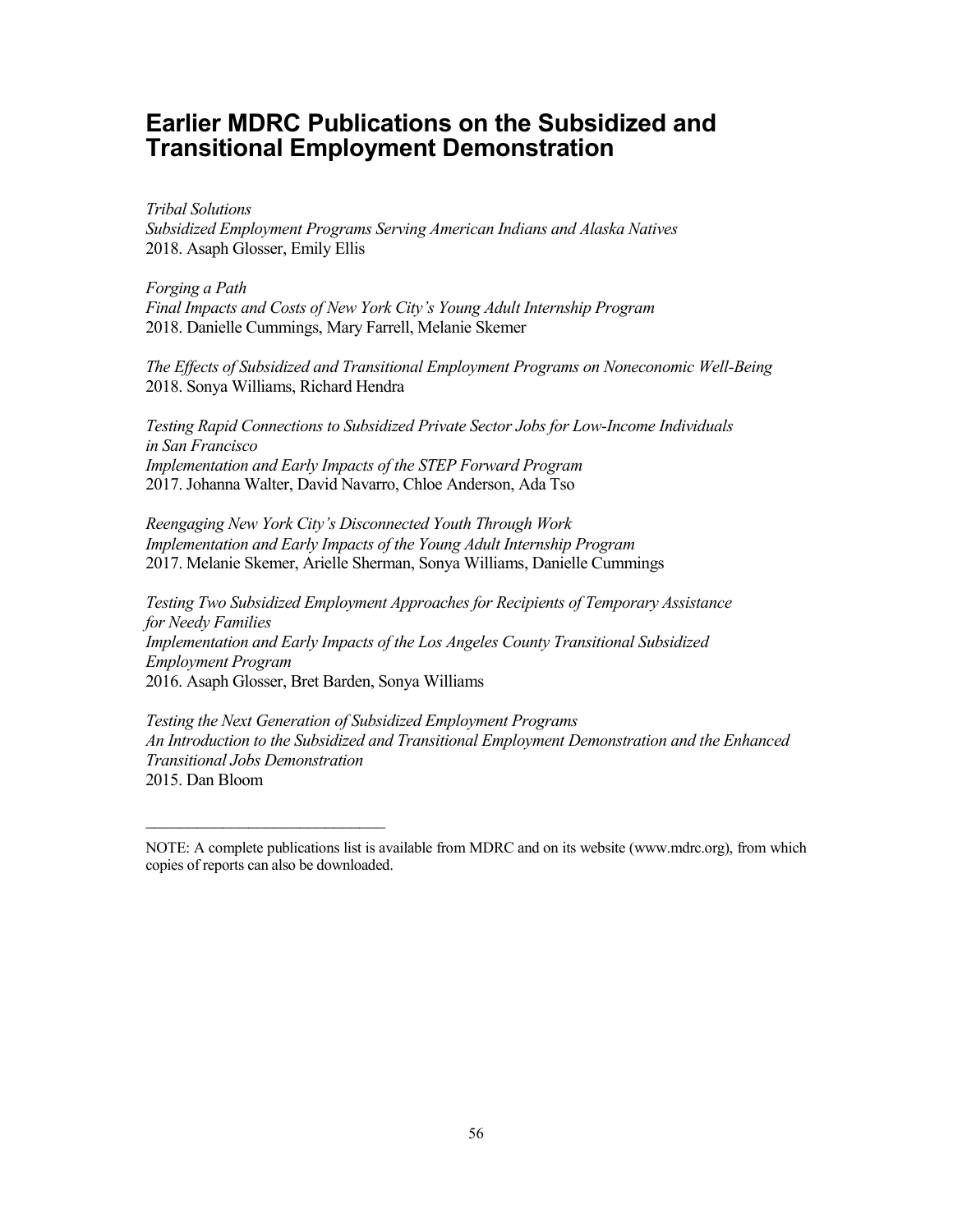# Earlier MDRC Publications on the Subsidized and Transitional Employment Demonstration

*Tribal Solutions*
*Subsidized Employment Programs Serving American Indians and Alaska Natives*
2018. Asaph Glosser, Emily Ellis

*Forging a Path*
*Final Impacts and Costs of New York City's Young Adult Internship Program*
2018. Danielle Cummings, Mary Farrell, Melanie Skemer

*The Effects of Subsidized and Transitional Employment Programs on Noneconomic Well-Being*
2018. Sonya Williams, Richard Hendra

*Testing Rapid Connections to Subsidized Private Sector Jobs for Low-Income Individuals in San Francisco*
*Implementation and Early Impacts of the STEP Forward Program*
2017. Johanna Walter, David Navarro, Chloe Anderson, Ada Tso

*Reengaging New York City's Disconnected Youth Through Work*
*Implementation and Early Impacts of the Young Adult Internship Program*
2017. Melanie Skemer, Arielle Sherman, Sonya Williams, Danielle Cummings

*Testing Two Subsidized Employment Approaches for Recipients of Temporary Assistance for Needy Families*
*Implementation and Early Impacts of the Los Angeles County Transitional Subsidized Employment Program*
2016. Asaph Glosser, Bret Barden, Sonya Williams

*Testing the Next Generation of Subsidized Employment Programs*
*An Introduction to the Subsidized and Transitional Employment Demonstration and the Enhanced Transitional Jobs Demonstration*
2015. Dan Bloom

---

NOTE: A complete publications list is available from MDRC and on its website (www.mdrc.org), from which copies of reports can also be downloaded.